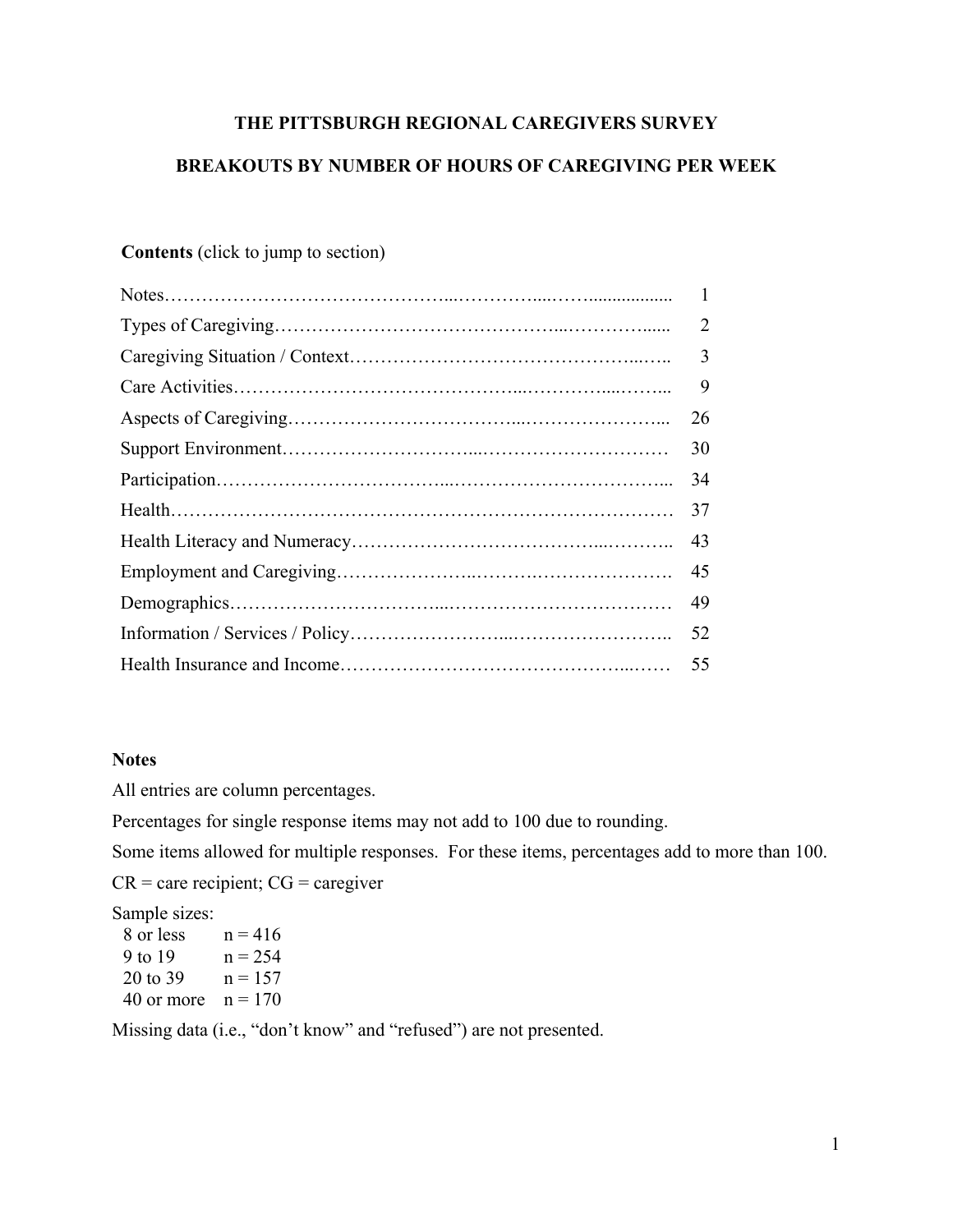# THE PITTSBURGH REGIONAL CAREGIVERS SURVEY

## BREAKOUTS BY NUMBER OF HOURS OF CAREGIVING PER WEEK

**Contents** (click to jump to section)

| | |
|---|---|
| Notes | 1 |
| Types of Caregiving | 2 |
| Caregiving Situation / Context | 3 |
| Care Activities | 9 |
| Aspects of Caregiving | 26 |
| Support Environment | 30 |
| Participation | 34 |
| Health | 37 |
| Health Literacy and Numeracy | 43 |
| Employment and Caregiving | 45 |
| Demographics | 49 |
| Information / Services / Policy | 52 |
| Health Insurance and Income | 55 |

### Notes

All entries are column percentages.

Percentages for single response items may not add to 100 due to rounding.

Some items allowed for multiple responses. For these items, percentages add to more than 100.

CR = care recipient; CG = caregiver

Sample sizes:

| | |
|---|---|
| 8 or less | n = 416 |
| 9 to 19 | n = 254 |
| 20 to 39 | n = 157 |
| 40 or more | n = 170 |

Missing data (i.e., "don't know" and "refused") are not presented.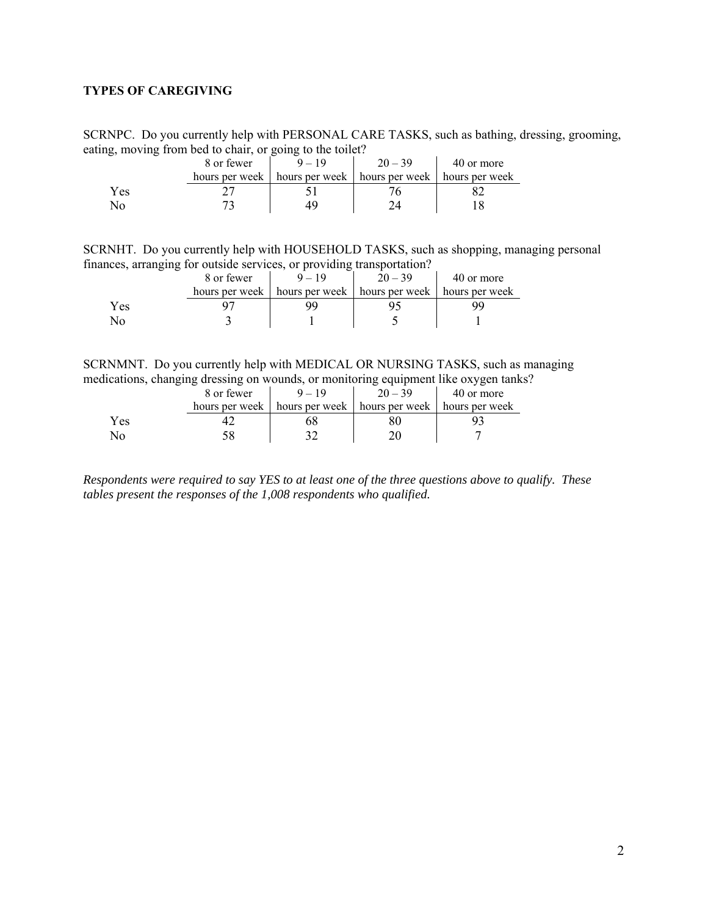**TYPES OF CAREGIVING**

SCRNPC. Do you currently help with PERSONAL CARE TASKS, such as bathing, dressing, grooming, eating, moving from bed to chair, or going to the toilet?

| | 8 or fewer hours per week | 9 – 19 hours per week | 20 – 39 hours per week | 40 or more hours per week |
|---|---|---|---|---|
| Yes | 27 | 51 | 76 | 82 |
| No | 73 | 49 | 24 | 18 |

SCRNHT. Do you currently help with HOUSEHOLD TASKS, such as shopping, managing personal finances, arranging for outside services, or providing transportation?

| | 8 or fewer hours per week | 9 – 19 hours per week | 20 – 39 hours per week | 40 or more hours per week |
|---|---|---|---|---|
| Yes | 97 | 99 | 95 | 99 |
| No | 3 | 1 | 5 | 1 |

SCRNMNT. Do you currently help with MEDICAL OR NURSING TASKS, such as managing medications, changing dressing on wounds, or monitoring equipment like oxygen tanks?

| | 8 or fewer hours per week | 9 – 19 hours per week | 20 – 39 hours per week | 40 or more hours per week |
|---|---|---|---|---|
| Yes | 42 | 68 | 80 | 93 |
| No | 58 | 32 | 20 | 7 |

*Respondents were required to say YES to at least one of the three questions above to qualify. These tables present the responses of the 1,008 respondents who qualified.*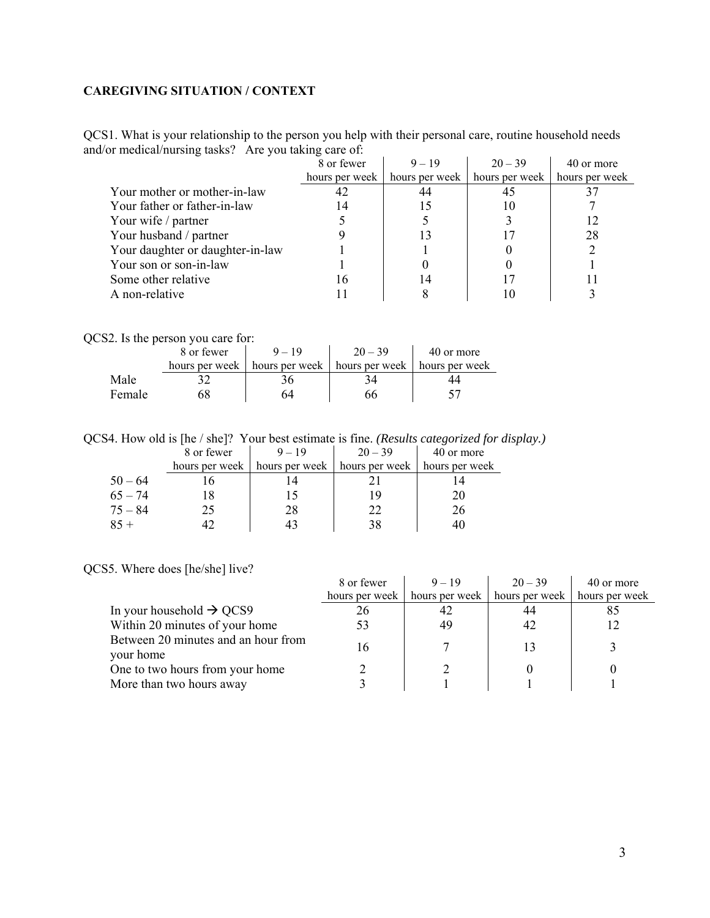**CAREGIVING SITUATION / CONTEXT**

QCS1. What is your relationship to the person you help with their personal care, routine household needs and/or medical/nursing tasks? Are you taking care of:

| | 8 or fewer hours per week | 9 – 19 hours per week | 20 – 39 hours per week | 40 or more hours per week |
|---|---|---|---|---|
| Your mother or mother-in-law | 42 | 44 | 45 | 37 |
| Your father or father-in-law | 14 | 15 | 10 | 7 |
| Your wife / partner | 5 | 5 | 3 | 12 |
| Your husband / partner | 9 | 13 | 17 | 28 |
| Your daughter or daughter-in-law | 1 | 1 | 0 | 2 |
| Your son or son-in-law | 1 | 0 | 0 | 1 |
| Some other relative | 16 | 14 | 17 | 11 |
| A non-relative | 11 | 8 | 10 | 3 |

QCS2. Is the person you care for:

| | 8 or fewer hours per week | 9 – 19 hours per week | 20 – 39 hours per week | 40 or more hours per week |
|---|---|---|---|---|
| Male | 32 | 36 | 34 | 44 |
| Female | 68 | 64 | 66 | 57 |

QCS4. How old is [he / she]? Your best estimate is fine. *(Results categorized for display.)*

| | 8 or fewer hours per week | 9 – 19 hours per week | 20 – 39 hours per week | 40 or more hours per week |
|---|---|---|---|---|
| 50 – 64 | 16 | 14 | 21 | 14 |
| 65 – 74 | 18 | 15 | 19 | 20 |
| 75 – 84 | 25 | 28 | 22 | 26 |
| 85 + | 42 | 43 | 38 | 40 |

QCS5. Where does [he/she] live?

| | 8 or fewer hours per week | 9 – 19 hours per week | 20 – 39 hours per week | 40 or more hours per week |
|---|---|---|---|---|
| In your household → QCS9 | 26 | 42 | 44 | 85 |
| Within 20 minutes of your home | 53 | 49 | 42 | 12 |
| Between 20 minutes and an hour from your home | 16 | 7 | 13 | 3 |
| One to two hours from your home | 2 | 2 | 0 | 0 |
| More than two hours away | 3 | 1 | 1 | 1 |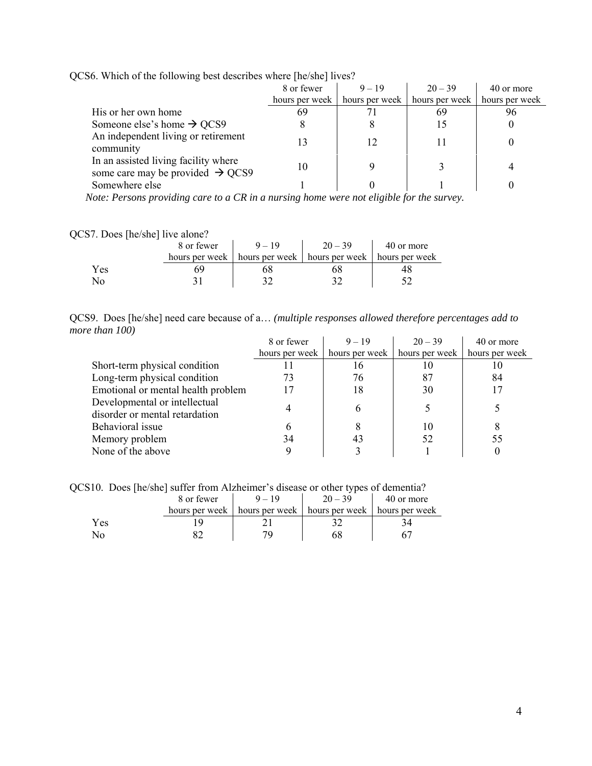QCS6. Which of the following best describes where [he/she] lives?

| | 8 or fewer hours per week | 9 – 19 hours per week | 20 – 39 hours per week | 40 or more hours per week |
|---|---|---|---|---|
| His or her own home | 69 | 71 | 69 | 96 |
| Someone else's home → QCS9 | 8 | 8 | 15 | 0 |
| An independent living or retirement community | 13 | 12 | 11 | 0 |
| In an assisted living facility where some care may be provided → QCS9 | 10 | 9 | 3 | 4 |
| Somewhere else | 1 | 0 | 1 | 0 |

*Note: Persons providing care to a CR in a nursing home were not eligible for the survey.*

QCS7. Does [he/she] live alone?

| | 8 or fewer hours per week | 9 – 19 hours per week | 20 – 39 hours per week | 40 or more hours per week |
|---|---|---|---|---|
| Yes | 69 | 68 | 68 | 48 |
| No | 31 | 32 | 32 | 52 |

QCS9. Does [he/she] need care because of a… *(multiple responses allowed therefore percentages add to more than 100)*

| | 8 or fewer hours per week | 9 – 19 hours per week | 20 – 39 hours per week | 40 or more hours per week |
|---|---|---|---|---|
| Short-term physical condition | 11 | 16 | 10 | 10 |
| Long-term physical condition | 73 | 76 | 87 | 84 |
| Emotional or mental health problem | 17 | 18 | 30 | 17 |
| Developmental or intellectual disorder or mental retardation | 4 | 6 | 5 | 5 |
| Behavioral issue | 6 | 8 | 10 | 8 |
| Memory problem | 34 | 43 | 52 | 55 |
| None of the above | 9 | 3 | 1 | 0 |

QCS10. Does [he/she] suffer from Alzheimer's disease or other types of dementia?

| | 8 or fewer hours per week | 9 – 19 hours per week | 20 – 39 hours per week | 40 or more hours per week |
|---|---|---|---|---|
| Yes | 19 | 21 | 32 | 34 |
| No | 82 | 79 | 68 | 67 |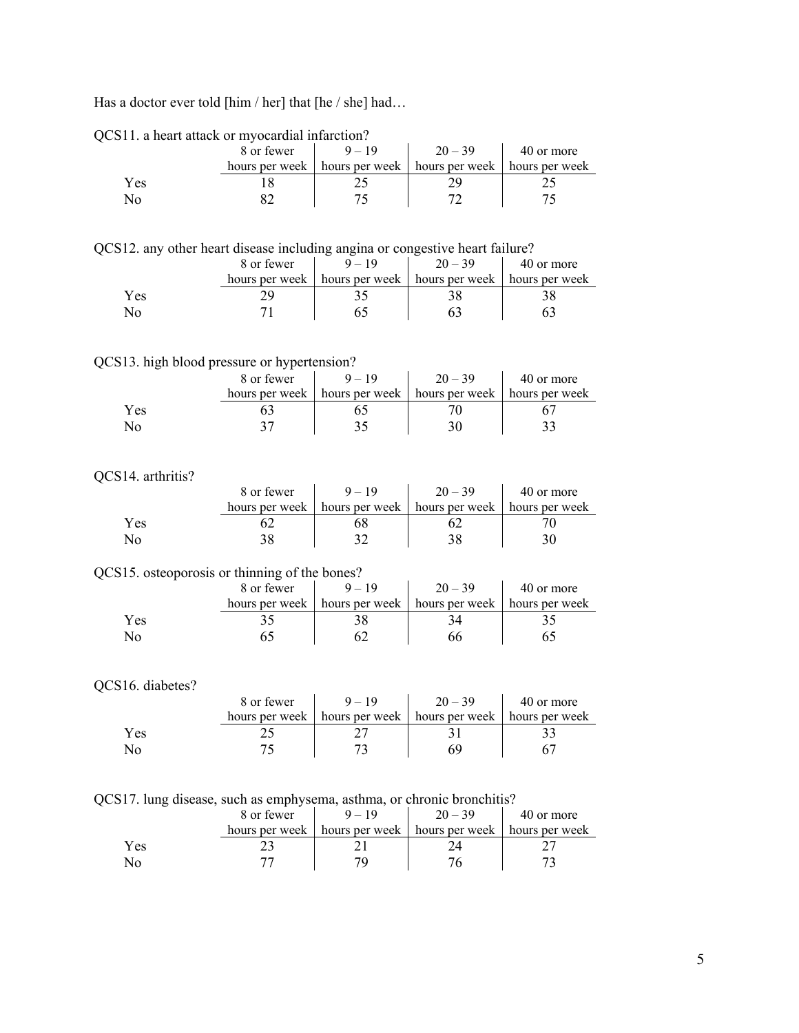Has a doctor ever told [him / her] that [he / she] had…

QCS11. a heart attack or myocardial infarction?

| | 8 or fewer hours per week | 9 – 19 hours per week | 20 – 39 hours per week | 40 or more hours per week |
|---|---|---|---|---|
| Yes | 18 | 25 | 29 | 25 |
| No | 82 | 75 | 72 | 75 |

QCS12. any other heart disease including angina or congestive heart failure?

| | 8 or fewer hours per week | 9 – 19 hours per week | 20 – 39 hours per week | 40 or more hours per week |
|---|---|---|---|---|
| Yes | 29 | 35 | 38 | 38 |
| No | 71 | 65 | 63 | 63 |

QCS13. high blood pressure or hypertension?

| | 8 or fewer hours per week | 9 – 19 hours per week | 20 – 39 hours per week | 40 or more hours per week |
|---|---|---|---|---|
| Yes | 63 | 65 | 70 | 67 |
| No | 37 | 35 | 30 | 33 |

QCS14. arthritis?

| | 8 or fewer hours per week | 9 – 19 hours per week | 20 – 39 hours per week | 40 or more hours per week |
|---|---|---|---|---|
| Yes | 62 | 68 | 62 | 70 |
| No | 38 | 32 | 38 | 30 |

QCS15. osteoporosis or thinning of the bones?

| | 8 or fewer hours per week | 9 – 19 hours per week | 20 – 39 hours per week | 40 or more hours per week |
|---|---|---|---|---|
| Yes | 35 | 38 | 34 | 35 |
| No | 65 | 62 | 66 | 65 |

QCS16. diabetes?

| | 8 or fewer hours per week | 9 – 19 hours per week | 20 – 39 hours per week | 40 or more hours per week |
|---|---|---|---|---|
| Yes | 25 | 27 | 31 | 33 |
| No | 75 | 73 | 69 | 67 |

QCS17. lung disease, such as emphysema, asthma, or chronic bronchitis?

| | 8 or fewer hours per week | 9 – 19 hours per week | 20 – 39 hours per week | 40 or more hours per week |
|---|---|---|---|---|
| Yes | 23 | 21 | 24 | 27 |
| No | 77 | 79 | 76 | 73 |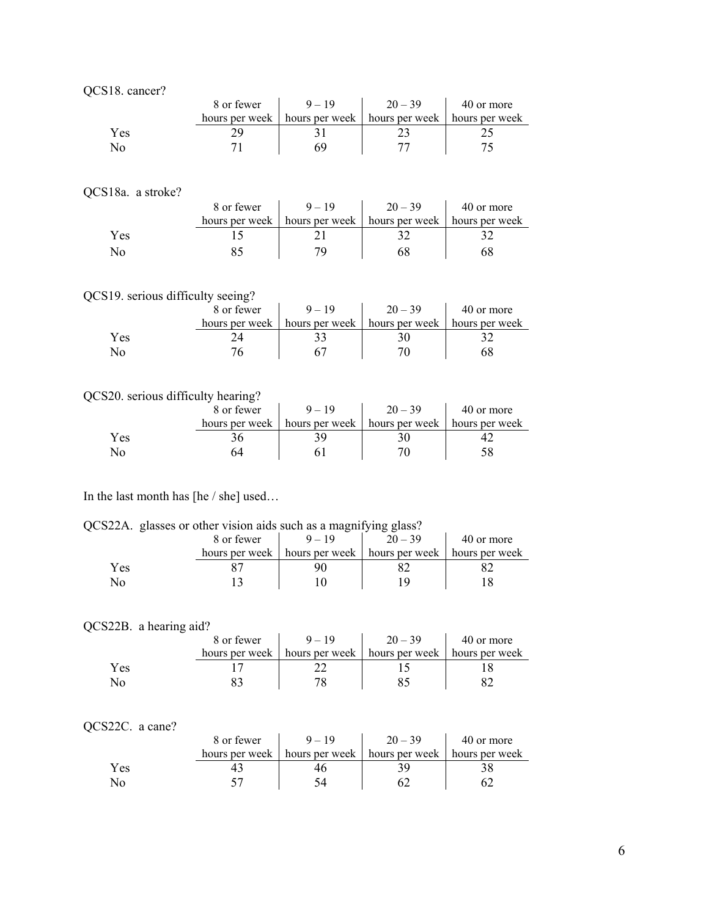QCS18. cancer?

| | 8 or fewer hours per week | 9 – 19 hours per week | 20 – 39 hours per week | 40 or more hours per week |
|---|---|---|---|---|
| Yes | 29 | 31 | 23 | 25 |
| No | 71 | 69 | 77 | 75 |

QCS18a. a stroke?

| | 8 or fewer hours per week | 9 – 19 hours per week | 20 – 39 hours per week | 40 or more hours per week |
|---|---|---|---|---|
| Yes | 15 | 21 | 32 | 32 |
| No | 85 | 79 | 68 | 68 |

QCS19. serious difficulty seeing?

| | 8 or fewer hours per week | 9 – 19 hours per week | 20 – 39 hours per week | 40 or more hours per week |
|---|---|---|---|---|
| Yes | 24 | 33 | 30 | 32 |
| No | 76 | 67 | 70 | 68 |

QCS20. serious difficulty hearing?

| | 8 or fewer hours per week | 9 – 19 hours per week | 20 – 39 hours per week | 40 or more hours per week |
|---|---|---|---|---|
| Yes | 36 | 39 | 30 | 42 |
| No | 64 | 61 | 70 | 58 |

In the last month has [he / she] used…

QCS22A. glasses or other vision aids such as a magnifying glass?

| | 8 or fewer hours per week | 9 – 19 hours per week | 20 – 39 hours per week | 40 or more hours per week |
|---|---|---|---|---|
| Yes | 87 | 90 | 82 | 82 |
| No | 13 | 10 | 19 | 18 |

QCS22B. a hearing aid?

| | 8 or fewer hours per week | 9 – 19 hours per week | 20 – 39 hours per week | 40 or more hours per week |
|---|---|---|---|---|
| Yes | 17 | 22 | 15 | 18 |
| No | 83 | 78 | 85 | 82 |

QCS22C. a cane?

| | 8 or fewer hours per week | 9 – 19 hours per week | 20 – 39 hours per week | 40 or more hours per week |
|---|---|---|---|---|
| Yes | 43 | 46 | 39 | 38 |
| No | 57 | 54 | 62 | 62 |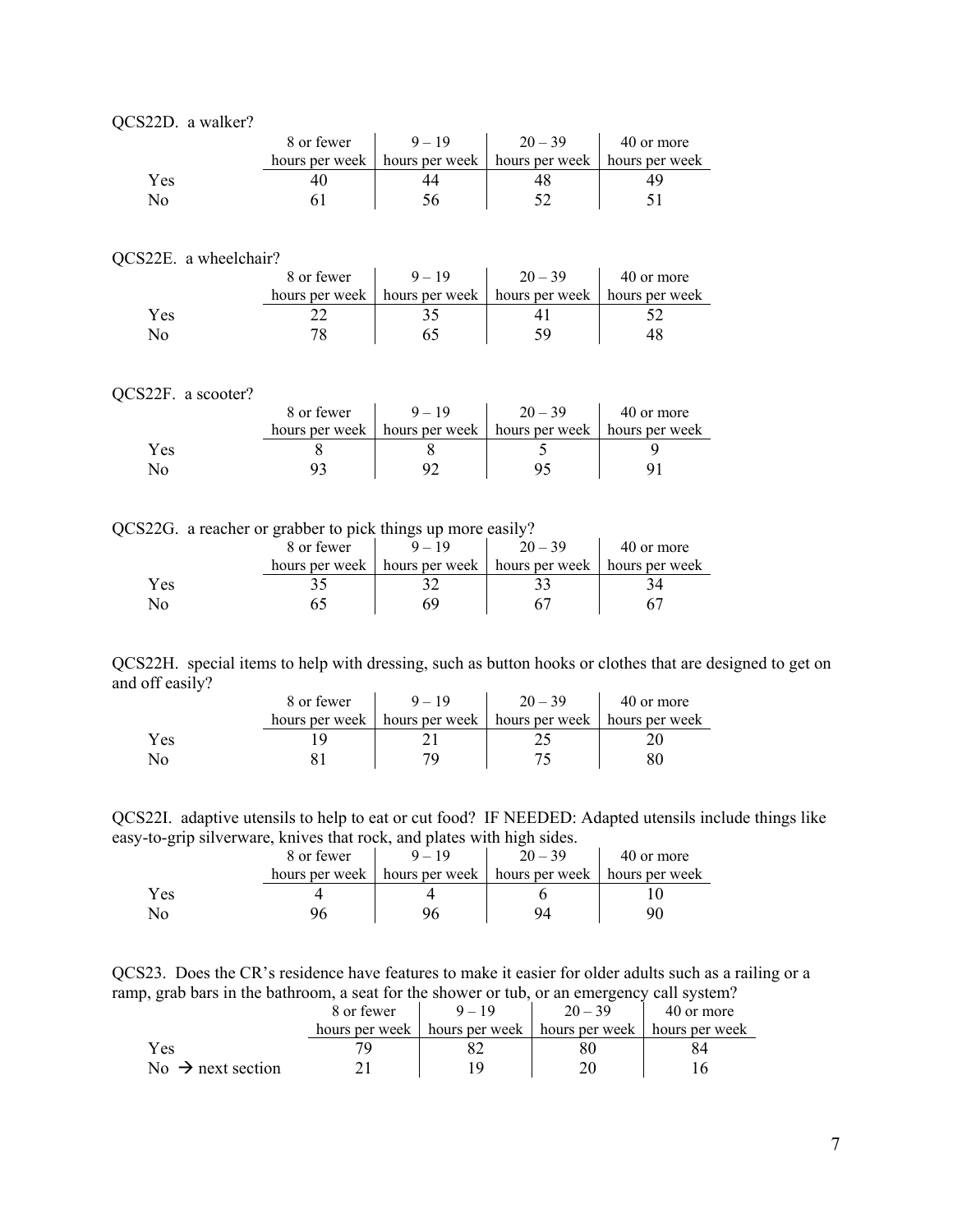QCS22D. a walker?

| | 8 or fewer hours per week | 9 – 19 hours per week | 20 – 39 hours per week | 40 or more hours per week |
|---|---|---|---|---|
| Yes | 40 | 44 | 48 | 49 |
| No | 61 | 56 | 52 | 51 |

QCS22E. a wheelchair?

| | 8 or fewer hours per week | 9 – 19 hours per week | 20 – 39 hours per week | 40 or more hours per week |
|---|---|---|---|---|
| Yes | 22 | 35 | 41 | 52 |
| No | 78 | 65 | 59 | 48 |

QCS22F. a scooter?

| | 8 or fewer hours per week | 9 – 19 hours per week | 20 – 39 hours per week | 40 or more hours per week |
|---|---|---|---|---|
| Yes | 8 | 8 | 5 | 9 |
| No | 93 | 92 | 95 | 91 |

QCS22G. a reacher or grabber to pick things up more easily?

| | 8 or fewer hours per week | 9 – 19 hours per week | 20 – 39 hours per week | 40 or more hours per week |
|---|---|---|---|---|
| Yes | 35 | 32 | 33 | 34 |
| No | 65 | 69 | 67 | 67 |

QCS22H. special items to help with dressing, such as button hooks or clothes that are designed to get on and off easily?

| | 8 or fewer hours per week | 9 – 19 hours per week | 20 – 39 hours per week | 40 or more hours per week |
|---|---|---|---|---|
| Yes | 19 | 21 | 25 | 20 |
| No | 81 | 79 | 75 | 80 |

QCS22I. adaptive utensils to help to eat or cut food? IF NEEDED: Adapted utensils include things like easy-to-grip silverware, knives that rock, and plates with high sides.

| | 8 or fewer hours per week | 9 – 19 hours per week | 20 – 39 hours per week | 40 or more hours per week |
|---|---|---|---|---|
| Yes | 4 | 4 | 6 | 10 |
| No | 96 | 96 | 94 | 90 |

QCS23. Does the CR's residence have features to make it easier for older adults such as a railing or a ramp, grab bars in the bathroom, a seat for the shower or tub, or an emergency call system?

| | 8 or fewer hours per week | 9 – 19 hours per week | 20 – 39 hours per week | 40 or more hours per week |
|---|---|---|---|---|
| Yes | 79 | 82 | 80 | 84 |
| No → next section | 21 | 19 | 20 | 16 |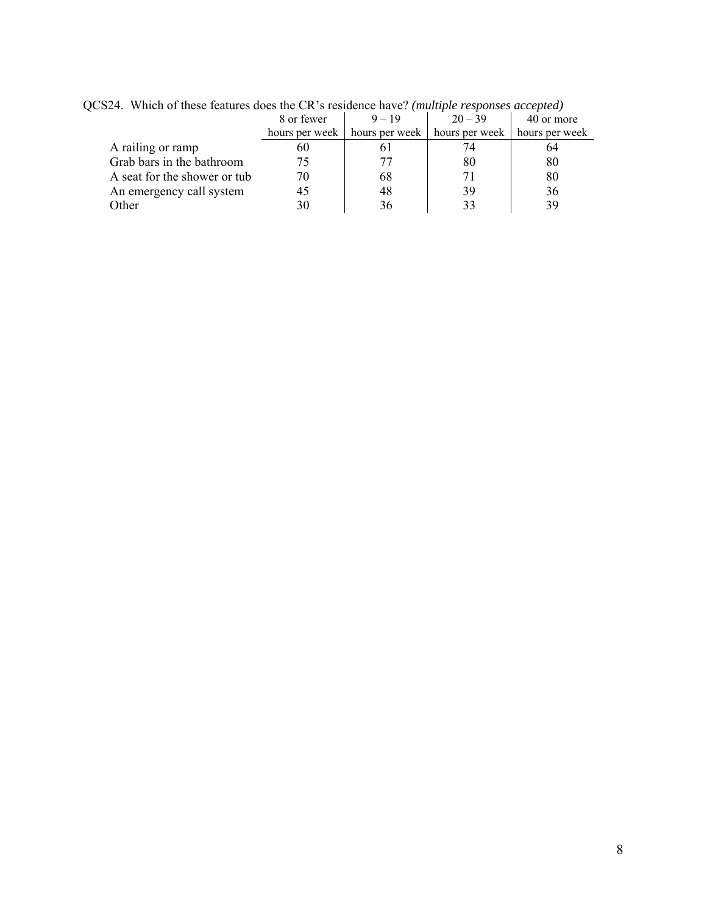QCS24. Which of these features does the CR's residence have? *(multiple responses accepted)*

| | 8 or fewer hours per week | 9 – 19 hours per week | 20 – 39 hours per week | 40 or more hours per week |
|---|---|---|---|---|
| A railing or ramp | 60 | 61 | 74 | 64 |
| Grab bars in the bathroom | 75 | 77 | 80 | 80 |
| A seat for the shower or tub | 70 | 68 | 71 | 80 |
| An emergency call system | 45 | 48 | 39 | 36 |
| Other | 30 | 36 | 33 | 39 |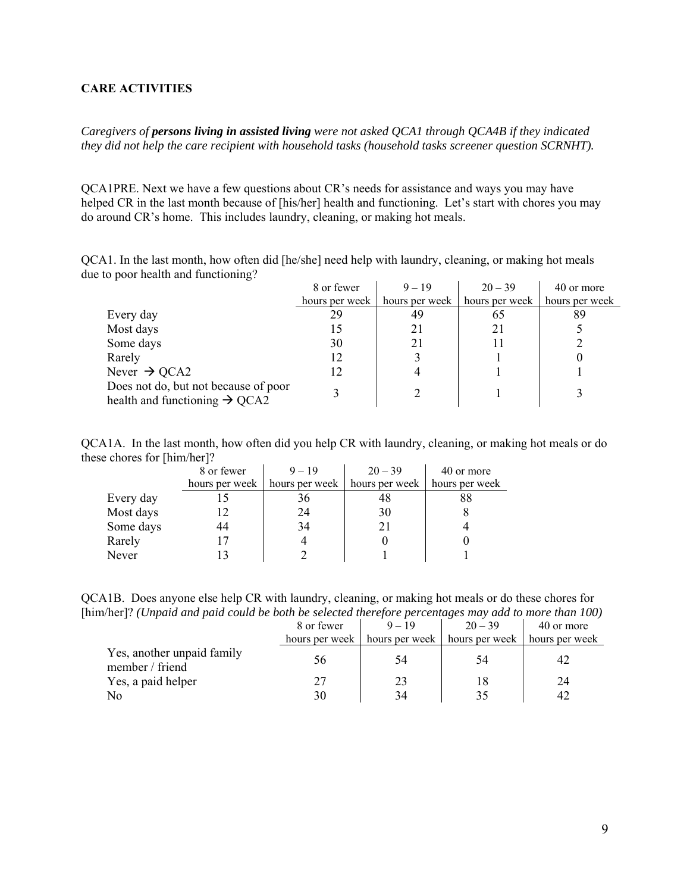**CARE ACTIVITIES**

*Caregivers of* ***persons living in assisted living*** *were not asked QCA1 through QCA4B if they indicated they did not help the care recipient with household tasks (household tasks screener question SCRNHT).*

QCA1PRE. Next we have a few questions about CR's needs for assistance and ways you may have helped CR in the last month because of [his/her] health and functioning. Let's start with chores you may do around CR's home. This includes laundry, cleaning, or making hot meals.

QCA1. In the last month, how often did [he/she] need help with laundry, cleaning, or making hot meals due to poor health and functioning?

| | 8 or fewer hours per week | 9 – 19 hours per week | 20 – 39 hours per week | 40 or more hours per week |
|---|---|---|---|---|
| Every day | 29 | 49 | 65 | 89 |
| Most days | 15 | 21 | 21 | 5 |
| Some days | 30 | 21 | 11 | 2 |
| Rarely | 12 | 3 | 1 | 0 |
| Never → QCA2 | 12 | 4 | 1 | 1 |
| Does not do, but not because of poor health and functioning → QCA2 | 3 | 2 | 1 | 3 |

QCA1A. In the last month, how often did you help CR with laundry, cleaning, or making hot meals or do these chores for [him/her]?

| | 8 or fewer hours per week | 9 – 19 hours per week | 20 – 39 hours per week | 40 or more hours per week |
|---|---|---|---|---|
| Every day | 15 | 36 | 48 | 88 |
| Most days | 12 | 24 | 30 | 8 |
| Some days | 44 | 34 | 21 | 4 |
| Rarely | 17 | 4 | 0 | 0 |
| Never | 13 | 2 | 1 | 1 |

QCA1B. Does anyone else help CR with laundry, cleaning, or making hot meals or do these chores for [him/her]? *(Unpaid and paid could be both be selected therefore percentages may add to more than 100)*

| | 8 or fewer hours per week | 9 – 19 hours per week | 20 – 39 hours per week | 40 or more hours per week |
|---|---|---|---|---|
| Yes, another unpaid family member / friend | 56 | 54 | 54 | 42 |
| Yes, a paid helper | 27 | 23 | 18 | 24 |
| No | 30 | 34 | 35 | 42 |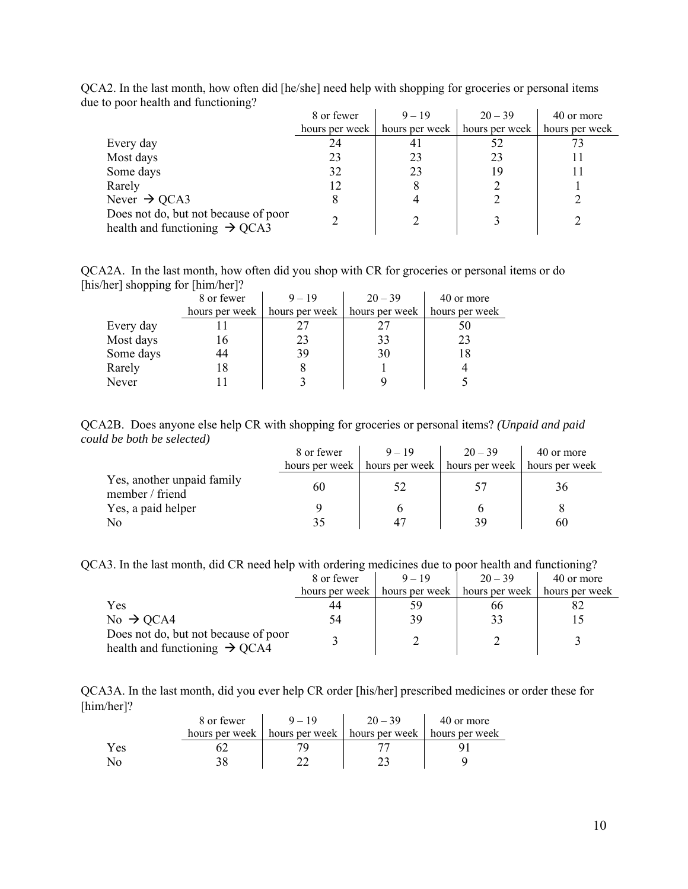QCA2. In the last month, how often did [he/she] need help with shopping for groceries or personal items due to poor health and functioning?

| | 8 or fewer hours per week | 9 – 19 hours per week | 20 – 39 hours per week | 40 or more hours per week |
|---|---|---|---|---|
| Every day | 24 | 41 | 52 | 73 |
| Most days | 23 | 23 | 23 | 11 |
| Some days | 32 | 23 | 19 | 11 |
| Rarely | 12 | 8 | 2 | 1 |
| Never → QCA3 | 8 | 4 | 2 | 2 |
| Does not do, but not because of poor health and functioning → QCA3 | 2 | 2 | 3 | 2 |

QCA2A. In the last month, how often did you shop with CR for groceries or personal items or do [his/her] shopping for [him/her]?

| | 8 or fewer hours per week | 9 – 19 hours per week | 20 – 39 hours per week | 40 or more hours per week |
|---|---|---|---|---|
| Every day | 11 | 27 | 27 | 50 |
| Most days | 16 | 23 | 33 | 23 |
| Some days | 44 | 39 | 30 | 18 |
| Rarely | 18 | 8 | 1 | 4 |
| Never | 11 | 3 | 9 | 5 |

QCA2B. Does anyone else help CR with shopping for groceries or personal items? *(Unpaid and paid could be both be selected)*

| | 8 or fewer hours per week | 9 – 19 hours per week | 20 – 39 hours per week | 40 or more hours per week |
|---|---|---|---|---|
| Yes, another unpaid family member / friend | 60 | 52 | 57 | 36 |
| Yes, a paid helper | 9 | 6 | 6 | 8 |
| No | 35 | 47 | 39 | 60 |

QCA3. In the last month, did CR need help with ordering medicines due to poor health and functioning?

| | 8 or fewer hours per week | 9 – 19 hours per week | 20 – 39 hours per week | 40 or more hours per week |
|---|---|---|---|---|
| Yes | 44 | 59 | 66 | 82 |
| No → QCA4 | 54 | 39 | 33 | 15 |
| Does not do, but not because of poor health and functioning → QCA4 | 3 | 2 | 2 | 3 |

QCA3A. In the last month, did you ever help CR order [his/her] prescribed medicines or order these for [him/her]?

| | 8 or fewer hours per week | 9 – 19 hours per week | 20 – 39 hours per week | 40 or more hours per week |
|---|---|---|---|---|
| Yes | 62 | 79 | 77 | 91 |
| No | 38 | 22 | 23 | 9 |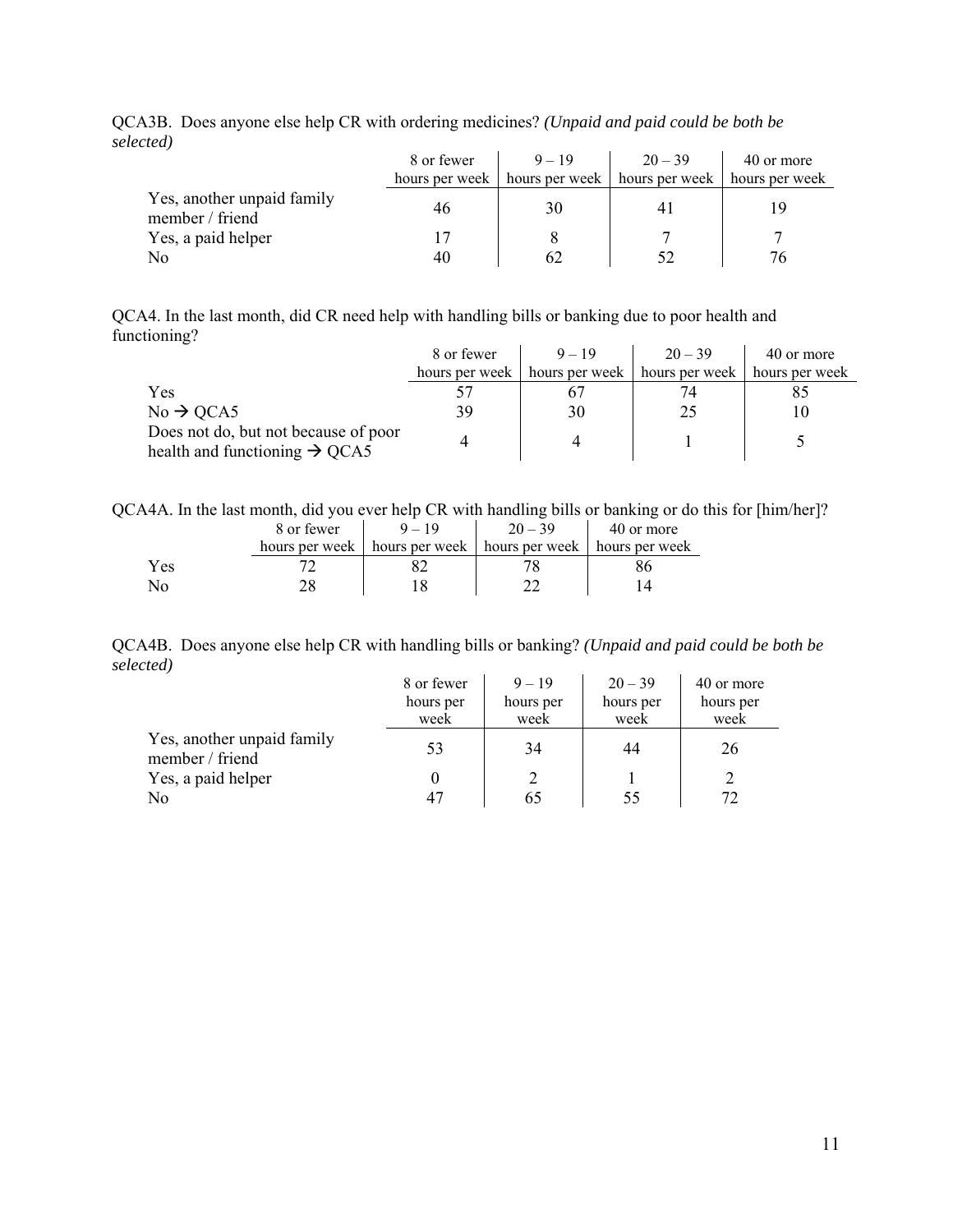QCA3B. Does anyone else help CR with ordering medicines? *(Unpaid and paid could be both be selected)*

| | 8 or fewer hours per week | 9 – 19 hours per week | 20 – 39 hours per week | 40 or more hours per week |
|---|---|---|---|---|
| Yes, another unpaid family member / friend | 46 | 30 | 41 | 19 |
| Yes, a paid helper | 17 | 8 | 7 | 7 |
| No | 40 | 62 | 52 | 76 |

QCA4. In the last month, did CR need help with handling bills or banking due to poor health and functioning?

| | 8 or fewer hours per week | 9 – 19 hours per week | 20 – 39 hours per week | 40 or more hours per week |
|---|---|---|---|---|
| Yes | 57 | 67 | 74 | 85 |
| No → QCA5 | 39 | 30 | 25 | 10 |
| Does not do, but not because of poor health and functioning → QCA5 | 4 | 4 | 1 | 5 |

QCA4A. In the last month, did you ever help CR with handling bills or banking or do this for [him/her]?

| | 8 or fewer hours per week | 9 – 19 hours per week | 20 – 39 hours per week | 40 or more hours per week |
|---|---|---|---|---|
| Yes | 72 | 82 | 78 | 86 |
| No | 28 | 18 | 22 | 14 |

QCA4B. Does anyone else help CR with handling bills or banking? *(Unpaid and paid could be both be selected)*

| | 8 or fewer hours per week | 9 – 19 hours per week | 20 – 39 hours per week | 40 or more hours per week |
|---|---|---|---|---|
| Yes, another unpaid family member / friend | 53 | 34 | 44 | 26 |
| Yes, a paid helper | 0 | 2 | 1 | 2 |
| No | 47 | 65 | 55 | 72 |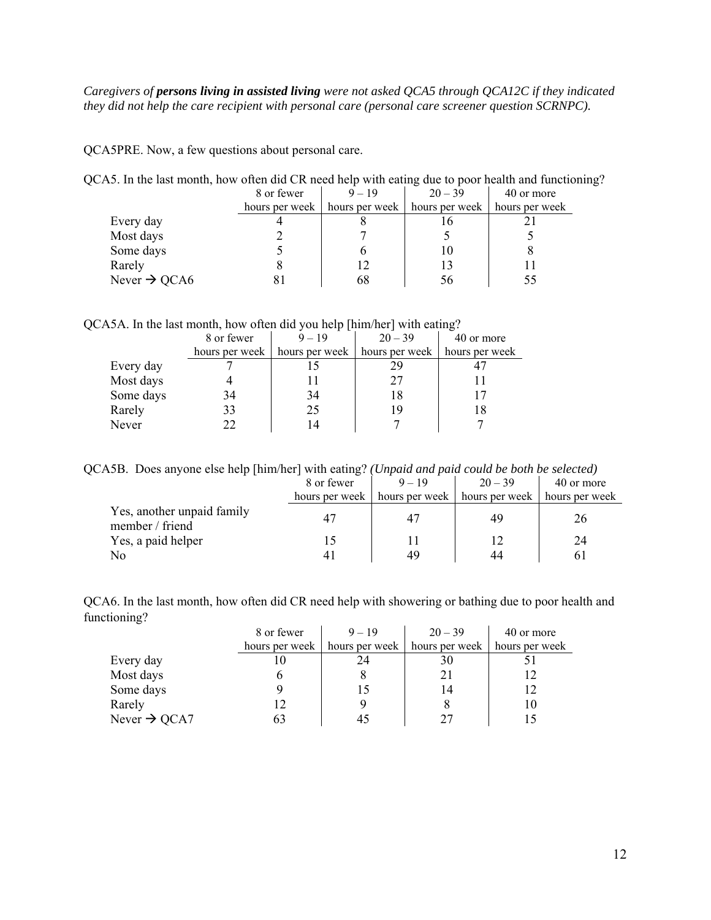*Caregivers of **persons living in assisted living** were not asked QCA5 through QCA12C if they indicated they did not help the care recipient with personal care (personal care screener question SCRNPC).*

QCA5PRE. Now, a few questions about personal care.

QCA5. In the last month, how often did CR need help with eating due to poor health and functioning?

| | 8 or fewer hours per week | 9 – 19 hours per week | 20 – 39 hours per week | 40 or more hours per week |
|---|---|---|---|---|
| Every day | 4 | 8 | 16 | 21 |
| Most days | 2 | 7 | 5 | 5 |
| Some days | 5 | 6 | 10 | 8 |
| Rarely | 8 | 12 | 13 | 11 |
| Never → QCA6 | 81 | 68 | 56 | 55 |

QCA5A. In the last month, how often did you help [him/her] with eating?

| | 8 or fewer hours per week | 9 – 19 hours per week | 20 – 39 hours per week | 40 or more hours per week |
|---|---|---|---|---|
| Every day | 7 | 15 | 29 | 47 |
| Most days | 4 | 11 | 27 | 11 |
| Some days | 34 | 34 | 18 | 17 |
| Rarely | 33 | 25 | 19 | 18 |
| Never | 22 | 14 | 7 | 7 |

QCA5B. Does anyone else help [him/her] with eating? *(Unpaid and paid could be both be selected)*

| | 8 or fewer hours per week | 9 – 19 hours per week | 20 – 39 hours per week | 40 or more hours per week |
|---|---|---|---|---|
| Yes, another unpaid family member / friend | 47 | 47 | 49 | 26 |
| Yes, a paid helper | 15 | 11 | 12 | 24 |
| No | 41 | 49 | 44 | 61 |

QCA6. In the last month, how often did CR need help with showering or bathing due to poor health and functioning?

| | 8 or fewer hours per week | 9 – 19 hours per week | 20 – 39 hours per week | 40 or more hours per week |
|---|---|---|---|---|
| Every day | 10 | 24 | 30 | 51 |
| Most days | 6 | 8 | 21 | 12 |
| Some days | 9 | 15 | 14 | 12 |
| Rarely | 12 | 9 | 8 | 10 |
| Never → QCA7 | 63 | 45 | 27 | 15 |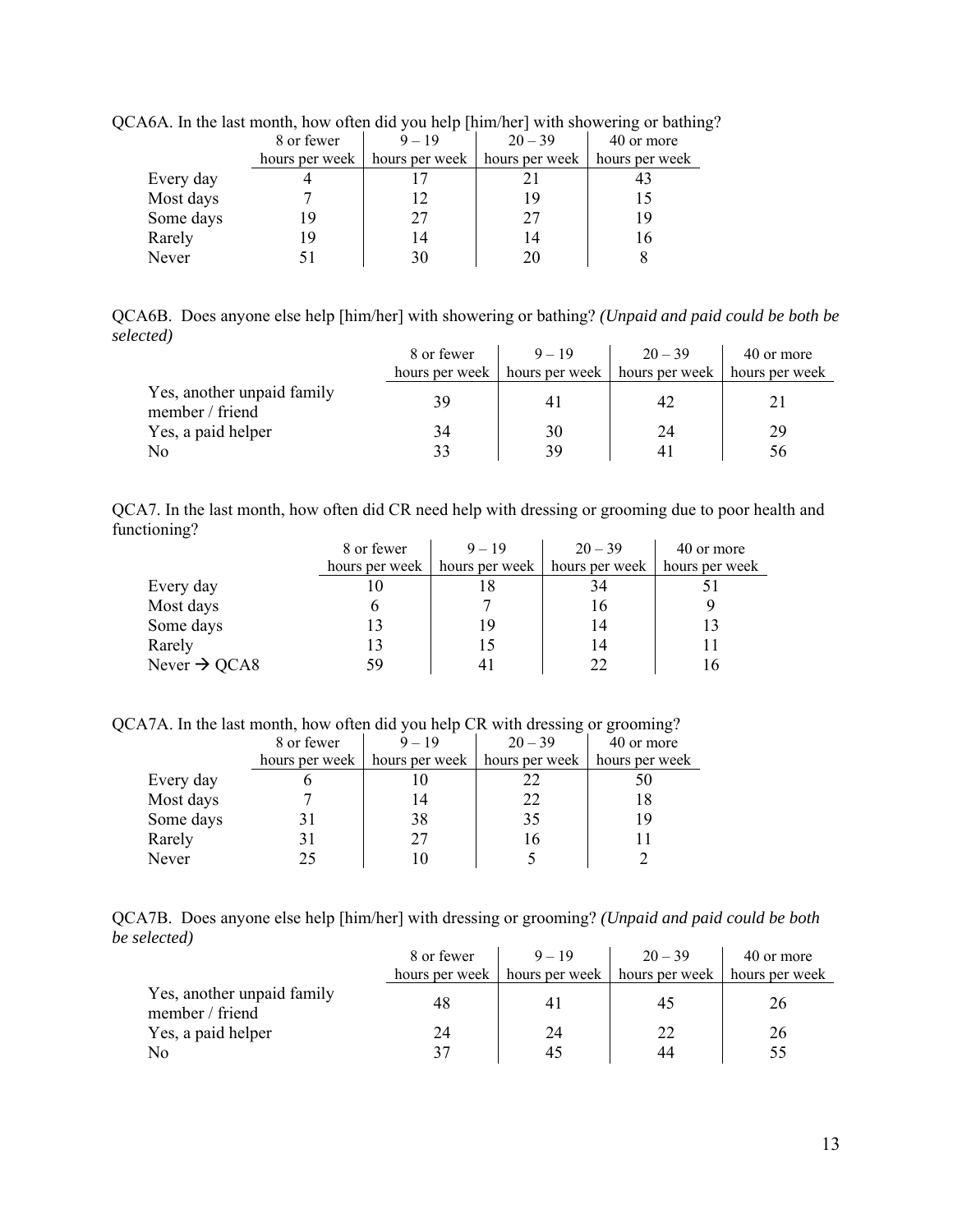QCA6A. In the last month, how often did you help [him/her] with showering or bathing?

| | 8 or fewer hours per week | 9 – 19 hours per week | 20 – 39 hours per week | 40 or more hours per week |
|---|---|---|---|---|
| Every day | 4 | 17 | 21 | 43 |
| Most days | 7 | 12 | 19 | 15 |
| Some days | 19 | 27 | 27 | 19 |
| Rarely | 19 | 14 | 14 | 16 |
| Never | 51 | 30 | 20 | 8 |

QCA6B. Does anyone else help [him/her] with showering or bathing? *(Unpaid and paid could be both be selected)*

| | 8 or fewer hours per week | 9 – 19 hours per week | 20 – 39 hours per week | 40 or more hours per week |
|---|---|---|---|---|
| Yes, another unpaid family member / friend | 39 | 41 | 42 | 21 |
| Yes, a paid helper | 34 | 30 | 24 | 29 |
| No | 33 | 39 | 41 | 56 |

QCA7. In the last month, how often did CR need help with dressing or grooming due to poor health and functioning?

| | 8 or fewer hours per week | 9 – 19 hours per week | 20 – 39 hours per week | 40 or more hours per week |
|---|---|---|---|---|
| Every day | 10 | 18 | 34 | 51 |
| Most days | 6 | 7 | 16 | 9 |
| Some days | 13 | 19 | 14 | 13 |
| Rarely | 13 | 15 | 14 | 11 |
| Never → QCA8 | 59 | 41 | 22 | 16 |

QCA7A. In the last month, how often did you help CR with dressing or grooming?

| | 8 or fewer hours per week | 9 – 19 hours per week | 20 – 39 hours per week | 40 or more hours per week |
|---|---|---|---|---|
| Every day | 6 | 10 | 22 | 50 |
| Most days | 7 | 14 | 22 | 18 |
| Some days | 31 | 38 | 35 | 19 |
| Rarely | 31 | 27 | 16 | 11 |
| Never | 25 | 10 | 5 | 2 |

QCA7B. Does anyone else help [him/her] with dressing or grooming? *(Unpaid and paid could be both be selected)*

| | 8 or fewer hours per week | 9 – 19 hours per week | 20 – 39 hours per week | 40 or more hours per week |
|---|---|---|---|---|
| Yes, another unpaid family member / friend | 48 | 41 | 45 | 26 |
| Yes, a paid helper | 24 | 24 | 22 | 26 |
| No | 37 | 45 | 44 | 55 |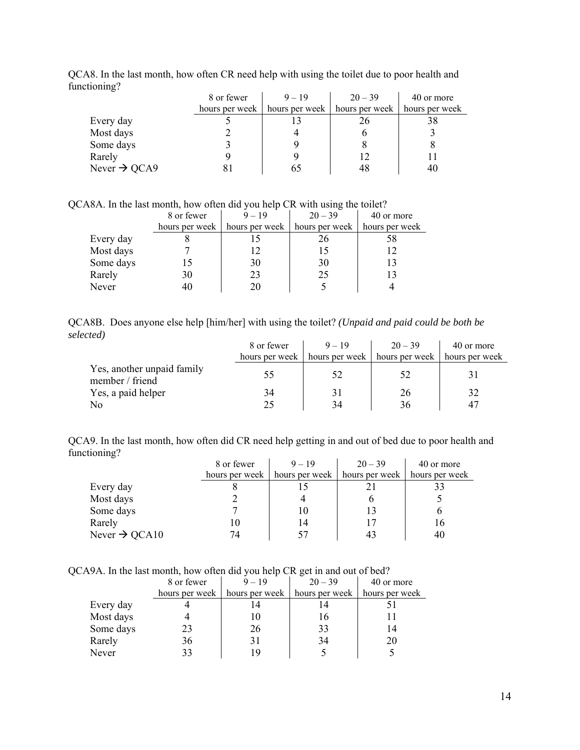QCA8. In the last month, how often CR need help with using the toilet due to poor health and functioning?

| | 8 or fewer hours per week | 9 – 19 hours per week | 20 – 39 hours per week | 40 or more hours per week |
|---|---|---|---|---|
| Every day | 5 | 13 | 26 | 38 |
| Most days | 2 | 4 | 6 | 3 |
| Some days | 3 | 9 | 8 | 8 |
| Rarely | 9 | 9 | 12 | 11 |
| Never → QCA9 | 81 | 65 | 48 | 40 |

QCA8A. In the last month, how often did you help CR with using the toilet?

| | 8 or fewer hours per week | 9 – 19 hours per week | 20 – 39 hours per week | 40 or more hours per week |
|---|---|---|---|---|
| Every day | 8 | 15 | 26 | 58 |
| Most days | 7 | 12 | 15 | 12 |
| Some days | 15 | 30 | 30 | 13 |
| Rarely | 30 | 23 | 25 | 13 |
| Never | 40 | 20 | 5 | 4 |

QCA8B. Does anyone else help [him/her] with using the toilet? *(Unpaid and paid could be both be selected)*

| | 8 or fewer hours per week | 9 – 19 hours per week | 20 – 39 hours per week | 40 or more hours per week |
|---|---|---|---|---|
| Yes, another unpaid family member / friend | 55 | 52 | 52 | 31 |
| Yes, a paid helper | 34 | 31 | 26 | 32 |
| No | 25 | 34 | 36 | 47 |

QCA9. In the last month, how often did CR need help getting in and out of bed due to poor health and functioning?

| | 8 or fewer hours per week | 9 – 19 hours per week | 20 – 39 hours per week | 40 or more hours per week |
|---|---|---|---|---|
| Every day | 8 | 15 | 21 | 33 |
| Most days | 2 | 4 | 6 | 5 |
| Some days | 7 | 10 | 13 | 6 |
| Rarely | 10 | 14 | 17 | 16 |
| Never → QCA10 | 74 | 57 | 43 | 40 |

QCA9A. In the last month, how often did you help CR get in and out of bed?

| | 8 or fewer hours per week | 9 – 19 hours per week | 20 – 39 hours per week | 40 or more hours per week |
|---|---|---|---|---|
| Every day | 4 | 14 | 14 | 51 |
| Most days | 4 | 10 | 16 | 11 |
| Some days | 23 | 26 | 33 | 14 |
| Rarely | 36 | 31 | 34 | 20 |
| Never | 33 | 19 | 5 | 5 |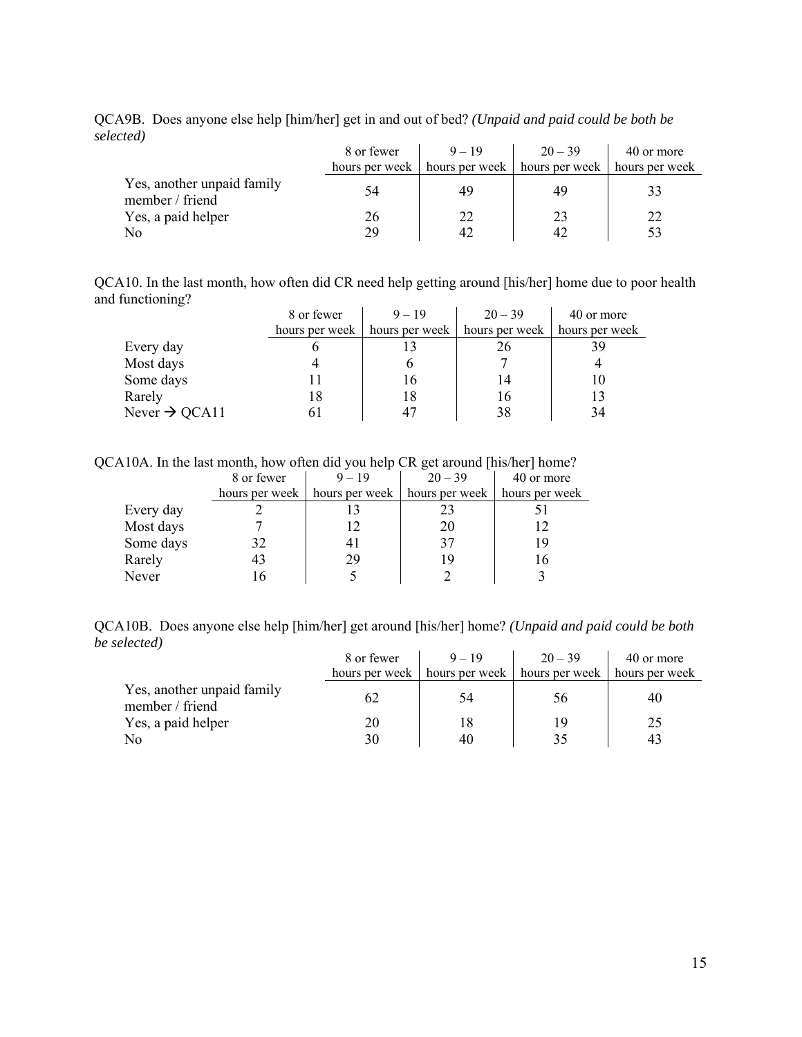QCA9B. Does anyone else help [him/her] get in and out of bed? *(Unpaid and paid could be both be selected)*

| | 8 or fewer hours per week | 9 – 19 hours per week | 20 – 39 hours per week | 40 or more hours per week |
|---|---|---|---|---|
| Yes, another unpaid family member / friend | 54 | 49 | 49 | 33 |
| Yes, a paid helper | 26 | 22 | 23 | 22 |
| No | 29 | 42 | 42 | 53 |

QCA10. In the last month, how often did CR need help getting around [his/her] home due to poor health and functioning?

| | 8 or fewer hours per week | 9 – 19 hours per week | 20 – 39 hours per week | 40 or more hours per week |
|---|---|---|---|---|
| Every day | 6 | 13 | 26 | 39 |
| Most days | 4 | 6 | 7 | 4 |
| Some days | 11 | 16 | 14 | 10 |
| Rarely | 18 | 18 | 16 | 13 |
| Never → QCA11 | 61 | 47 | 38 | 34 |

QCA10A. In the last month, how often did you help CR get around [his/her] home?

| | 8 or fewer hours per week | 9 – 19 hours per week | 20 – 39 hours per week | 40 or more hours per week |
|---|---|---|---|---|
| Every day | 2 | 13 | 23 | 51 |
| Most days | 7 | 12 | 20 | 12 |
| Some days | 32 | 41 | 37 | 19 |
| Rarely | 43 | 29 | 19 | 16 |
| Never | 16 | 5 | 2 | 3 |

QCA10B. Does anyone else help [him/her] get around [his/her] home? *(Unpaid and paid could be both be selected)*

| | 8 or fewer hours per week | 9 – 19 hours per week | 20 – 39 hours per week | 40 or more hours per week |
|---|---|---|---|---|
| Yes, another unpaid family member / friend | 62 | 54 | 56 | 40 |
| Yes, a paid helper | 20 | 18 | 19 | 25 |
| No | 30 | 40 | 35 | 43 |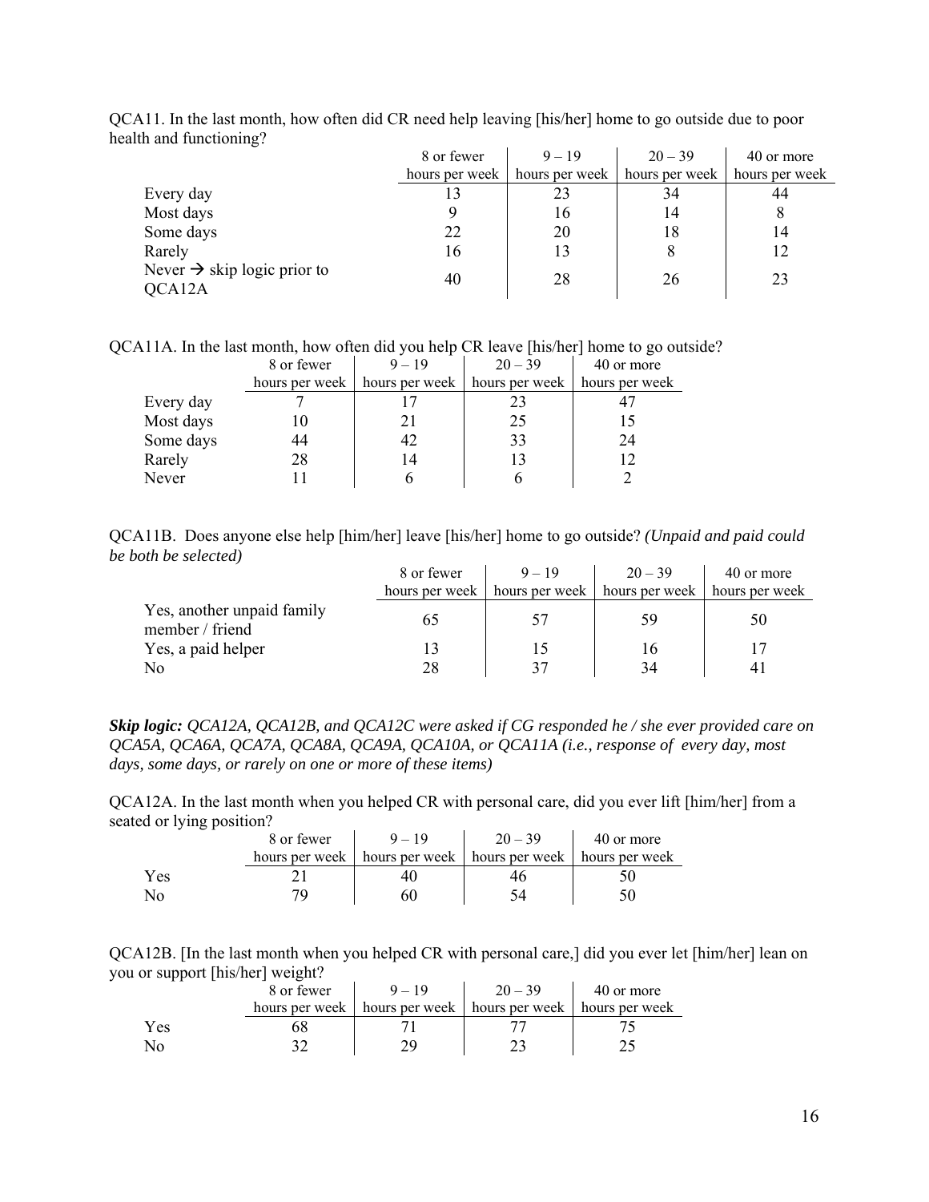QCA11. In the last month, how often did CR need help leaving [his/her] home to go outside due to poor health and functioning?

| | 8 or fewer hours per week | 9 – 19 hours per week | 20 – 39 hours per week | 40 or more hours per week |
|---|---|---|---|---|
| Every day | 13 | 23 | 34 | 44 |
| Most days | 9 | 16 | 14 | 8 |
| Some days | 22 | 20 | 18 | 14 |
| Rarely | 16 | 13 | 8 | 12 |
| Never → skip logic prior to QCA12A | 40 | 28 | 26 | 23 |

QCA11A. In the last month, how often did you help CR leave [his/her] home to go outside?

| | 8 or fewer hours per week | 9 – 19 hours per week | 20 – 39 hours per week | 40 or more hours per week |
|---|---|---|---|---|
| Every day | 7 | 17 | 23 | 47 |
| Most days | 10 | 21 | 25 | 15 |
| Some days | 44 | 42 | 33 | 24 |
| Rarely | 28 | 14 | 13 | 12 |
| Never | 11 | 6 | 6 | 2 |

QCA11B. Does anyone else help [him/her] leave [his/her] home to go outside? *(Unpaid and paid could be both be selected)*

| | 8 or fewer hours per week | 9 – 19 hours per week | 20 – 39 hours per week | 40 or more hours per week |
|---|---|---|---|---|
| Yes, another unpaid family member / friend | 65 | 57 | 59 | 50 |
| Yes, a paid helper | 13 | 15 | 16 | 17 |
| No | 28 | 37 | 34 | 41 |

***Skip logic:*** *QCA12A, QCA12B, and QCA12C were asked if CG responded he / she ever provided care on QCA5A, QCA6A, QCA7A, QCA8A, QCA9A, QCA10A, or QCA11A (i.e., response of every day, most days, some days, or rarely on one or more of these items)*

QCA12A. In the last month when you helped CR with personal care, did you ever lift [him/her] from a seated or lying position?

| | 8 or fewer hours per week | 9 – 19 hours per week | 20 – 39 hours per week | 40 or more hours per week |
|---|---|---|---|---|
| Yes | 21 | 40 | 46 | 50 |
| No | 79 | 60 | 54 | 50 |

QCA12B. [In the last month when you helped CR with personal care,] did you ever let [him/her] lean on you or support [his/her] weight?

| | 8 or fewer hours per week | 9 – 19 hours per week | 20 – 39 hours per week | 40 or more hours per week |
|---|---|---|---|---|
| Yes | 68 | 71 | 77 | 75 |
| No | 32 | 29 | 23 | 25 |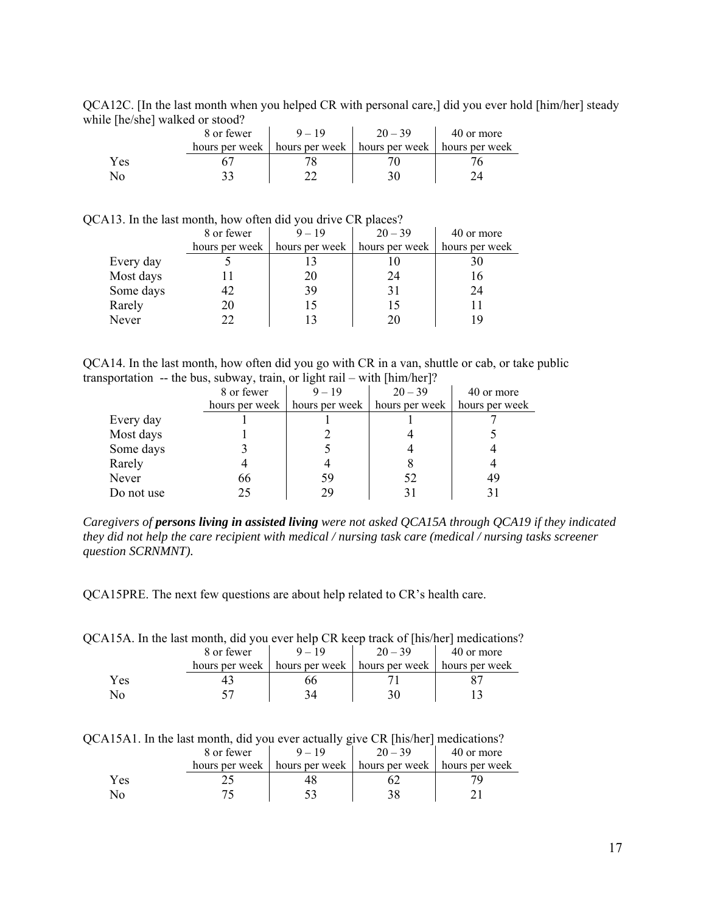QCA12C. [In the last month when you helped CR with personal care,] did you ever hold [him/her] steady while [he/she] walked or stood?

| | 8 or fewer hours per week | 9 – 19 hours per week | 20 – 39 hours per week | 40 or more hours per week |
|---|---|---|---|---|
| Yes | 67 | 78 | 70 | 76 |
| No | 33 | 22 | 30 | 24 |

QCA13. In the last month, how often did you drive CR places?

| | 8 or fewer hours per week | 9 – 19 hours per week | 20 – 39 hours per week | 40 or more hours per week |
|---|---|---|---|---|
| Every day | 5 | 13 | 10 | 30 |
| Most days | 11 | 20 | 24 | 16 |
| Some days | 42 | 39 | 31 | 24 |
| Rarely | 20 | 15 | 15 | 11 |
| Never | 22 | 13 | 20 | 19 |

QCA14. In the last month, how often did you go with CR in a van, shuttle or cab, or take public transportation -- the bus, subway, train, or light rail – with [him/her]?

| | 8 or fewer hours per week | 9 – 19 hours per week | 20 – 39 hours per week | 40 or more hours per week |
|---|---|---|---|---|
| Every day | 1 | 1 | 1 | 7 |
| Most days | 1 | 2 | 4 | 5 |
| Some days | 3 | 5 | 4 | 4 |
| Rarely | 4 | 4 | 8 | 4 |
| Never | 66 | 59 | 52 | 49 |
| Do not use | 25 | 29 | 31 | 31 |

*Caregivers of **persons living in assisted living** were not asked QCA15A through QCA19 if they indicated they did not help the care recipient with medical / nursing task care (medical / nursing tasks screener question SCRNMNT).*

QCA15PRE. The next few questions are about help related to CR's health care.

QCA15A. In the last month, did you ever help CR keep track of [his/her] medications?

| | 8 or fewer hours per week | 9 – 19 hours per week | 20 – 39 hours per week | 40 or more hours per week |
|---|---|---|---|---|
| Yes | 43 | 66 | 71 | 87 |
| No | 57 | 34 | 30 | 13 |

QCA15A1. In the last month, did you ever actually give CR [his/her] medications?

| | 8 or fewer hours per week | 9 – 19 hours per week | 20 – 39 hours per week | 40 or more hours per week |
|---|---|---|---|---|
| Yes | 25 | 48 | 62 | 79 |
| No | 75 | 53 | 38 | 21 |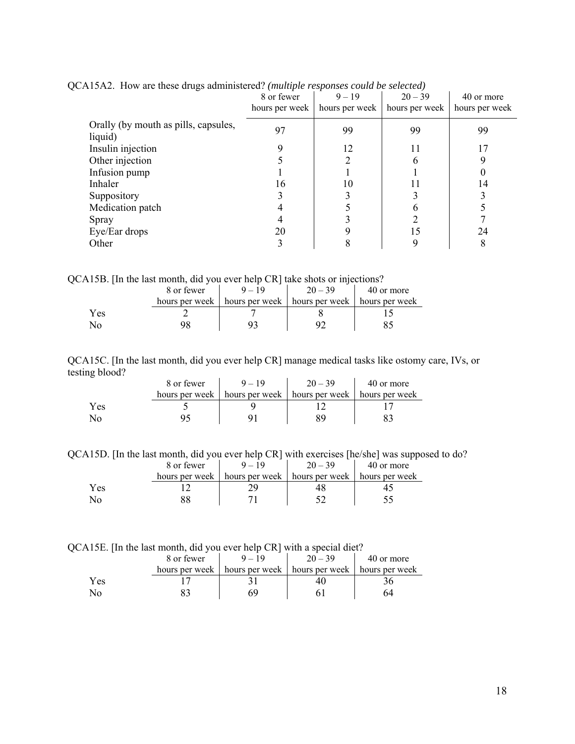QCA15A2. How are these drugs administered? *(multiple responses could be selected)*

| | 8 or fewer hours per week | 9 – 19 hours per week | 20 – 39 hours per week | 40 or more hours per week |
|---|---|---|---|---|
| Orally (by mouth as pills, capsules, liquid) | 97 | 99 | 99 | 99 |
| Insulin injection | 9 | 12 | 11 | 17 |
| Other injection | 5 | 2 | 6 | 9 |
| Infusion pump | 1 | 1 | 1 | 0 |
| Inhaler | 16 | 10 | 11 | 14 |
| Suppository | 3 | 3 | 3 | 3 |
| Medication patch | 4 | 5 | 6 | 5 |
| Spray | 4 | 3 | 2 | 7 |
| Eye/Ear drops | 20 | 9 | 15 | 24 |
| Other | 3 | 8 | 9 | 8 |

QCA15B. [In the last month, did you ever help CR] take shots or injections?

| | 8 or fewer hours per week | 9 – 19 hours per week | 20 – 39 hours per week | 40 or more hours per week |
|---|---|---|---|---|
| Yes | 2 | 7 | 8 | 15 |
| No | 98 | 93 | 92 | 85 |

QCA15C. [In the last month, did you ever help CR] manage medical tasks like ostomy care, IVs, or testing blood?

| | 8 or fewer hours per week | 9 – 19 hours per week | 20 – 39 hours per week | 40 or more hours per week |
|---|---|---|---|---|
| Yes | 5 | 9 | 12 | 17 |
| No | 95 | 91 | 89 | 83 |

QCA15D. [In the last month, did you ever help CR] with exercises [he/she] was supposed to do?

| | 8 or fewer hours per week | 9 – 19 hours per week | 20 – 39 hours per week | 40 or more hours per week |
|---|---|---|---|---|
| Yes | 12 | 29 | 48 | 45 |
| No | 88 | 71 | 52 | 55 |

QCA15E. [In the last month, did you ever help CR] with a special diet?

| | 8 or fewer hours per week | 9 – 19 hours per week | 20 – 39 hours per week | 40 or more hours per week |
|---|---|---|---|---|
| Yes | 17 | 31 | 40 | 36 |
| No | 83 | 69 | 61 | 64 |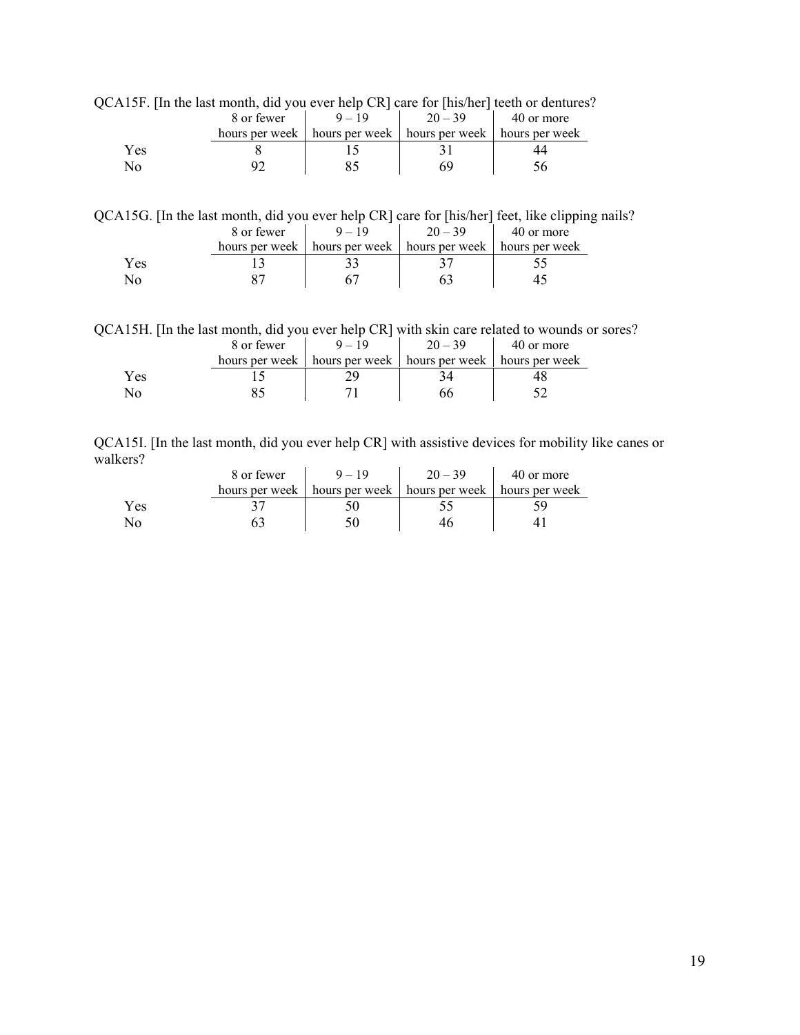QCA15F. [In the last month, did you ever help CR] care for [his/her] teeth or dentures?

| | 8 or fewer hours per week | 9 – 19 hours per week | 20 – 39 hours per week | 40 or more hours per week |
|---|---|---|---|---|
| Yes | 8 | 15 | 31 | 44 |
| No | 92 | 85 | 69 | 56 |

QCA15G. [In the last month, did you ever help CR] care for [his/her] feet, like clipping nails?

| | 8 or fewer hours per week | 9 – 19 hours per week | 20 – 39 hours per week | 40 or more hours per week |
|---|---|---|---|---|
| Yes | 13 | 33 | 37 | 55 |
| No | 87 | 67 | 63 | 45 |

QCA15H. [In the last month, did you ever help CR] with skin care related to wounds or sores?

| | 8 or fewer hours per week | 9 – 19 hours per week | 20 – 39 hours per week | 40 or more hours per week |
|---|---|---|---|---|
| Yes | 15 | 29 | 34 | 48 |
| No | 85 | 71 | 66 | 52 |

QCA15I. [In the last month, did you ever help CR] with assistive devices for mobility like canes or walkers?

| | 8 or fewer hours per week | 9 – 19 hours per week | 20 – 39 hours per week | 40 or more hours per week |
|---|---|---|---|---|
| Yes | 37 | 50 | 55 | 59 |
| No | 63 | 50 | 46 | 41 |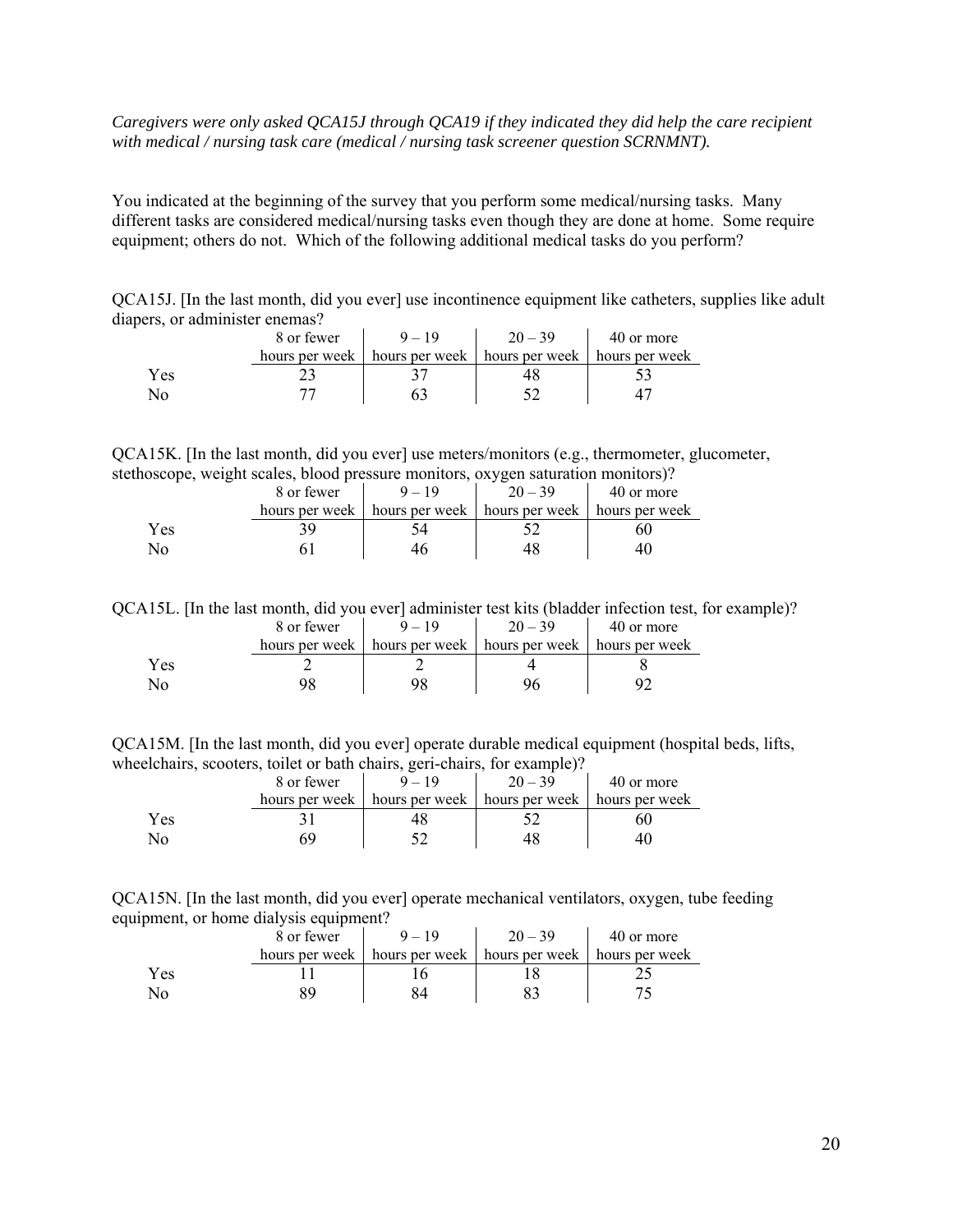*Caregivers were only asked QCA15J through QCA19 if they indicated they did help the care recipient with medical / nursing task care (medical / nursing task screener question SCRNMNT).*

You indicated at the beginning of the survey that you perform some medical/nursing tasks. Many different tasks are considered medical/nursing tasks even though they are done at home. Some require equipment; others do not. Which of the following additional medical tasks do you perform?

QCA15J. [In the last month, did you ever] use incontinence equipment like catheters, supplies like adult diapers, or administer enemas?

| | 8 or fewer hours per week | 9 – 19 hours per week | 20 – 39 hours per week | 40 or more hours per week |
|---|---|---|---|---|
| Yes | 23 | 37 | 48 | 53 |
| No | 77 | 63 | 52 | 47 |

QCA15K. [In the last month, did you ever] use meters/monitors (e.g., thermometer, glucometer, stethoscope, weight scales, blood pressure monitors, oxygen saturation monitors)?

| | 8 or fewer hours per week | 9 – 19 hours per week | 20 – 39 hours per week | 40 or more hours per week |
|---|---|---|---|---|
| Yes | 39 | 54 | 52 | 60 |
| No | 61 | 46 | 48 | 40 |

QCA15L. [In the last month, did you ever] administer test kits (bladder infection test, for example)?

| | 8 or fewer hours per week | 9 – 19 hours per week | 20 – 39 hours per week | 40 or more hours per week |
|---|---|---|---|---|
| Yes | 2 | 2 | 4 | 8 |
| No | 98 | 98 | 96 | 92 |

QCA15M. [In the last month, did you ever] operate durable medical equipment (hospital beds, lifts, wheelchairs, scooters, toilet or bath chairs, geri-chairs, for example)?

| | 8 or fewer hours per week | 9 – 19 hours per week | 20 – 39 hours per week | 40 or more hours per week |
|---|---|---|---|---|
| Yes | 31 | 48 | 52 | 60 |
| No | 69 | 52 | 48 | 40 |

QCA15N. [In the last month, did you ever] operate mechanical ventilators, oxygen, tube feeding equipment, or home dialysis equipment?

| | 8 or fewer hours per week | 9 – 19 hours per week | 20 – 39 hours per week | 40 or more hours per week |
|---|---|---|---|---|
| Yes | 11 | 16 | 18 | 25 |
| No | 89 | 84 | 83 | 75 |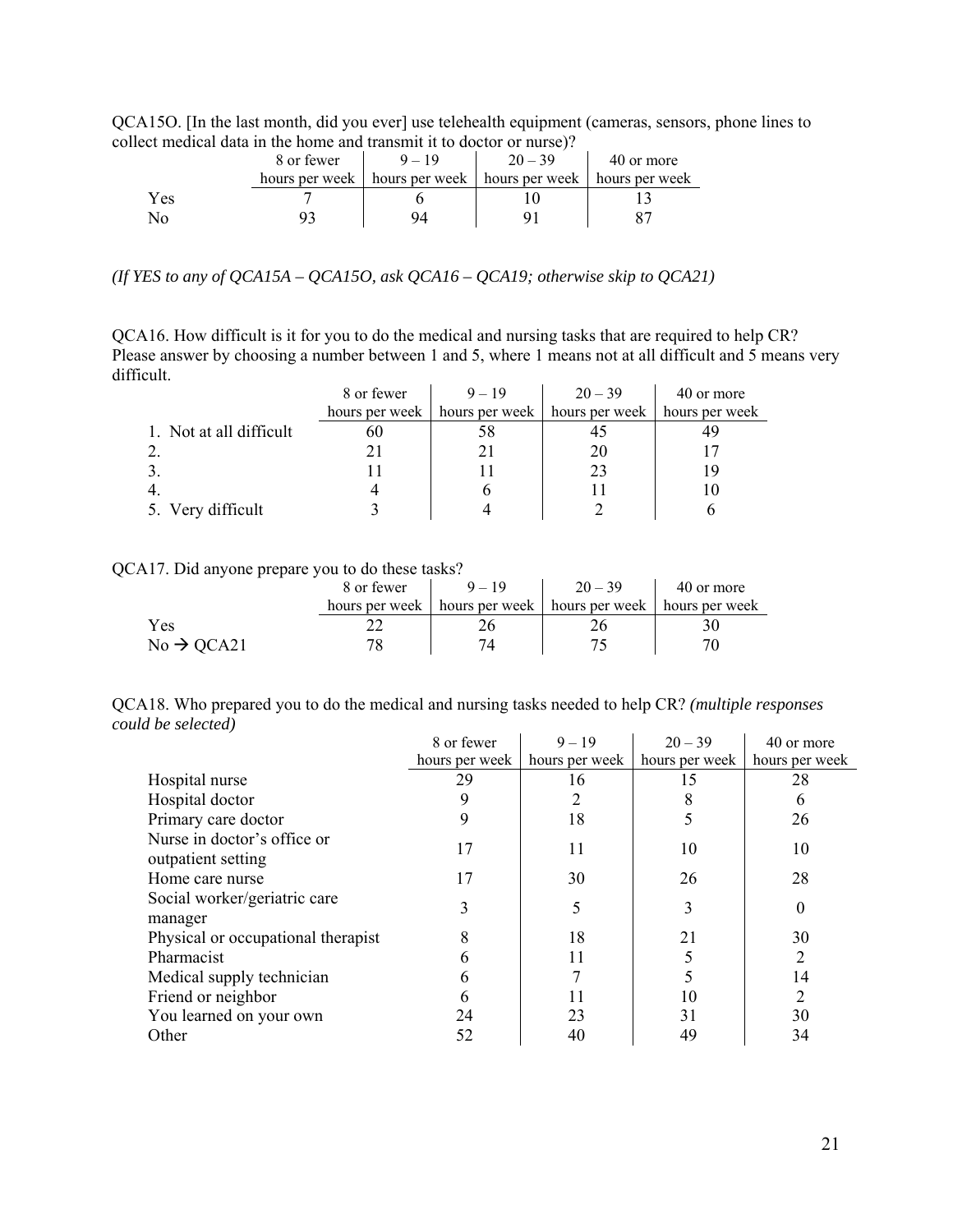QCA15O. [In the last month, did you ever] use telehealth equipment (cameras, sensors, phone lines to collect medical data in the home and transmit it to doctor or nurse)?

| | 8 or fewer hours per week | 9 – 19 hours per week | 20 – 39 hours per week | 40 or more hours per week |
|---|---|---|---|---|
| Yes | 7 | 6 | 10 | 13 |
| No | 93 | 94 | 91 | 87 |

*(If YES to any of QCA15A – QCA15O, ask QCA16 – QCA19; otherwise skip to QCA21)*

QCA16. How difficult is it for you to do the medical and nursing tasks that are required to help CR? Please answer by choosing a number between 1 and 5, where 1 means not at all difficult and 5 means very difficult.

| | 8 or fewer hours per week | 9 – 19 hours per week | 20 – 39 hours per week | 40 or more hours per week |
|---|---|---|---|---|
| 1. Not at all difficult | 60 | 58 | 45 | 49 |
| 2. | 21 | 21 | 20 | 17 |
| 3. | 11 | 11 | 23 | 19 |
| 4. | 4 | 6 | 11 | 10 |
| 5. Very difficult | 3 | 4 | 2 | 6 |

QCA17. Did anyone prepare you to do these tasks?

| | 8 or fewer hours per week | 9 – 19 hours per week | 20 – 39 hours per week | 40 or more hours per week |
|---|---|---|---|---|
| Yes | 22 | 26 | 26 | 30 |
| No → QCA21 | 78 | 74 | 75 | 70 |

QCA18. Who prepared you to do the medical and nursing tasks needed to help CR? *(multiple responses could be selected)*

| | 8 or fewer hours per week | 9 – 19 hours per week | 20 – 39 hours per week | 40 or more hours per week |
|---|---|---|---|---|
| Hospital nurse | 29 | 16 | 15 | 28 |
| Hospital doctor | 9 | 2 | 8 | 6 |
| Primary care doctor | 9 | 18 | 5 | 26 |
| Nurse in doctor's office or outpatient setting | 17 | 11 | 10 | 10 |
| Home care nurse | 17 | 30 | 26 | 28 |
| Social worker/geriatric care manager | 3 | 5 | 3 | 0 |
| Physical or occupational therapist | 8 | 18 | 21 | 30 |
| Pharmacist | 6 | 11 | 5 | 2 |
| Medical supply technician | 6 | 7 | 5 | 14 |
| Friend or neighbor | 6 | 11 | 10 | 2 |
| You learned on your own | 24 | 23 | 31 | 30 |
| Other | 52 | 40 | 49 | 34 |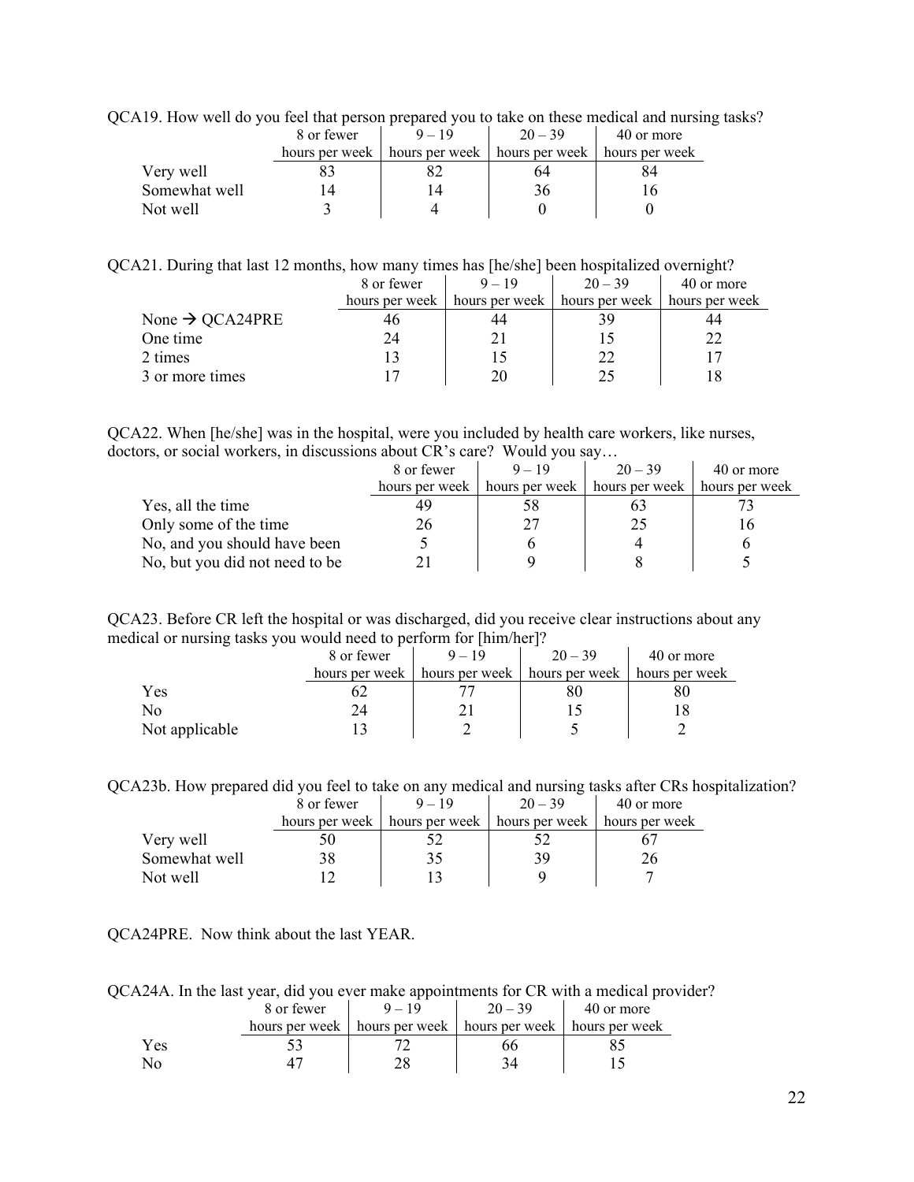QCA19. How well do you feel that person prepared you to take on these medical and nursing tasks?

| | 8 or fewer hours per week | 9 – 19 hours per week | 20 – 39 hours per week | 40 or more hours per week |
|---|---|---|---|---|
| Very well | 83 | 82 | 64 | 84 |
| Somewhat well | 14 | 14 | 36 | 16 |
| Not well | 3 | 4 | 0 | 0 |

QCA21. During that last 12 months, how many times has [he/she] been hospitalized overnight?

| | 8 or fewer hours per week | 9 – 19 hours per week | 20 – 39 hours per week | 40 or more hours per week |
|---|---|---|---|---|
| None → QCA24PRE | 46 | 44 | 39 | 44 |
| One time | 24 | 21 | 15 | 22 |
| 2 times | 13 | 15 | 22 | 17 |
| 3 or more times | 17 | 20 | 25 | 18 |

QCA22. When [he/she] was in the hospital, were you included by health care workers, like nurses, doctors, or social workers, in discussions about CR's care? Would you say…

| | 8 or fewer hours per week | 9 – 19 hours per week | 20 – 39 hours per week | 40 or more hours per week |
|---|---|---|---|---|
| Yes, all the time | 49 | 58 | 63 | 73 |
| Only some of the time | 26 | 27 | 25 | 16 |
| No, and you should have been | 5 | 6 | 4 | 6 |
| No, but you did not need to be | 21 | 9 | 8 | 5 |

QCA23. Before CR left the hospital or was discharged, did you receive clear instructions about any medical or nursing tasks you would need to perform for [him/her]?

| | 8 or fewer hours per week | 9 – 19 hours per week | 20 – 39 hours per week | 40 or more hours per week |
|---|---|---|---|---|
| Yes | 62 | 77 | 80 | 80 |
| No | 24 | 21 | 15 | 18 |
| Not applicable | 13 | 2 | 5 | 2 |

QCA23b. How prepared did you feel to take on any medical and nursing tasks after CRs hospitalization?

| | 8 or fewer hours per week | 9 – 19 hours per week | 20 – 39 hours per week | 40 or more hours per week |
|---|---|---|---|---|
| Very well | 50 | 52 | 52 | 67 |
| Somewhat well | 38 | 35 | 39 | 26 |
| Not well | 12 | 13 | 9 | 7 |

QCA24PRE. Now think about the last YEAR.

QCA24A. In the last year, did you ever make appointments for CR with a medical provider?

| | 8 or fewer hours per week | 9 – 19 hours per week | 20 – 39 hours per week | 40 or more hours per week |
|---|---|---|---|---|
| Yes | 53 | 72 | 66 | 85 |
| No | 47 | 28 | 34 | 15 |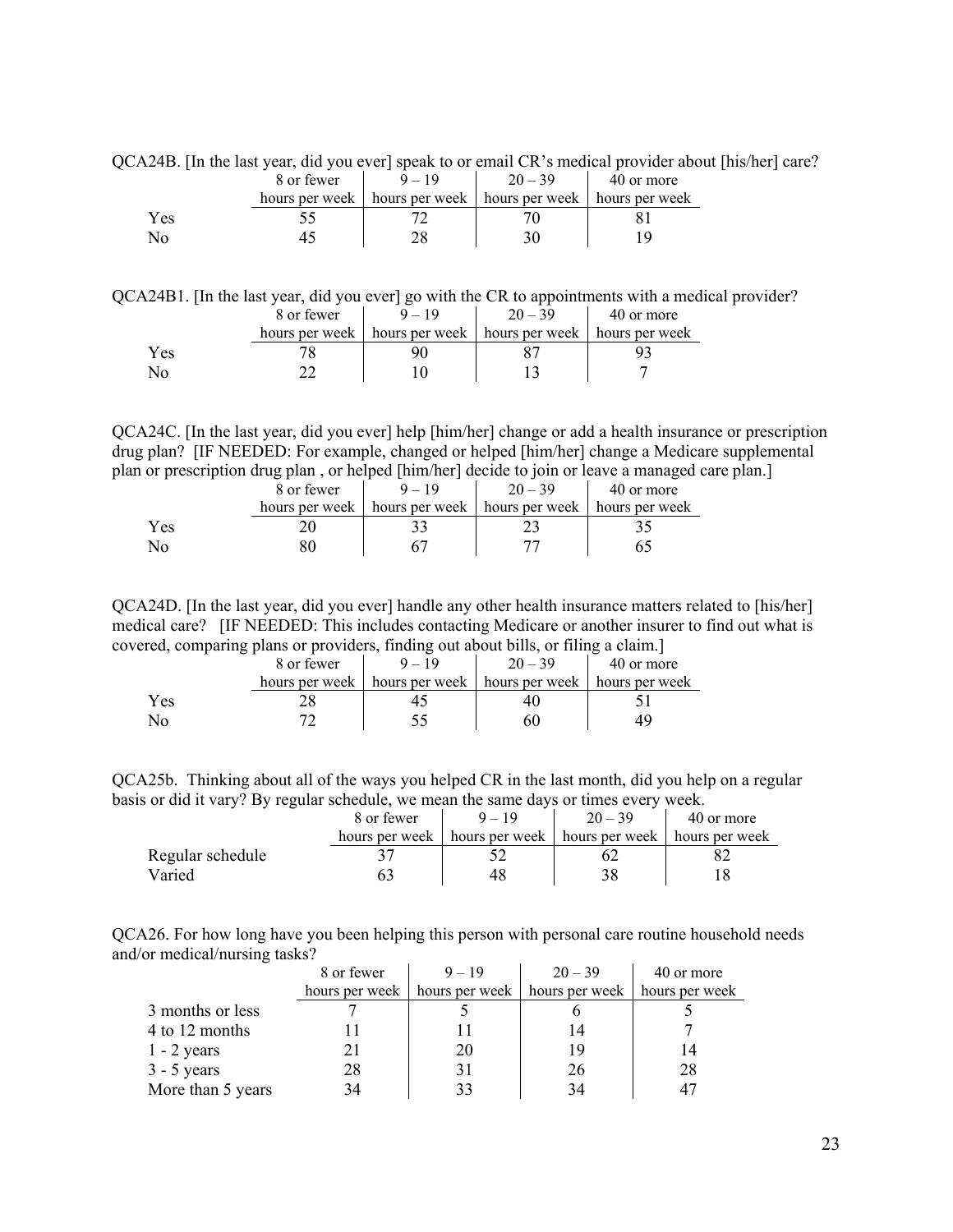QCA24B. [In the last year, did you ever] speak to or email CR's medical provider about [his/her] care?

| | 8 or fewer hours per week | 9 – 19 hours per week | 20 – 39 hours per week | 40 or more hours per week |
|---|---|---|---|---|
| Yes | 55 | 72 | 70 | 81 |
| No | 45 | 28 | 30 | 19 |

QCA24B1. [In the last year, did you ever] go with the CR to appointments with a medical provider?

| | 8 or fewer hours per week | 9 – 19 hours per week | 20 – 39 hours per week | 40 or more hours per week |
|---|---|---|---|---|
| Yes | 78 | 90 | 87 | 93 |
| No | 22 | 10 | 13 | 7 |

QCA24C. [In the last year, did you ever] help [him/her] change or add a health insurance or prescription drug plan? [IF NEEDED: For example, changed or helped [him/her] change a Medicare supplemental plan or prescription drug plan , or helped [him/her] decide to join or leave a managed care plan.]

| | 8 or fewer hours per week | 9 – 19 hours per week | 20 – 39 hours per week | 40 or more hours per week |
|---|---|---|---|---|
| Yes | 20 | 33 | 23 | 35 |
| No | 80 | 67 | 77 | 65 |

QCA24D. [In the last year, did you ever] handle any other health insurance matters related to [his/her] medical care? [IF NEEDED: This includes contacting Medicare or another insurer to find out what is covered, comparing plans or providers, finding out about bills, or filing a claim.]

| | 8 or fewer hours per week | 9 – 19 hours per week | 20 – 39 hours per week | 40 or more hours per week |
|---|---|---|---|---|
| Yes | 28 | 45 | 40 | 51 |
| No | 72 | 55 | 60 | 49 |

QCA25b. Thinking about all of the ways you helped CR in the last month, did you help on a regular basis or did it vary? By regular schedule, we mean the same days or times every week.

| | 8 or fewer hours per week | 9 – 19 hours per week | 20 – 39 hours per week | 40 or more hours per week |
|---|---|---|---|---|
| Regular schedule | 37 | 52 | 62 | 82 |
| Varied | 63 | 48 | 38 | 18 |

QCA26. For how long have you been helping this person with personal care routine household needs and/or medical/nursing tasks?

| | 8 or fewer hours per week | 9 – 19 hours per week | 20 – 39 hours per week | 40 or more hours per week |
|---|---|---|---|---|
| 3 months or less | 7 | 5 | 6 | 5 |
| 4 to 12 months | 11 | 11 | 14 | 7 |
| 1 - 2 years | 21 | 20 | 19 | 14 |
| 3 - 5 years | 28 | 31 | 26 | 28 |
| More than 5 years | 34 | 33 | 34 | 47 |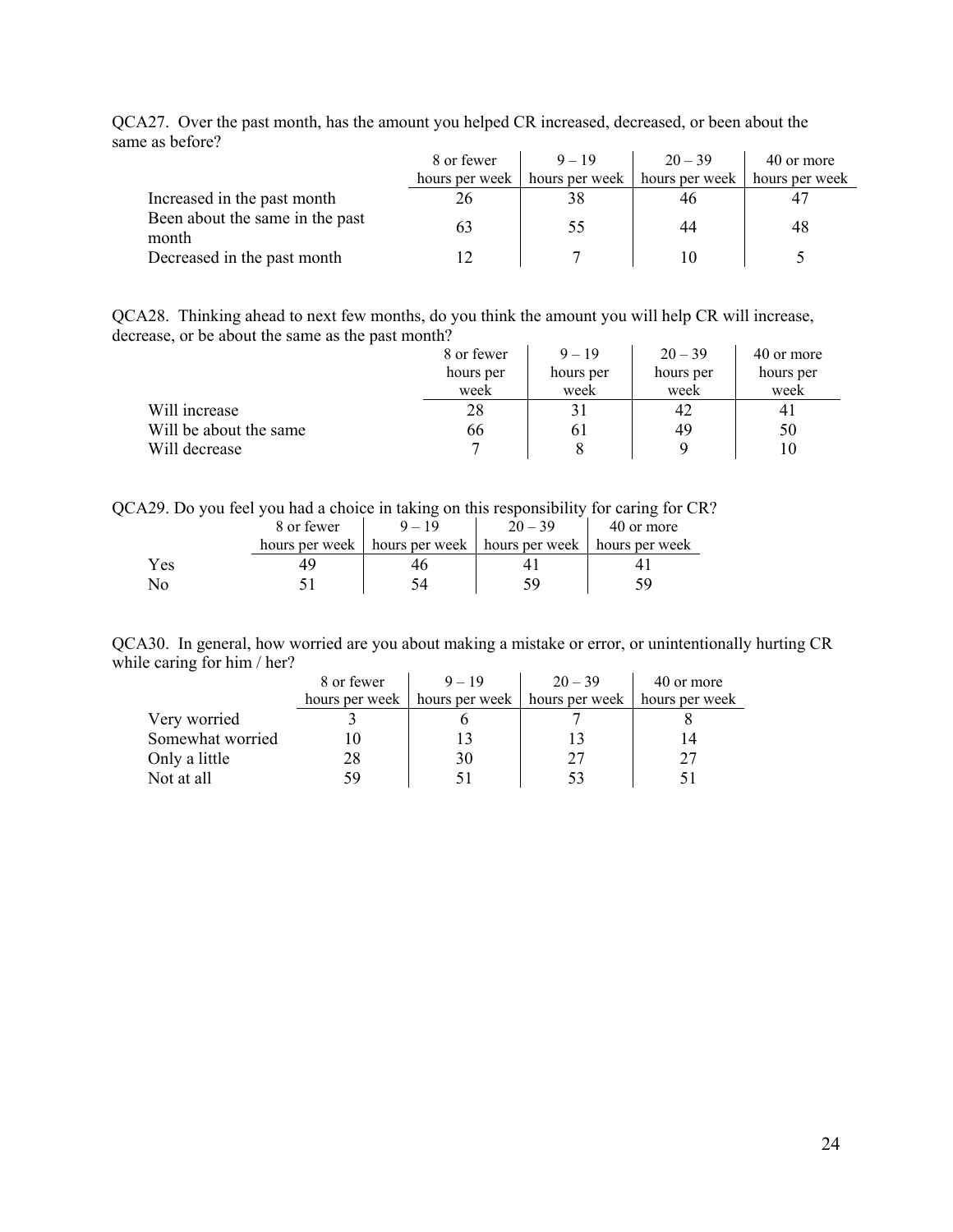QCA27. Over the past month, has the amount you helped CR increased, decreased, or been about the same as before?

| | 8 or fewer hours per week | 9 – 19 hours per week | 20 – 39 hours per week | 40 or more hours per week |
|---|---|---|---|---|
| Increased in the past month | 26 | 38 | 46 | 47 |
| Been about the same in the past month | 63 | 55 | 44 | 48 |
| Decreased in the past month | 12 | 7 | 10 | 5 |

QCA28. Thinking ahead to next few months, do you think the amount you will help CR will increase, decrease, or be about the same as the past month?

| | 8 or fewer hours per week | 9 – 19 hours per week | 20 – 39 hours per week | 40 or more hours per week |
|---|---|---|---|---|
| Will increase | 28 | 31 | 42 | 41 |
| Will be about the same | 66 | 61 | 49 | 50 |
| Will decrease | 7 | 8 | 9 | 10 |

QCA29. Do you feel you had a choice in taking on this responsibility for caring for CR?

| | 8 or fewer hours per week | 9 – 19 hours per week | 20 – 39 hours per week | 40 or more hours per week |
|---|---|---|---|---|
| Yes | 49 | 46 | 41 | 41 |
| No | 51 | 54 | 59 | 59 |

QCA30. In general, how worried are you about making a mistake or error, or unintentionally hurting CR while caring for him / her?

| | 8 or fewer hours per week | 9 – 19 hours per week | 20 – 39 hours per week | 40 or more hours per week |
|---|---|---|---|---|
| Very worried | 3 | 6 | 7 | 8 |
| Somewhat worried | 10 | 13 | 13 | 14 |
| Only a little | 28 | 30 | 27 | 27 |
| Not at all | 59 | 51 | 53 | 51 |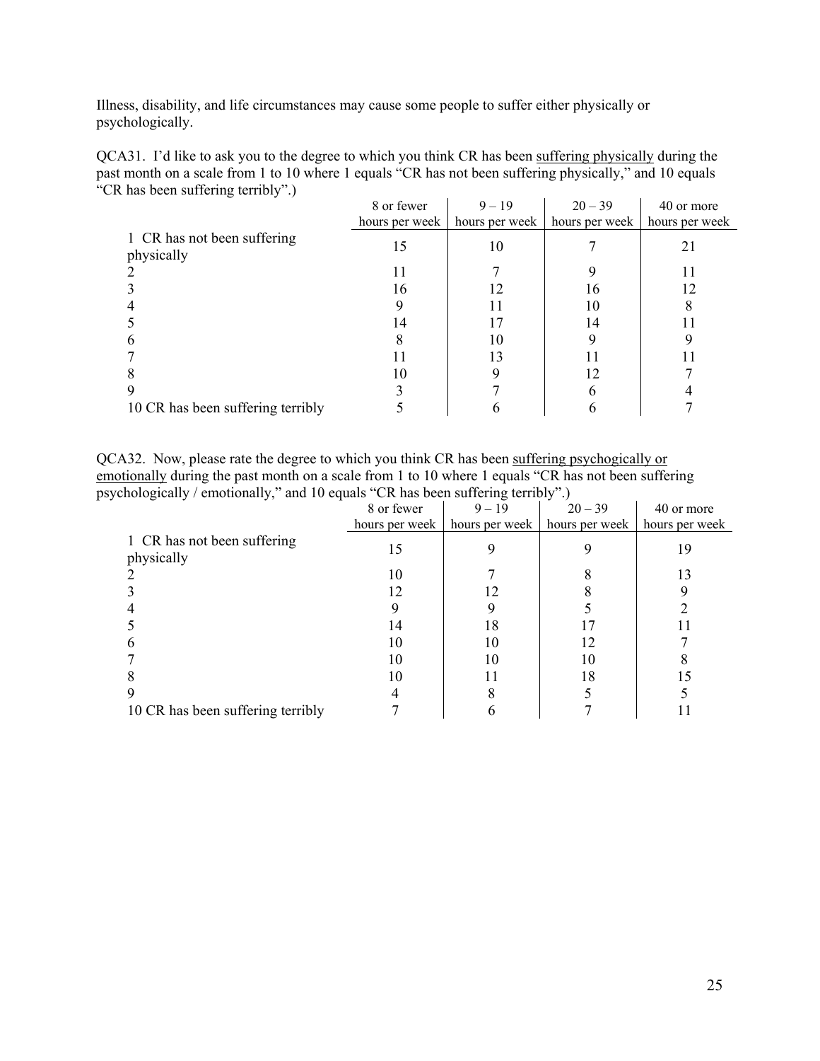Illness, disability, and life circumstances may cause some people to suffer either physically or psychologically.

QCA31. I'd like to ask you to the degree to which you think CR has been <u>suffering physically</u> during the past month on a scale from 1 to 10 where 1 equals "CR has not been suffering physically," and 10 equals "CR has been suffering terribly".)

| | 8 or fewer hours per week | 9 – 19 hours per week | 20 – 39 hours per week | 40 or more hours per week |
|---|---|---|---|---|
| 1 CR has not been suffering physically | 15 | 10 | 7 | 21 |
| 2 | 11 | 7 | 9 | 11 |
| 3 | 16 | 12 | 16 | 12 |
| 4 | 9 | 11 | 10 | 8 |
| 5 | 14 | 17 | 14 | 11 |
| 6 | 8 | 10 | 9 | 9 |
| 7 | 11 | 13 | 11 | 11 |
| 8 | 10 | 9 | 12 | 7 |
| 9 | 3 | 7 | 6 | 4 |
| 10 CR has been suffering terribly | 5 | 6 | 6 | 7 |

QCA32. Now, please rate the degree to which you think CR has been <u>suffering psychogically or emotionally</u> during the past month on a scale from 1 to 10 where 1 equals "CR has not been suffering psychologically / emotionally," and 10 equals "CR has been suffering terribly".)

| | 8 or fewer hours per week | 9 – 19 hours per week | 20 – 39 hours per week | 40 or more hours per week |
|---|---|---|---|---|
| 1 CR has not been suffering physically | 15 | 9 | 9 | 19 |
| 2 | 10 | 7 | 8 | 13 |
| 3 | 12 | 12 | 8 | 9 |
| 4 | 9 | 9 | 5 | 2 |
| 5 | 14 | 18 | 17 | 11 |
| 6 | 10 | 10 | 12 | 7 |
| 7 | 10 | 10 | 10 | 8 |
| 8 | 10 | 11 | 18 | 15 |
| 9 | 4 | 8 | 5 | 5 |
| 10 CR has been suffering terribly | 7 | 6 | 7 | 11 |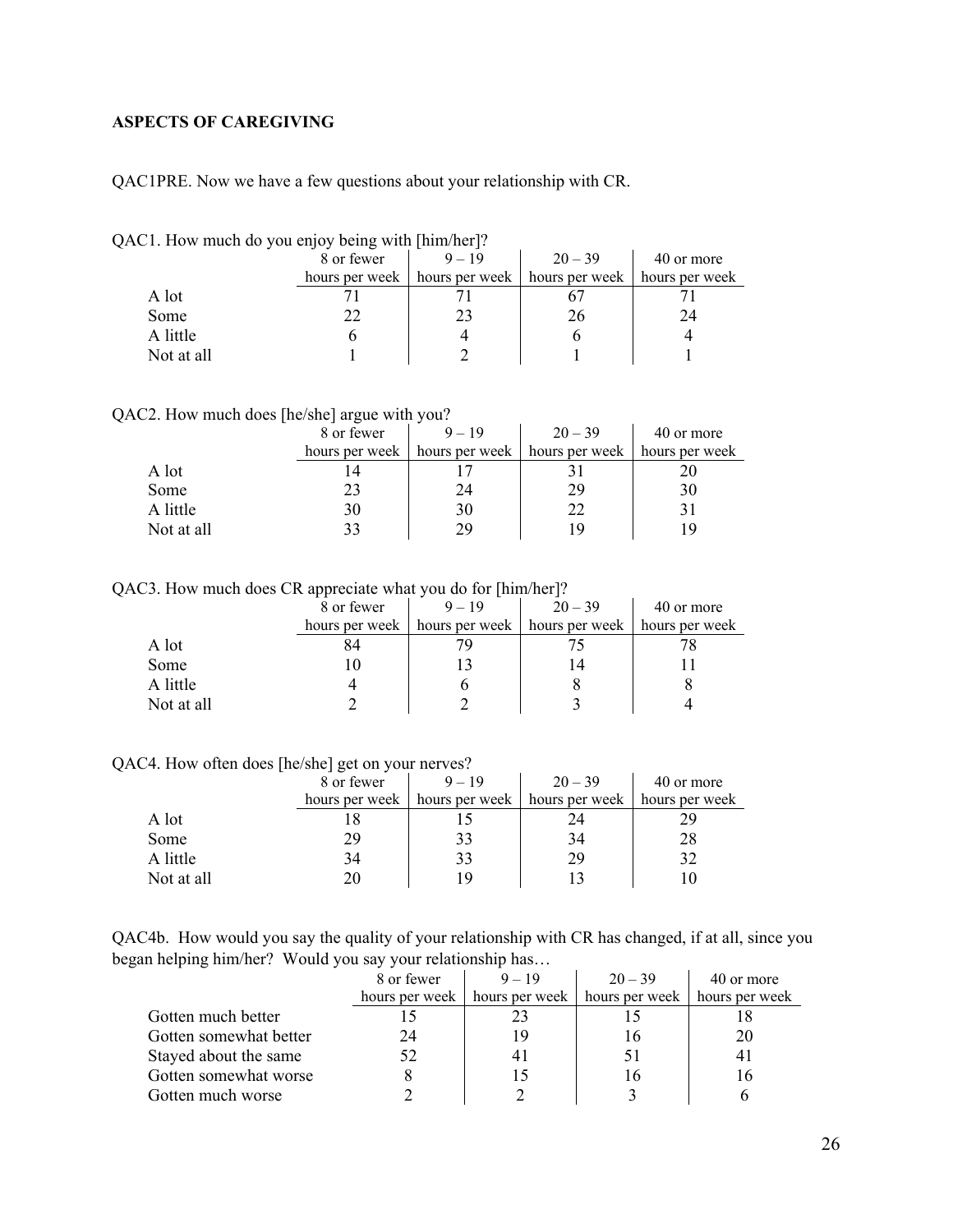**ASPECTS OF CAREGIVING**

QAC1PRE. Now we have a few questions about your relationship with CR.

QAC1. How much do you enjoy being with [him/her]?

| | 8 or fewer hours per week | 9 – 19 hours per week | 20 – 39 hours per week | 40 or more hours per week |
|---|---|---|---|---|
| A lot | 71 | 71 | 67 | 71 |
| Some | 22 | 23 | 26 | 24 |
| A little | 6 | 4 | 6 | 4 |
| Not at all | 1 | 2 | 1 | 1 |

QAC2. How much does [he/she] argue with you?

| | 8 or fewer hours per week | 9 – 19 hours per week | 20 – 39 hours per week | 40 or more hours per week |
|---|---|---|---|---|
| A lot | 14 | 17 | 31 | 20 |
| Some | 23 | 24 | 29 | 30 |
| A little | 30 | 30 | 22 | 31 |
| Not at all | 33 | 29 | 19 | 19 |

QAC3. How much does CR appreciate what you do for [him/her]?

| | 8 or fewer hours per week | 9 – 19 hours per week | 20 – 39 hours per week | 40 or more hours per week |
|---|---|---|---|---|
| A lot | 84 | 79 | 75 | 78 |
| Some | 10 | 13 | 14 | 11 |
| A little | 4 | 6 | 8 | 8 |
| Not at all | 2 | 2 | 3 | 4 |

QAC4. How often does [he/she] get on your nerves?

| | 8 or fewer hours per week | 9 – 19 hours per week | 20 – 39 hours per week | 40 or more hours per week |
|---|---|---|---|---|
| A lot | 18 | 15 | 24 | 29 |
| Some | 29 | 33 | 34 | 28 |
| A little | 34 | 33 | 29 | 32 |
| Not at all | 20 | 19 | 13 | 10 |

QAC4b. How would you say the quality of your relationship with CR has changed, if at all, since you began helping him/her? Would you say your relationship has…

| | 8 or fewer hours per week | 9 – 19 hours per week | 20 – 39 hours per week | 40 or more hours per week |
|---|---|---|---|---|
| Gotten much better | 15 | 23 | 15 | 18 |
| Gotten somewhat better | 24 | 19 | 16 | 20 |
| Stayed about the same | 52 | 41 | 51 | 41 |
| Gotten somewhat worse | 8 | 15 | 16 | 16 |
| Gotten much worse | 2 | 2 | 3 | 6 |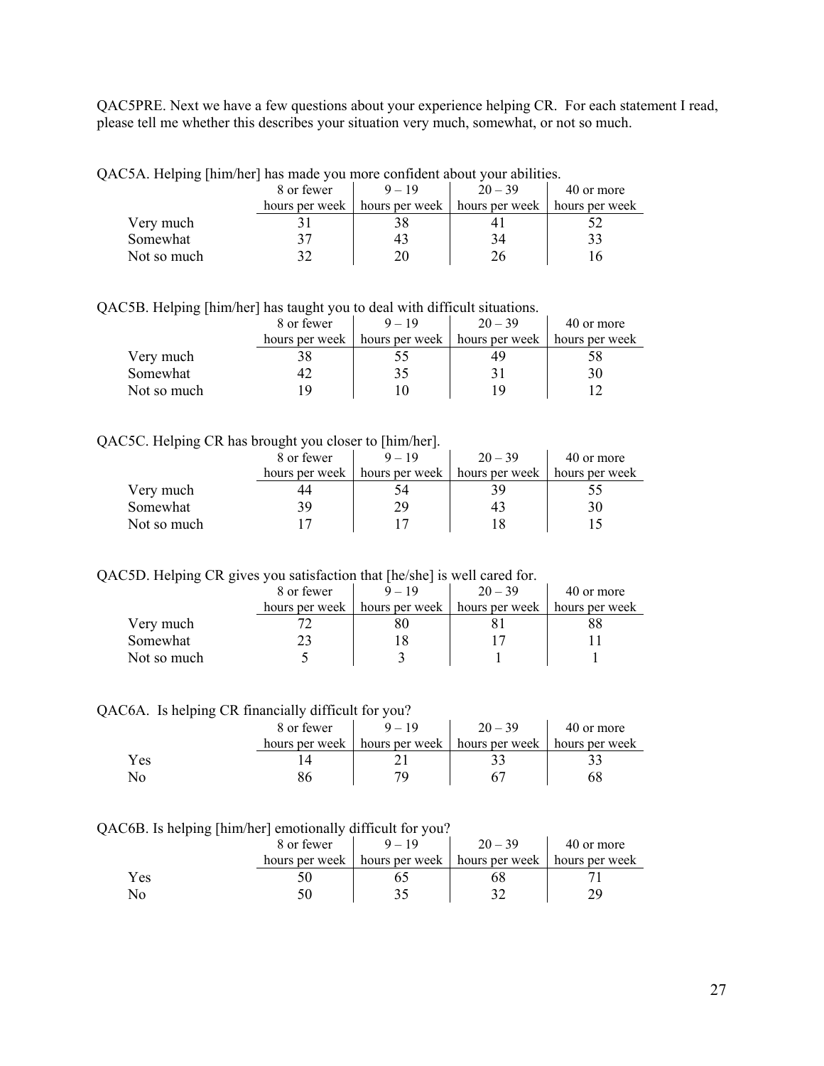QAC5PRE. Next we have a few questions about your experience helping CR. For each statement I read, please tell me whether this describes your situation very much, somewhat, or not so much.

QAC5A. Helping [him/her] has made you more confident about your abilities.

| | 8 or fewer hours per week | 9 – 19 hours per week | 20 – 39 hours per week | 40 or more hours per week |
|---|---|---|---|---|
| Very much | 31 | 38 | 41 | 52 |
| Somewhat | 37 | 43 | 34 | 33 |
| Not so much | 32 | 20 | 26 | 16 |

QAC5B. Helping [him/her] has taught you to deal with difficult situations.

| | 8 or fewer hours per week | 9 – 19 hours per week | 20 – 39 hours per week | 40 or more hours per week |
|---|---|---|---|---|
| Very much | 38 | 55 | 49 | 58 |
| Somewhat | 42 | 35 | 31 | 30 |
| Not so much | 19 | 10 | 19 | 12 |

QAC5C. Helping CR has brought you closer to [him/her].

| | 8 or fewer hours per week | 9 – 19 hours per week | 20 – 39 hours per week | 40 or more hours per week |
|---|---|---|---|---|
| Very much | 44 | 54 | 39 | 55 |
| Somewhat | 39 | 29 | 43 | 30 |
| Not so much | 17 | 17 | 18 | 15 |

QAC5D. Helping CR gives you satisfaction that [he/she] is well cared for.

| | 8 or fewer hours per week | 9 – 19 hours per week | 20 – 39 hours per week | 40 or more hours per week |
|---|---|---|---|---|
| Very much | 72 | 80 | 81 | 88 |
| Somewhat | 23 | 18 | 17 | 11 |
| Not so much | 5 | 3 | 1 | 1 |

QAC6A. Is helping CR financially difficult for you?

| | 8 or fewer hours per week | 9 – 19 hours per week | 20 – 39 hours per week | 40 or more hours per week |
|---|---|---|---|---|
| Yes | 14 | 21 | 33 | 33 |
| No | 86 | 79 | 67 | 68 |

QAC6B. Is helping [him/her] emotionally difficult for you?

| | 8 or fewer hours per week | 9 – 19 hours per week | 20 – 39 hours per week | 40 or more hours per week |
|---|---|---|---|---|
| Yes | 50 | 65 | 68 | 71 |
| No | 50 | 35 | 32 | 29 |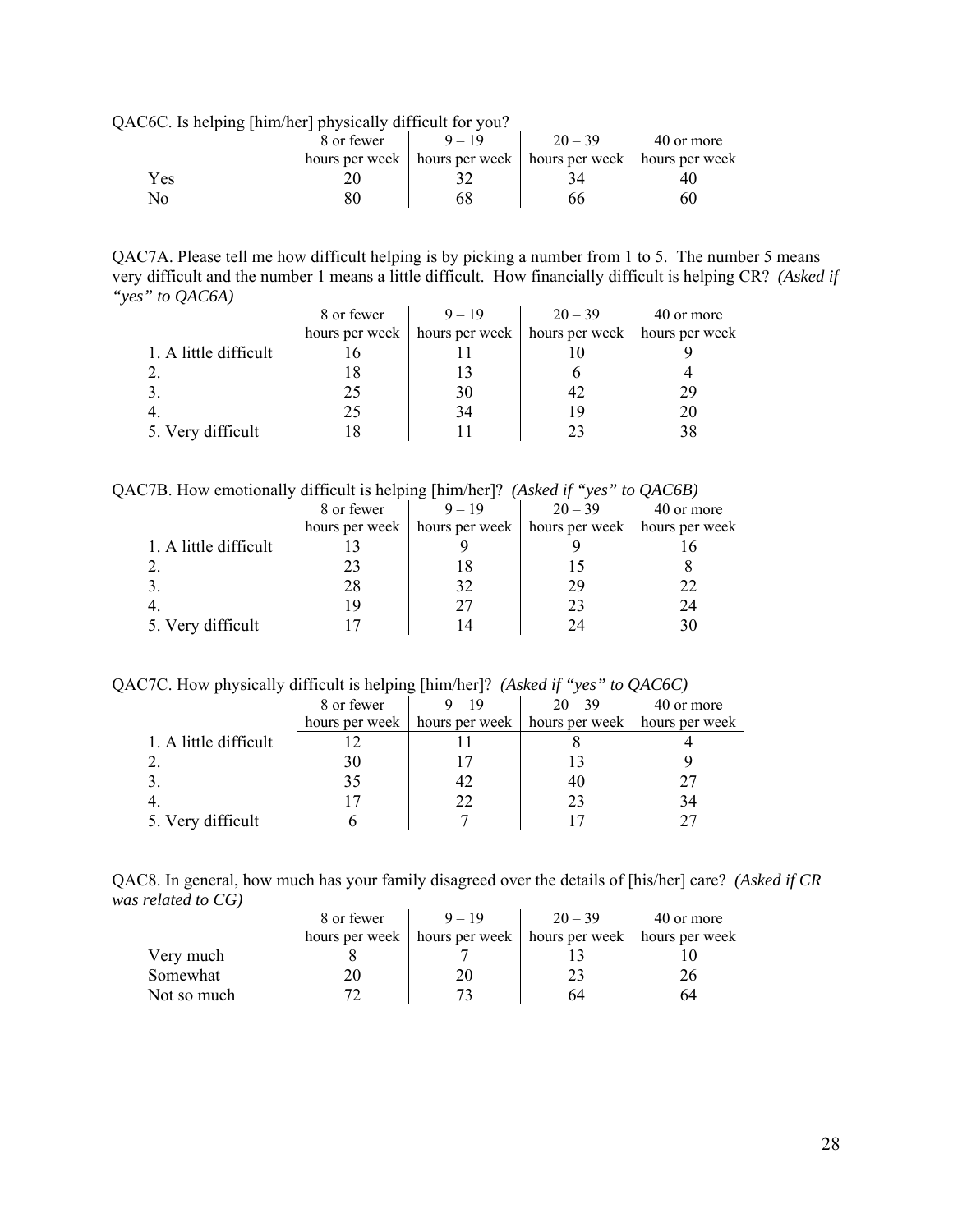QAC6C. Is helping [him/her] physically difficult for you?

| | 8 or fewer hours per week | 9 – 19 hours per week | 20 – 39 hours per week | 40 or more hours per week |
|---|---|---|---|---|
| Yes | 20 | 32 | 34 | 40 |
| No | 80 | 68 | 66 | 60 |

QAC7A. Please tell me how difficult helping is by picking a number from 1 to 5. The number 5 means very difficult and the number 1 means a little difficult. How financially difficult is helping CR? *(Asked if "yes" to QAC6A)*

| | 8 or fewer hours per week | 9 – 19 hours per week | 20 – 39 hours per week | 40 or more hours per week |
|---|---|---|---|---|
| 1. A little difficult | 16 | 11 | 10 | 9 |
| 2. | 18 | 13 | 6 | 4 |
| 3. | 25 | 30 | 42 | 29 |
| 4. | 25 | 34 | 19 | 20 |
| 5. Very difficult | 18 | 11 | 23 | 38 |

QAC7B. How emotionally difficult is helping [him/her]? *(Asked if "yes" to QAC6B)*

| | 8 or fewer hours per week | 9 – 19 hours per week | 20 – 39 hours per week | 40 or more hours per week |
|---|---|---|---|---|
| 1. A little difficult | 13 | 9 | 9 | 16 |
| 2. | 23 | 18 | 15 | 8 |
| 3. | 28 | 32 | 29 | 22 |
| 4. | 19 | 27 | 23 | 24 |
| 5. Very difficult | 17 | 14 | 24 | 30 |

QAC7C. How physically difficult is helping [him/her]? *(Asked if "yes" to QAC6C)*

| | 8 or fewer hours per week | 9 – 19 hours per week | 20 – 39 hours per week | 40 or more hours per week |
|---|---|---|---|---|
| 1. A little difficult | 12 | 11 | 8 | 4 |
| 2. | 30 | 17 | 13 | 9 |
| 3. | 35 | 42 | 40 | 27 |
| 4. | 17 | 22 | 23 | 34 |
| 5. Very difficult | 6 | 7 | 17 | 27 |

QAC8. In general, how much has your family disagreed over the details of [his/her] care? *(Asked if CR was related to CG)*

| | 8 or fewer hours per week | 9 – 19 hours per week | 20 – 39 hours per week | 40 or more hours per week |
|---|---|---|---|---|
| Very much | 8 | 7 | 13 | 10 |
| Somewhat | 20 | 20 | 23 | 26 |
| Not so much | 72 | 73 | 64 | 64 |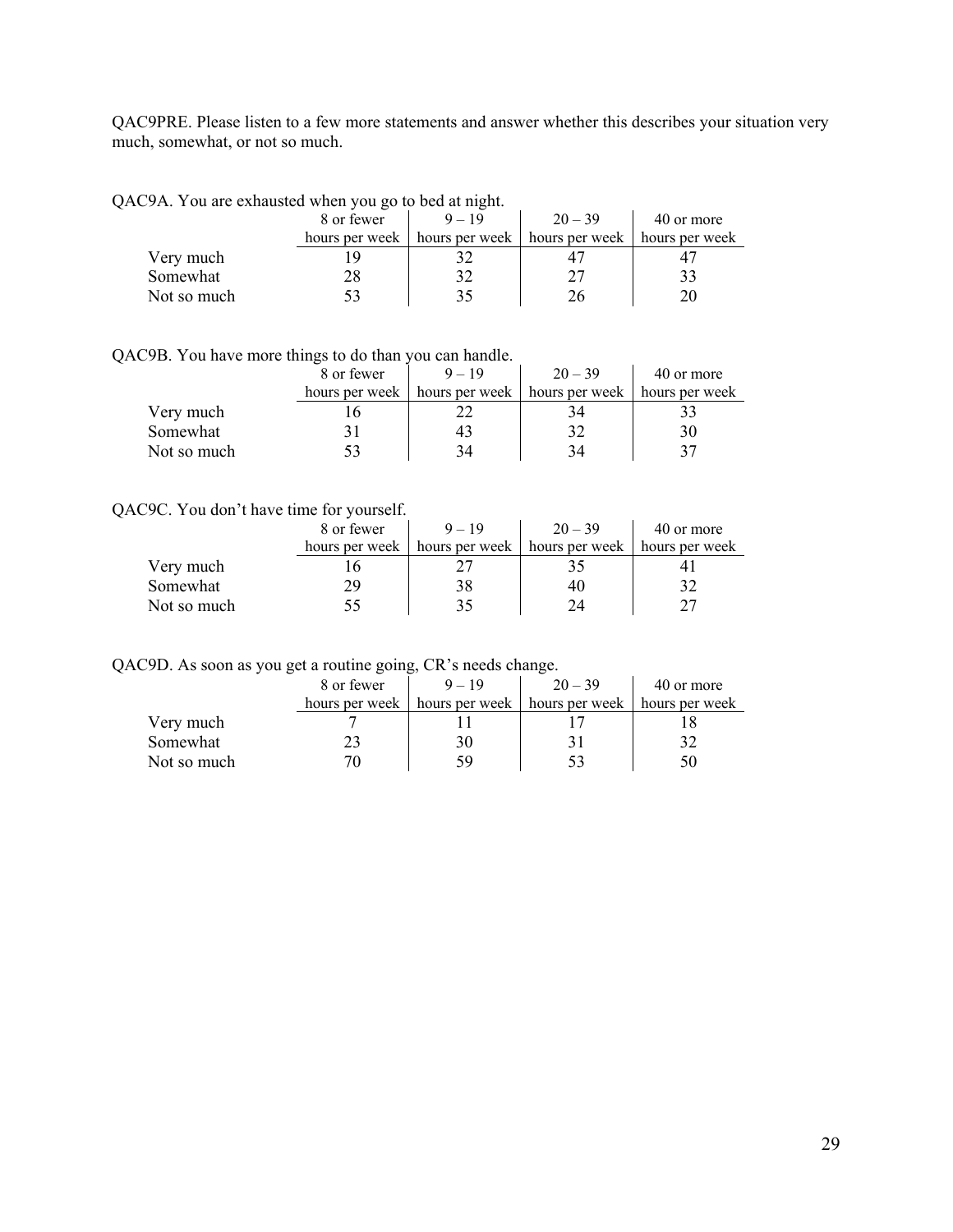QAC9PRE. Please listen to a few more statements and answer whether this describes your situation very much, somewhat, or not so much.

QAC9A. You are exhausted when you go to bed at night.

| | 8 or fewer hours per week | 9 – 19 hours per week | 20 – 39 hours per week | 40 or more hours per week |
|---|---|---|---|---|
| Very much | 19 | 32 | 47 | 47 |
| Somewhat | 28 | 32 | 27 | 33 |
| Not so much | 53 | 35 | 26 | 20 |

QAC9B. You have more things to do than you can handle.

| | 8 or fewer hours per week | 9 – 19 hours per week | 20 – 39 hours per week | 40 or more hours per week |
|---|---|---|---|---|
| Very much | 16 | 22 | 34 | 33 |
| Somewhat | 31 | 43 | 32 | 30 |
| Not so much | 53 | 34 | 34 | 37 |

QAC9C. You don't have time for yourself.

| | 8 or fewer hours per week | 9 – 19 hours per week | 20 – 39 hours per week | 40 or more hours per week |
|---|---|---|---|---|
| Very much | 16 | 27 | 35 | 41 |
| Somewhat | 29 | 38 | 40 | 32 |
| Not so much | 55 | 35 | 24 | 27 |

QAC9D. As soon as you get a routine going, CR's needs change.

| | 8 or fewer hours per week | 9 – 19 hours per week | 20 – 39 hours per week | 40 or more hours per week |
|---|---|---|---|---|
| Very much | 7 | 11 | 17 | 18 |
| Somewhat | 23 | 30 | 31 | 32 |
| Not so much | 70 | 59 | 53 | 50 |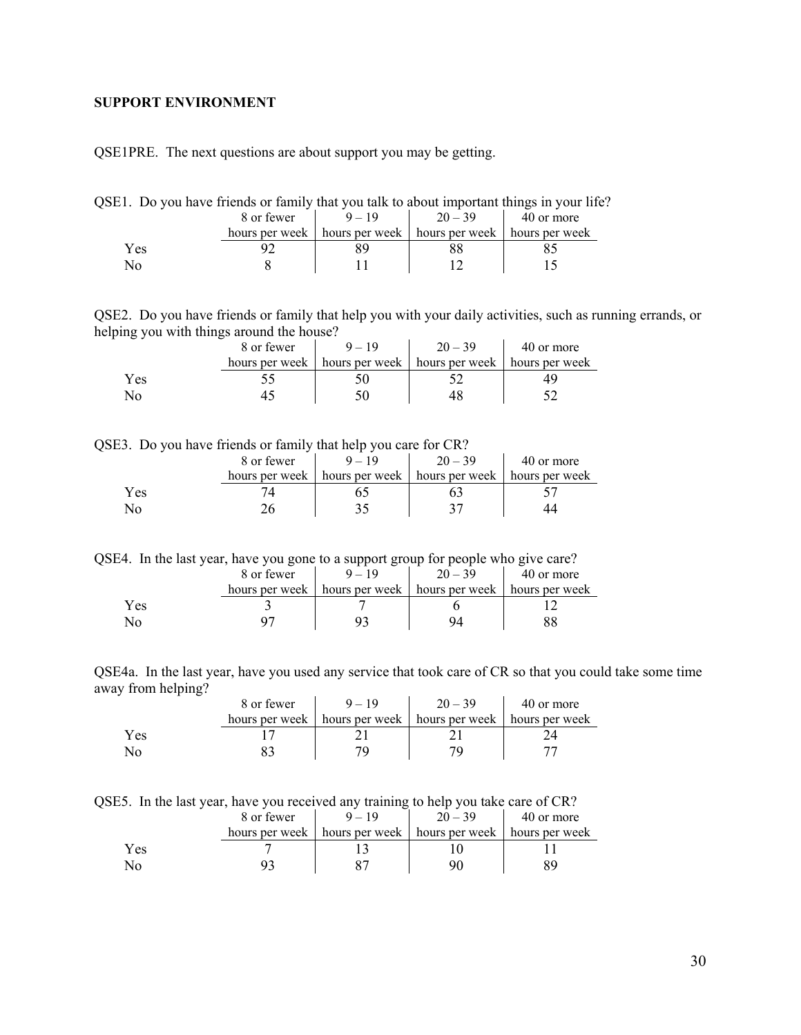**SUPPORT ENVIRONMENT**

QSE1PRE. The next questions are about support you may be getting.

QSE1. Do you have friends or family that you talk to about important things in your life?

| | 8 or fewer hours per week | 9 – 19 hours per week | 20 – 39 hours per week | 40 or more hours per week |
|---|---|---|---|---|
| Yes | 92 | 89 | 88 | 85 |
| No | 8 | 11 | 12 | 15 |

QSE2. Do you have friends or family that help you with your daily activities, such as running errands, or helping you with things around the house?

| | 8 or fewer hours per week | 9 – 19 hours per week | 20 – 39 hours per week | 40 or more hours per week |
|---|---|---|---|---|
| Yes | 55 | 50 | 52 | 49 |
| No | 45 | 50 | 48 | 52 |

QSE3. Do you have friends or family that help you care for CR?

| | 8 or fewer hours per week | 9 – 19 hours per week | 20 – 39 hours per week | 40 or more hours per week |
|---|---|---|---|---|
| Yes | 74 | 65 | 63 | 57 |
| No | 26 | 35 | 37 | 44 |

QSE4. In the last year, have you gone to a support group for people who give care?

| | 8 or fewer hours per week | 9 – 19 hours per week | 20 – 39 hours per week | 40 or more hours per week |
|---|---|---|---|---|
| Yes | 3 | 7 | 6 | 12 |
| No | 97 | 93 | 94 | 88 |

QSE4a. In the last year, have you used any service that took care of CR so that you could take some time away from helping?

| | 8 or fewer hours per week | 9 – 19 hours per week | 20 – 39 hours per week | 40 or more hours per week |
|---|---|---|---|---|
| Yes | 17 | 21 | 21 | 24 |
| No | 83 | 79 | 79 | 77 |

QSE5. In the last year, have you received any training to help you take care of CR?

| | 8 or fewer hours per week | 9 – 19 hours per week | 20 – 39 hours per week | 40 or more hours per week |
|---|---|---|---|---|
| Yes | 7 | 13 | 10 | 11 |
| No | 93 | 87 | 90 | 89 |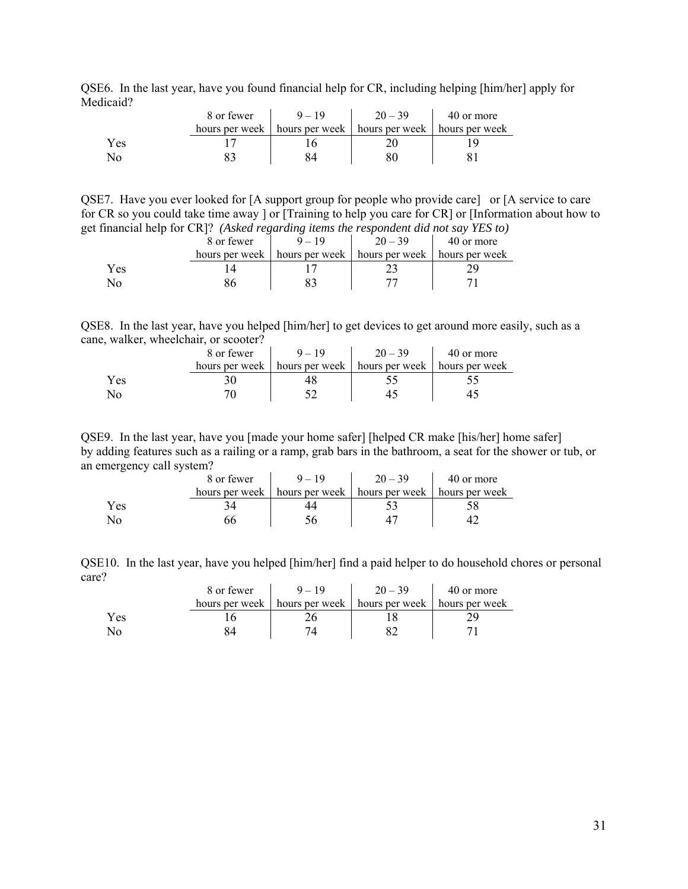QSE6. In the last year, have you found financial help for CR, including helping [him/her] apply for Medicaid?

| | 8 or fewer hours per week | 9 – 19 hours per week | 20 – 39 hours per week | 40 or more hours per week |
|---|---|---|---|---|
| Yes | 17 | 16 | 20 | 19 |
| No | 83 | 84 | 80 | 81 |

QSE7. Have you ever looked for [A support group for people who provide care] or [A service to care for CR so you could take time away ] or [Training to help you care for CR] or [Information about how to get financial help for CR]? *(Asked regarding items the respondent did not say YES to)*

| | 8 or fewer hours per week | 9 – 19 hours per week | 20 – 39 hours per week | 40 or more hours per week |
|---|---|---|---|---|
| Yes | 14 | 17 | 23 | 29 |
| No | 86 | 83 | 77 | 71 |

QSE8. In the last year, have you helped [him/her] to get devices to get around more easily, such as a cane, walker, wheelchair, or scooter?

| | 8 or fewer hours per week | 9 – 19 hours per week | 20 – 39 hours per week | 40 or more hours per week |
|---|---|---|---|---|
| Yes | 30 | 48 | 55 | 55 |
| No | 70 | 52 | 45 | 45 |

QSE9. In the last year, have you [made your home safer] [helped CR make [his/her] home safer] by adding features such as a railing or a ramp, grab bars in the bathroom, a seat for the shower or tub, or an emergency call system?

| | 8 or fewer hours per week | 9 – 19 hours per week | 20 – 39 hours per week | 40 or more hours per week |
|---|---|---|---|---|
| Yes | 34 | 44 | 53 | 58 |
| No | 66 | 56 | 47 | 42 |

QSE10. In the last year, have you helped [him/her] find a paid helper to do household chores or personal care?

| | 8 or fewer hours per week | 9 – 19 hours per week | 20 – 39 hours per week | 40 or more hours per week |
|---|---|---|---|---|
| Yes | 16 | 26 | 18 | 29 |
| No | 84 | 74 | 82 | 71 |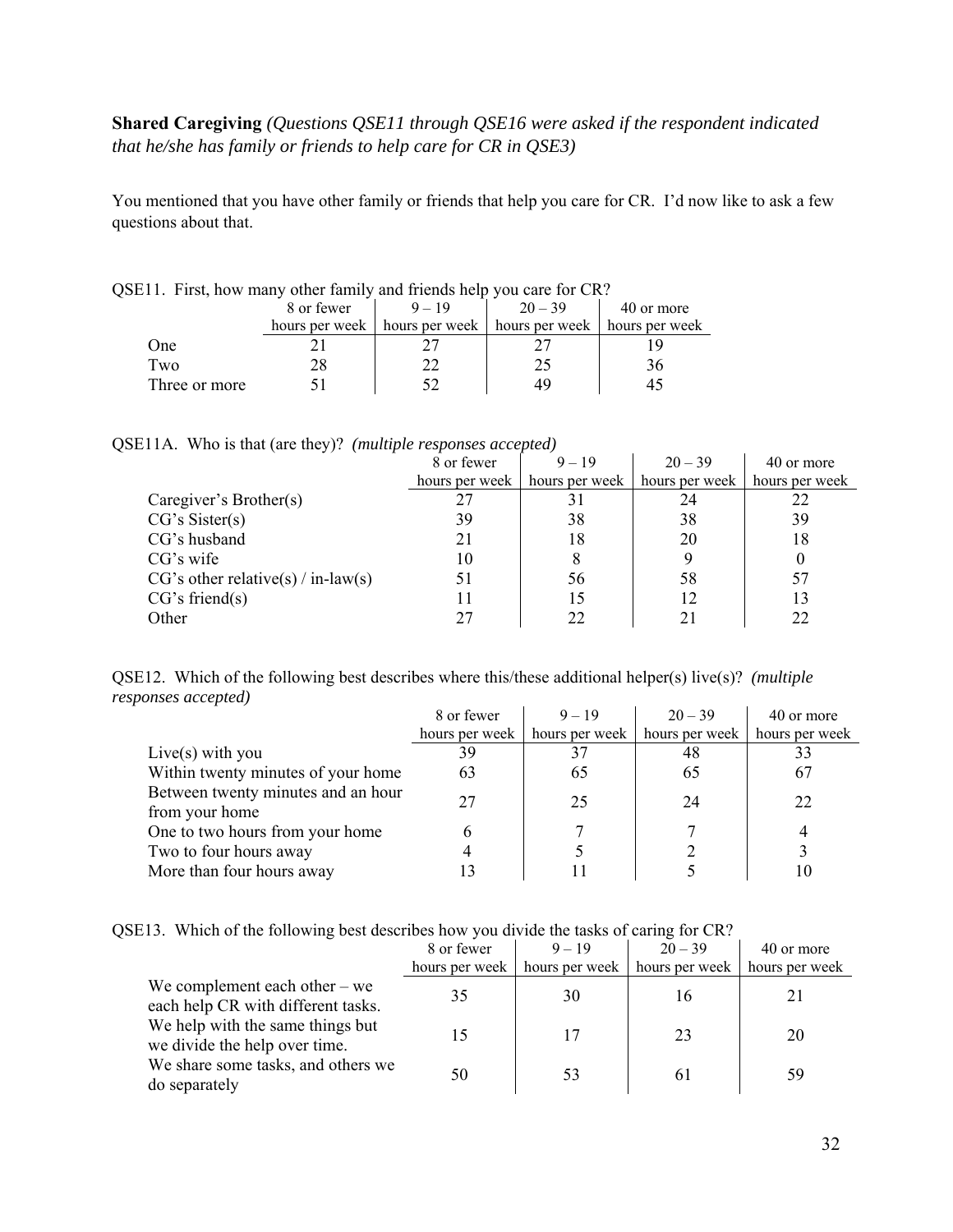**Shared Caregiving** *(Questions QSE11 through QSE16 were asked if the respondent indicated that he/she has family or friends to help care for CR in QSE3)*

You mentioned that you have other family or friends that help you care for CR. I'd now like to ask a few questions about that.

QSE11. First, how many other family and friends help you care for CR?

| | 8 or fewer hours per week | 9 – 19 hours per week | 20 – 39 hours per week | 40 or more hours per week |
|---|---|---|---|---|
| One | 21 | 27 | 27 | 19 |
| Two | 28 | 22 | 25 | 36 |
| Three or more | 51 | 52 | 49 | 45 |

QSE11A. Who is that (are they)? *(multiple responses accepted)*

| | 8 or fewer hours per week | 9 – 19 hours per week | 20 – 39 hours per week | 40 or more hours per week |
|---|---|---|---|---|
| Caregiver's Brother(s) | 27 | 31 | 24 | 22 |
| CG's Sister(s) | 39 | 38 | 38 | 39 |
| CG's husband | 21 | 18 | 20 | 18 |
| CG's wife | 10 | 8 | 9 | 0 |
| CG's other relative(s) / in-law(s) | 51 | 56 | 58 | 57 |
| CG's friend(s) | 11 | 15 | 12 | 13 |
| Other | 27 | 22 | 21 | 22 |

QSE12. Which of the following best describes where this/these additional helper(s) live(s)? *(multiple responses accepted)*

| | 8 or fewer hours per week | 9 – 19 hours per week | 20 – 39 hours per week | 40 or more hours per week |
|---|---|---|---|---|
| Live(s) with you | 39 | 37 | 48 | 33 |
| Within twenty minutes of your home | 63 | 65 | 65 | 67 |
| Between twenty minutes and an hour from your home | 27 | 25 | 24 | 22 |
| One to two hours from your home | 6 | 7 | 7 | 4 |
| Two to four hours away | 4 | 5 | 2 | 3 |
| More than four hours away | 13 | 11 | 5 | 10 |

QSE13. Which of the following best describes how you divide the tasks of caring for CR?

| | 8 or fewer hours per week | 9 – 19 hours per week | 20 – 39 hours per week | 40 or more hours per week |
|---|---|---|---|---|
| We complement each other – we each help CR with different tasks. | 35 | 30 | 16 | 21 |
| We help with the same things but we divide the help over time. | 15 | 17 | 23 | 20 |
| We share some tasks, and others we do separately | 50 | 53 | 61 | 59 |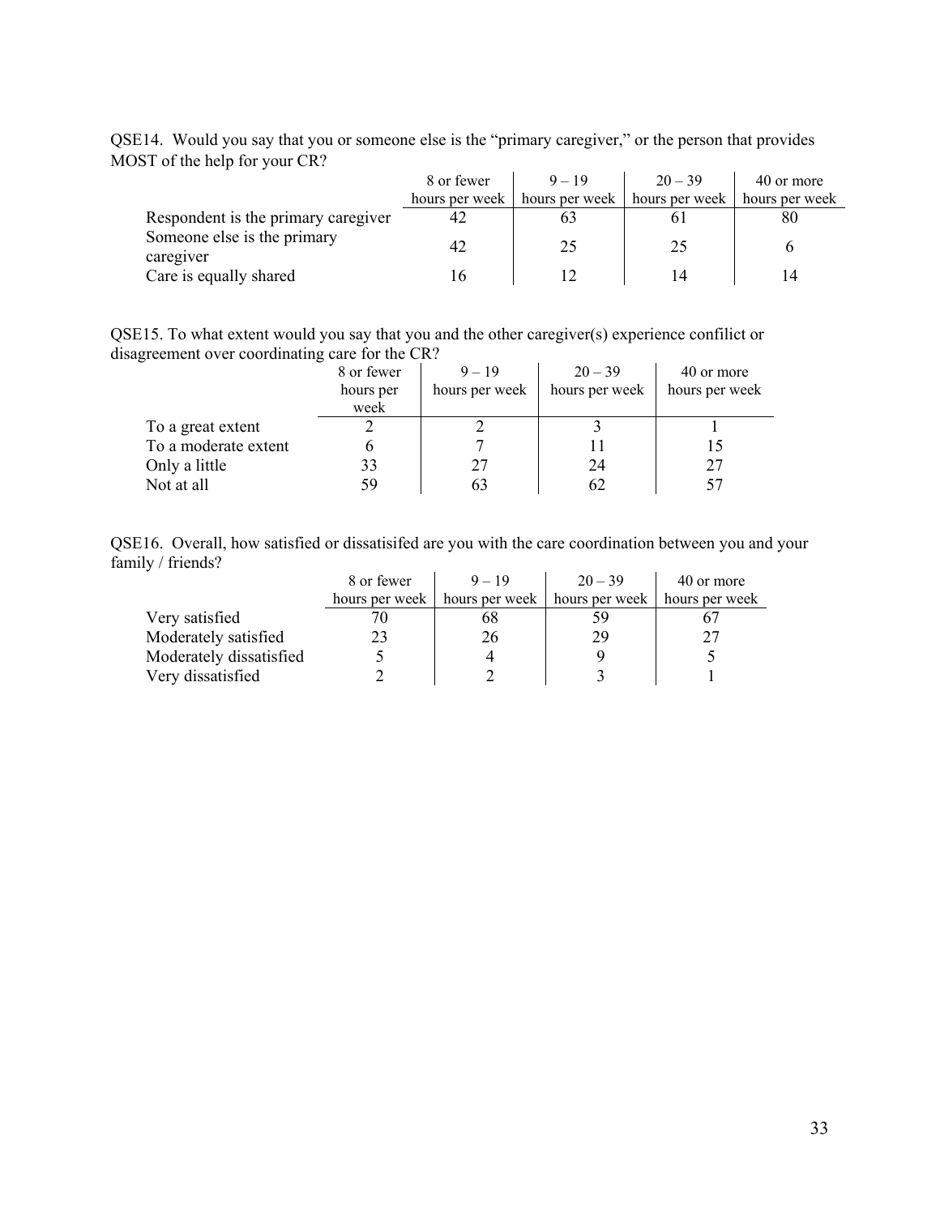QSE14. Would you say that you or someone else is the "primary caregiver," or the person that provides MOST of the help for your CR?

| | 8 or fewer hours per week | 9 – 19 hours per week | 20 – 39 hours per week | 40 or more hours per week |
|---|---|---|---|---|
| Respondent is the primary caregiver | 42 | 63 | 61 | 80 |
| Someone else is the primary caregiver | 42 | 25 | 25 | 6 |
| Care is equally shared | 16 | 12 | 14 | 14 |

QSE15. To what extent would you say that you and the other caregiver(s) experience confilict or disagreement over coordinating care for the CR?

| | 8 or fewer hours per week | 9 – 19 hours per week | 20 – 39 hours per week | 40 or more hours per week |
|---|---|---|---|---|
| To a great extent | 2 | 2 | 3 | 1 |
| To a moderate extent | 6 | 7 | 11 | 15 |
| Only a little | 33 | 27 | 24 | 27 |
| Not at all | 59 | 63 | 62 | 57 |

QSE16. Overall, how satisfied or dissatisifed are you with the care coordination between you and your family / friends?

| | 8 or fewer hours per week | 9 – 19 hours per week | 20 – 39 hours per week | 40 or more hours per week |
|---|---|---|---|---|
| Very satisfied | 70 | 68 | 59 | 67 |
| Moderately satisfied | 23 | 26 | 29 | 27 |
| Moderately dissatisfied | 5 | 4 | 9 | 5 |
| Very dissatisfied | 2 | 2 | 3 | 1 |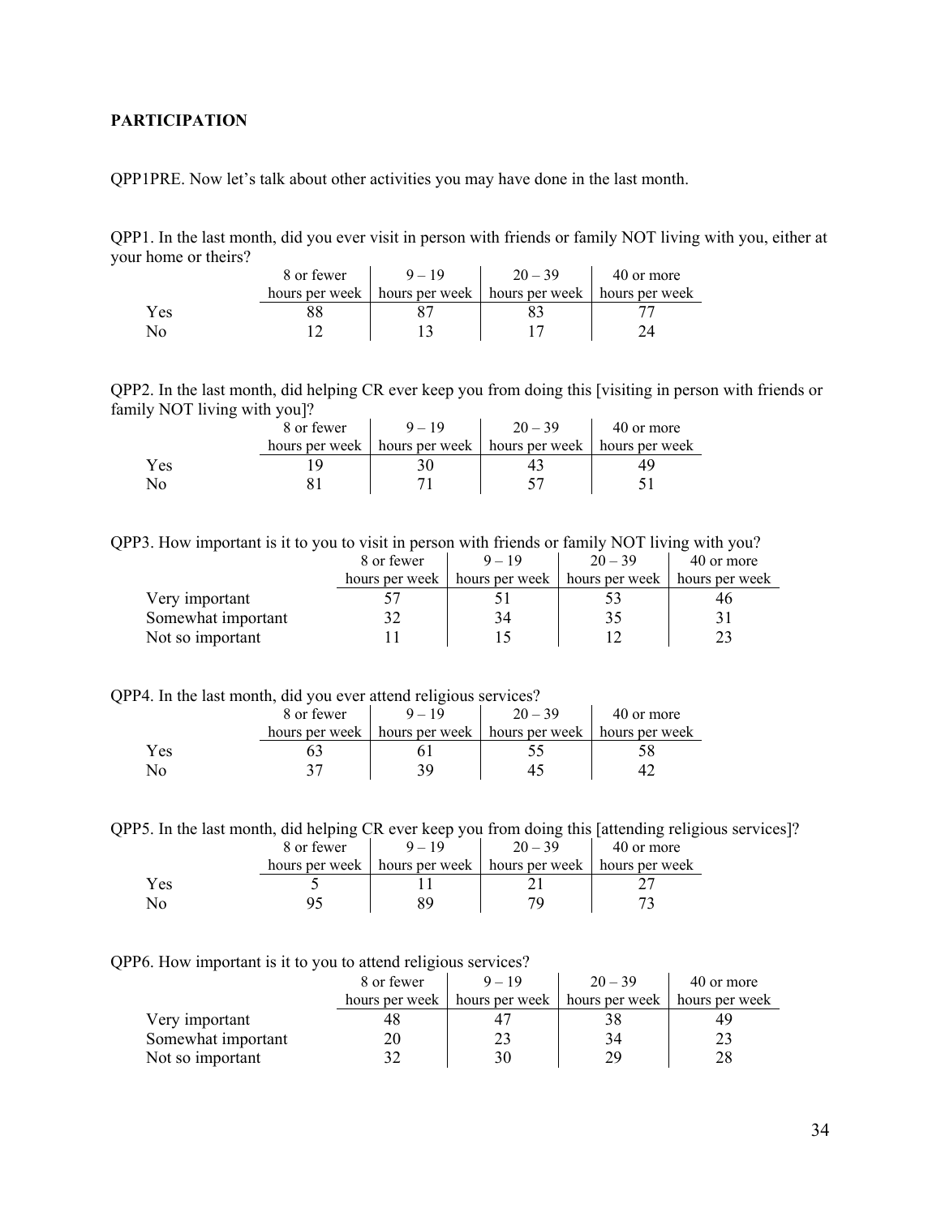**PARTICIPATION**

QPP1PRE. Now let's talk about other activities you may have done in the last month.

QPP1. In the last month, did you ever visit in person with friends or family NOT living with you, either at your home or theirs?

| | 8 or fewer hours per week | 9 – 19 hours per week | 20 – 39 hours per week | 40 or more hours per week |
|---|---|---|---|---|
| Yes | 88 | 87 | 83 | 77 |
| No | 12 | 13 | 17 | 24 |

QPP2. In the last month, did helping CR ever keep you from doing this [visiting in person with friends or family NOT living with you]?

| | 8 or fewer hours per week | 9 – 19 hours per week | 20 – 39 hours per week | 40 or more hours per week |
|---|---|---|---|---|
| Yes | 19 | 30 | 43 | 49 |
| No | 81 | 71 | 57 | 51 |

QPP3. How important is it to you to visit in person with friends or family NOT living with you?

| | 8 or fewer hours per week | 9 – 19 hours per week | 20 – 39 hours per week | 40 or more hours per week |
|---|---|---|---|---|
| Very important | 57 | 51 | 53 | 46 |
| Somewhat important | 32 | 34 | 35 | 31 |
| Not so important | 11 | 15 | 12 | 23 |

QPP4. In the last month, did you ever attend religious services?

| | 8 or fewer hours per week | 9 – 19 hours per week | 20 – 39 hours per week | 40 or more hours per week |
|---|---|---|---|---|
| Yes | 63 | 61 | 55 | 58 |
| No | 37 | 39 | 45 | 42 |

QPP5. In the last month, did helping CR ever keep you from doing this [attending religious services]?

| | 8 or fewer hours per week | 9 – 19 hours per week | 20 – 39 hours per week | 40 or more hours per week |
|---|---|---|---|---|
| Yes | 5 | 11 | 21 | 27 |
| No | 95 | 89 | 79 | 73 |

QPP6. How important is it to you to attend religious services?

| | 8 or fewer hours per week | 9 – 19 hours per week | 20 – 39 hours per week | 40 or more hours per week |
|---|---|---|---|---|
| Very important | 48 | 47 | 38 | 49 |
| Somewhat important | 20 | 23 | 34 | 23 |
| Not so important | 32 | 30 | 29 | 28 |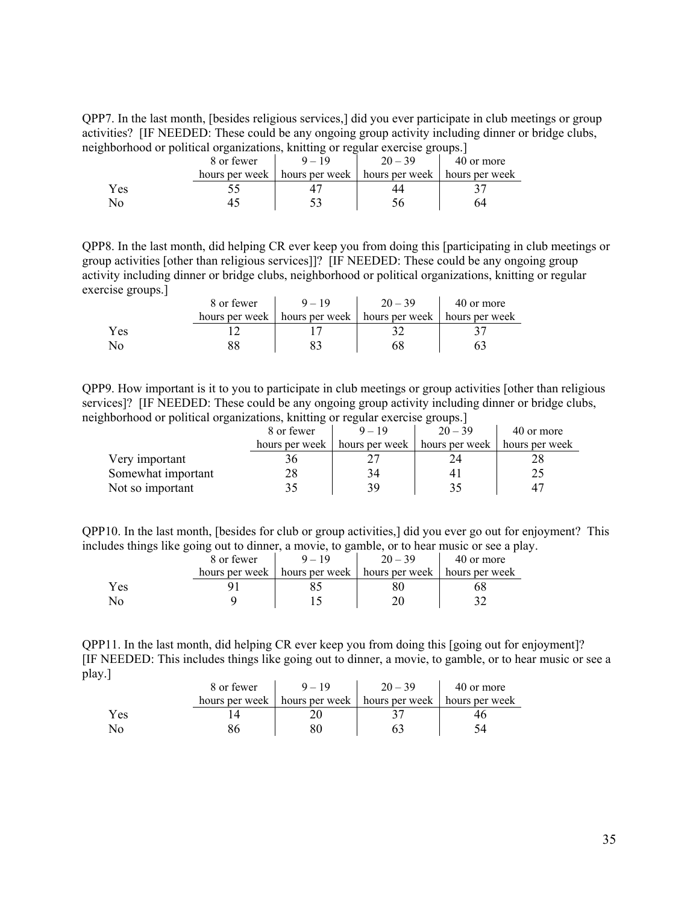QPP7. In the last month, [besides religious services,] did you ever participate in club meetings or group activities? [IF NEEDED: These could be any ongoing group activity including dinner or bridge clubs, neighborhood or political organizations, knitting or regular exercise groups.]

| | 8 or fewer hours per week | 9 – 19 hours per week | 20 – 39 hours per week | 40 or more hours per week |
|---|---|---|---|---|
| Yes | 55 | 47 | 44 | 37 |
| No | 45 | 53 | 56 | 64 |

QPP8. In the last month, did helping CR ever keep you from doing this [participating in club meetings or group activities [other than religious services]]? [IF NEEDED: These could be any ongoing group activity including dinner or bridge clubs, neighborhood or political organizations, knitting or regular exercise groups.]

| | 8 or fewer hours per week | 9 – 19 hours per week | 20 – 39 hours per week | 40 or more hours per week |
|---|---|---|---|---|
| Yes | 12 | 17 | 32 | 37 |
| No | 88 | 83 | 68 | 63 |

QPP9. How important is it to you to participate in club meetings or group activities [other than religious services]? [IF NEEDED: These could be any ongoing group activity including dinner or bridge clubs, neighborhood or political organizations, knitting or regular exercise groups.]

| | 8 or fewer hours per week | 9 – 19 hours per week | 20 – 39 hours per week | 40 or more hours per week |
|---|---|---|---|---|
| Very important | 36 | 27 | 24 | 28 |
| Somewhat important | 28 | 34 | 41 | 25 |
| Not so important | 35 | 39 | 35 | 47 |

QPP10. In the last month, [besides for club or group activities,] did you ever go out for enjoyment? This includes things like going out to dinner, a movie, to gamble, or to hear music or see a play.

| | 8 or fewer hours per week | 9 – 19 hours per week | 20 – 39 hours per week | 40 or more hours per week |
|---|---|---|---|---|
| Yes | 91 | 85 | 80 | 68 |
| No | 9 | 15 | 20 | 32 |

QPP11. In the last month, did helping CR ever keep you from doing this [going out for enjoyment]? [IF NEEDED: This includes things like going out to dinner, a movie, to gamble, or to hear music or see a play.]

| | 8 or fewer hours per week | 9 – 19 hours per week | 20 – 39 hours per week | 40 or more hours per week |
|---|---|---|---|---|
| Yes | 14 | 20 | 37 | 46 |
| No | 86 | 80 | 63 | 54 |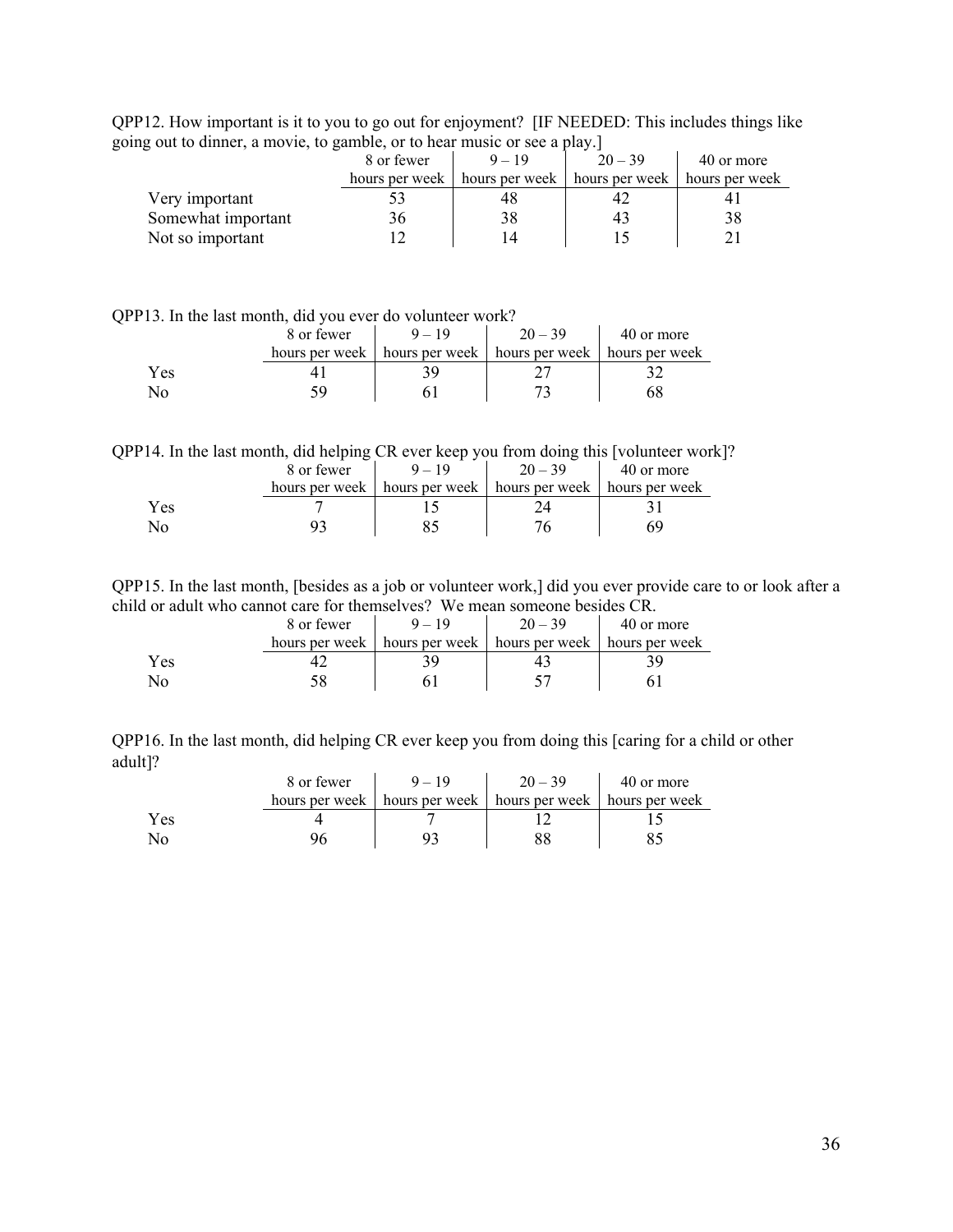QPP12. How important is it to you to go out for enjoyment? [IF NEEDED: This includes things like going out to dinner, a movie, to gamble, or to hear music or see a play.]

| | 8 or fewer hours per week | 9 – 19 hours per week | 20 – 39 hours per week | 40 or more hours per week |
|---|---|---|---|---|
| Very important | 53 | 48 | 42 | 41 |
| Somewhat important | 36 | 38 | 43 | 38 |
| Not so important | 12 | 14 | 15 | 21 |

QPP13. In the last month, did you ever do volunteer work?

| | 8 or fewer hours per week | 9 – 19 hours per week | 20 – 39 hours per week | 40 or more hours per week |
|---|---|---|---|---|
| Yes | 41 | 39 | 27 | 32 |
| No | 59 | 61 | 73 | 68 |

QPP14. In the last month, did helping CR ever keep you from doing this [volunteer work]?

| | 8 or fewer hours per week | 9 – 19 hours per week | 20 – 39 hours per week | 40 or more hours per week |
|---|---|---|---|---|
| Yes | 7 | 15 | 24 | 31 |
| No | 93 | 85 | 76 | 69 |

QPP15. In the last month, [besides as a job or volunteer work,] did you ever provide care to or look after a child or adult who cannot care for themselves? We mean someone besides CR.

| | 8 or fewer hours per week | 9 – 19 hours per week | 20 – 39 hours per week | 40 or more hours per week |
|---|---|---|---|---|
| Yes | 42 | 39 | 43 | 39 |
| No | 58 | 61 | 57 | 61 |

QPP16. In the last month, did helping CR ever keep you from doing this [caring for a child or other adult]?

| | 8 or fewer hours per week | 9 – 19 hours per week | 20 – 39 hours per week | 40 or more hours per week |
|---|---|---|---|---|
| Yes | 4 | 7 | 12 | 15 |
| No | 96 | 93 | 88 | 85 |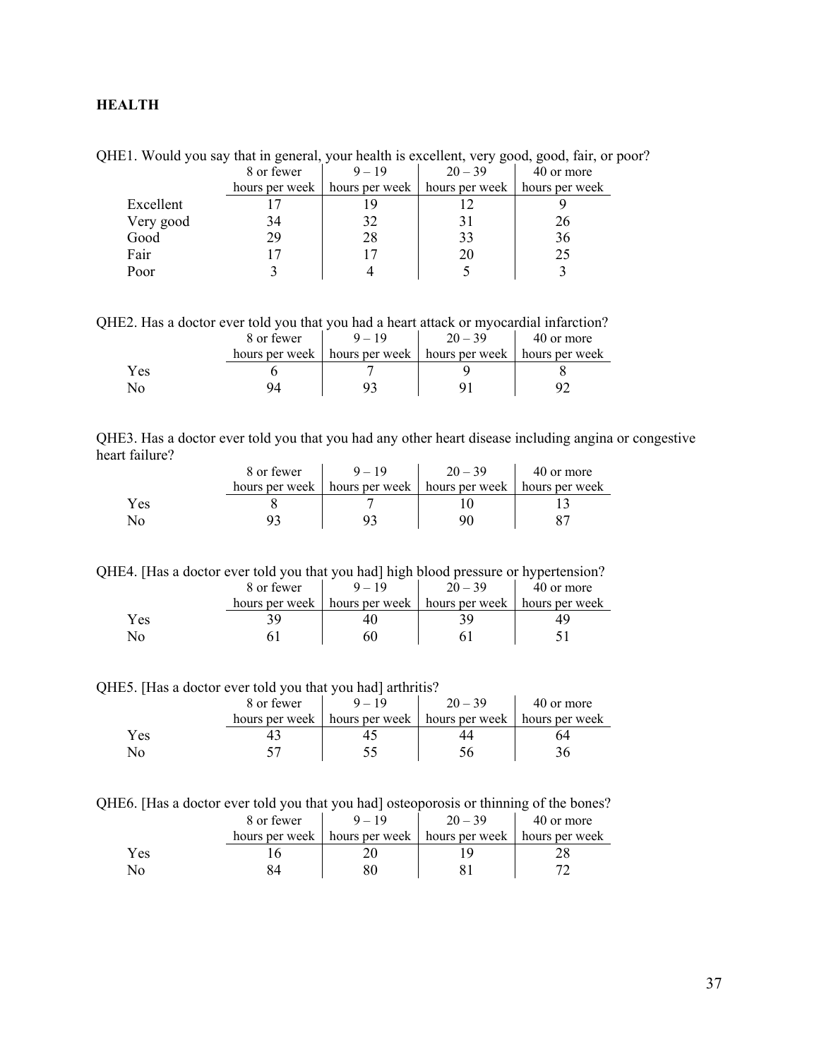## HEALTH

QHE1. Would you say that in general, your health is excellent, very good, good, fair, or poor?

| | 8 or fewer hours per week | 9 – 19 hours per week | 20 – 39 hours per week | 40 or more hours per week |
|---|---|---|---|---|
| Excellent | 17 | 19 | 12 | 9 |
| Very good | 34 | 32 | 31 | 26 |
| Good | 29 | 28 | 33 | 36 |
| Fair | 17 | 17 | 20 | 25 |
| Poor | 3 | 4 | 5 | 3 |

QHE2. Has a doctor ever told you that you had a heart attack or myocardial infarction?

| | 8 or fewer hours per week | 9 – 19 hours per week | 20 – 39 hours per week | 40 or more hours per week |
|---|---|---|---|---|
| Yes | 6 | 7 | 9 | 8 |
| No | 94 | 93 | 91 | 92 |

QHE3. Has a doctor ever told you that you had any other heart disease including angina or congestive heart failure?

| | 8 or fewer hours per week | 9 – 19 hours per week | 20 – 39 hours per week | 40 or more hours per week |
|---|---|---|---|---|
| Yes | 8 | 7 | 10 | 13 |
| No | 93 | 93 | 90 | 87 |

QHE4. [Has a doctor ever told you that you had] high blood pressure or hypertension?

| | 8 or fewer hours per week | 9 – 19 hours per week | 20 – 39 hours per week | 40 or more hours per week |
|---|---|---|---|---|
| Yes | 39 | 40 | 39 | 49 |
| No | 61 | 60 | 61 | 51 |

QHE5. [Has a doctor ever told you that you had] arthritis?

| | 8 or fewer hours per week | 9 – 19 hours per week | 20 – 39 hours per week | 40 or more hours per week |
|---|---|---|---|---|
| Yes | 43 | 45 | 44 | 64 |
| No | 57 | 55 | 56 | 36 |

QHE6. [Has a doctor ever told you that you had] osteoporosis or thinning of the bones?

| | 8 or fewer hours per week | 9 – 19 hours per week | 20 – 39 hours per week | 40 or more hours per week |
|---|---|---|---|---|
| Yes | 16 | 20 | 19 | 28 |
| No | 84 | 80 | 81 | 72 |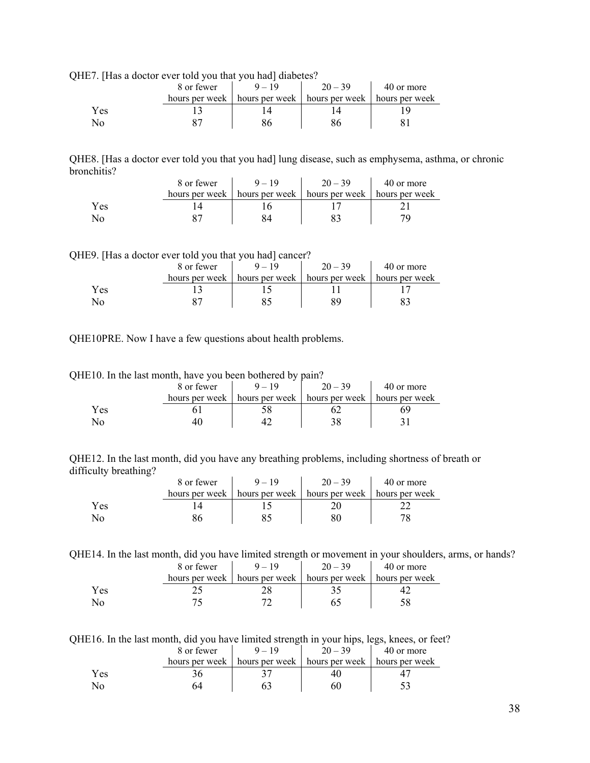QHE7. [Has a doctor ever told you that you had] diabetes?

| | 8 or fewer hours per week | 9 – 19 hours per week | 20 – 39 hours per week | 40 or more hours per week |
|---|---|---|---|---|
| Yes | 13 | 14 | 14 | 19 |
| No | 87 | 86 | 86 | 81 |

QHE8. [Has a doctor ever told you that you had] lung disease, such as emphysema, asthma, or chronic bronchitis?

| | 8 or fewer hours per week | 9 – 19 hours per week | 20 – 39 hours per week | 40 or more hours per week |
|---|---|---|---|---|
| Yes | 14 | 16 | 17 | 21 |
| No | 87 | 84 | 83 | 79 |

QHE9. [Has a doctor ever told you that you had] cancer?

| | 8 or fewer hours per week | 9 – 19 hours per week | 20 – 39 hours per week | 40 or more hours per week |
|---|---|---|---|---|
| Yes | 13 | 15 | 11 | 17 |
| No | 87 | 85 | 89 | 83 |

QHE10PRE. Now I have a few questions about health problems.

QHE10. In the last month, have you been bothered by pain?

| | 8 or fewer hours per week | 9 – 19 hours per week | 20 – 39 hours per week | 40 or more hours per week |
|---|---|---|---|---|
| Yes | 61 | 58 | 62 | 69 |
| No | 40 | 42 | 38 | 31 |

QHE12. In the last month, did you have any breathing problems, including shortness of breath or difficulty breathing?

| | 8 or fewer hours per week | 9 – 19 hours per week | 20 – 39 hours per week | 40 or more hours per week |
|---|---|---|---|---|
| Yes | 14 | 15 | 20 | 22 |
| No | 86 | 85 | 80 | 78 |

QHE14. In the last month, did you have limited strength or movement in your shoulders, arms, or hands?

| | 8 or fewer hours per week | 9 – 19 hours per week | 20 – 39 hours per week | 40 or more hours per week |
|---|---|---|---|---|
| Yes | 25 | 28 | 35 | 42 |
| No | 75 | 72 | 65 | 58 |

QHE16. In the last month, did you have limited strength in your hips, legs, knees, or feet?

| | 8 or fewer hours per week | 9 – 19 hours per week | 20 – 39 hours per week | 40 or more hours per week |
|---|---|---|---|---|
| Yes | 36 | 37 | 40 | 47 |
| No | 64 | 63 | 60 | 53 |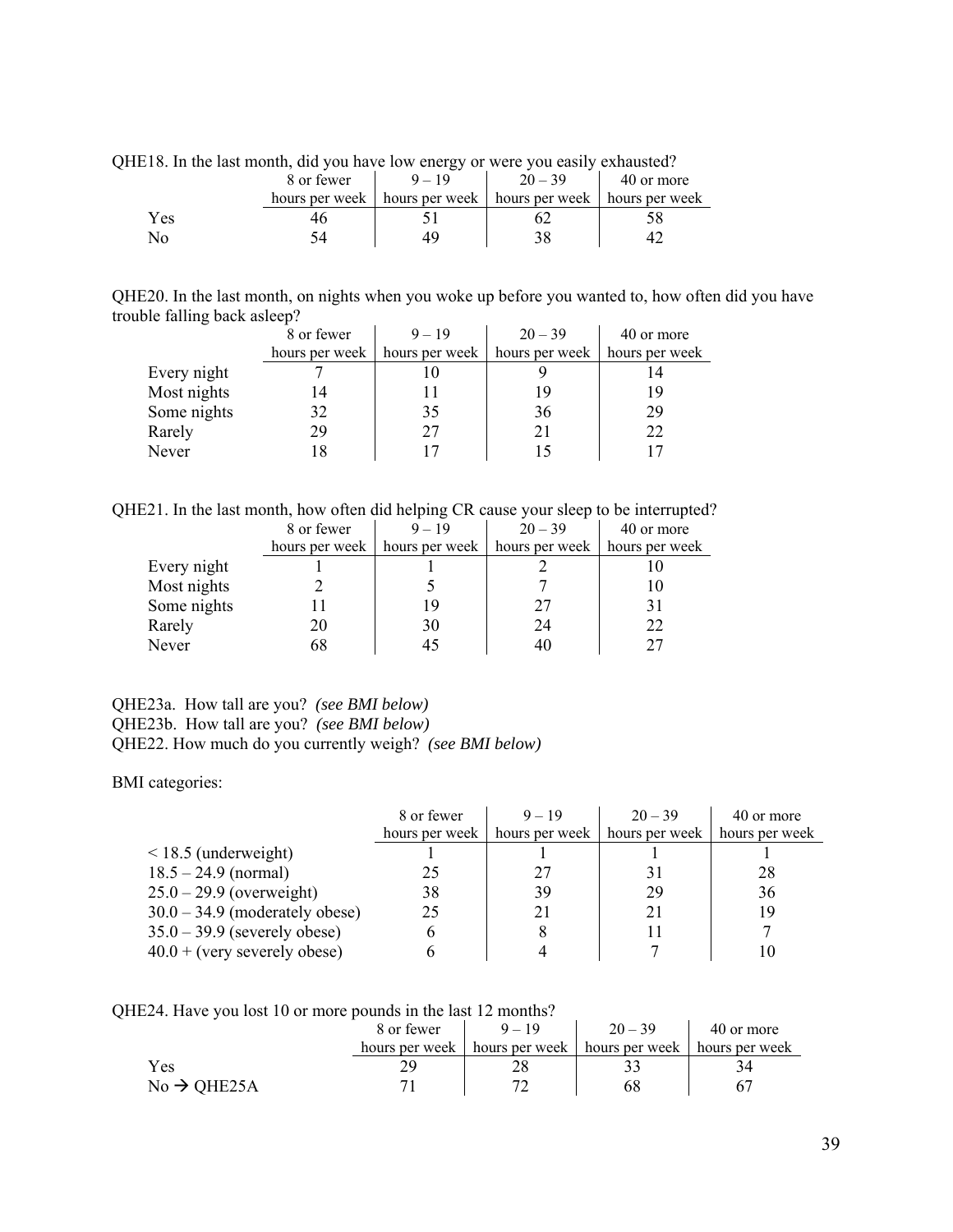QHE18. In the last month, did you have low energy or were you easily exhausted?

| | 8 or fewer hours per week | 9 – 19 hours per week | 20 – 39 hours per week | 40 or more hours per week |
|---|---|---|---|---|
| Yes | 46 | 51 | 62 | 58 |
| No | 54 | 49 | 38 | 42 |

QHE20. In the last month, on nights when you woke up before you wanted to, how often did you have trouble falling back asleep?

| | 8 or fewer hours per week | 9 – 19 hours per week | 20 – 39 hours per week | 40 or more hours per week |
|---|---|---|---|---|
| Every night | 7 | 10 | 9 | 14 |
| Most nights | 14 | 11 | 19 | 19 |
| Some nights | 32 | 35 | 36 | 29 |
| Rarely | 29 | 27 | 21 | 22 |
| Never | 18 | 17 | 15 | 17 |

QHE21. In the last month, how often did helping CR cause your sleep to be interrupted?

| | 8 or fewer hours per week | 9 – 19 hours per week | 20 – 39 hours per week | 40 or more hours per week |
|---|---|---|---|---|
| Every night | 1 | 1 | 2 | 10 |
| Most nights | 2 | 5 | 7 | 10 |
| Some nights | 11 | 19 | 27 | 31 |
| Rarely | 20 | 30 | 24 | 22 |
| Never | 68 | 45 | 40 | 27 |

QHE23a. How tall are you? *(see BMI below)*
QHE23b. How tall are you? *(see BMI below)*
QHE22. How much do you currently weigh? *(see BMI below)*

BMI categories:

| | 8 or fewer hours per week | 9 – 19 hours per week | 20 – 39 hours per week | 40 or more hours per week |
|---|---|---|---|---|
| < 18.5 (underweight) | 1 | 1 | 1 | 1 |
| 18.5 – 24.9 (normal) | 25 | 27 | 31 | 28 |
| 25.0 – 29.9 (overweight) | 38 | 39 | 29 | 36 |
| 30.0 – 34.9 (moderately obese) | 25 | 21 | 21 | 19 |
| 35.0 – 39.9 (severely obese) | 6 | 8 | 11 | 7 |
| 40.0 + (very severely obese) | 6 | 4 | 7 | 10 |

QHE24. Have you lost 10 or more pounds in the last 12 months?

| | 8 or fewer hours per week | 9 – 19 hours per week | 20 – 39 hours per week | 40 or more hours per week |
|---|---|---|---|---|
| Yes | 29 | 28 | 33 | 34 |
| No → QHE25A | 71 | 72 | 68 | 67 |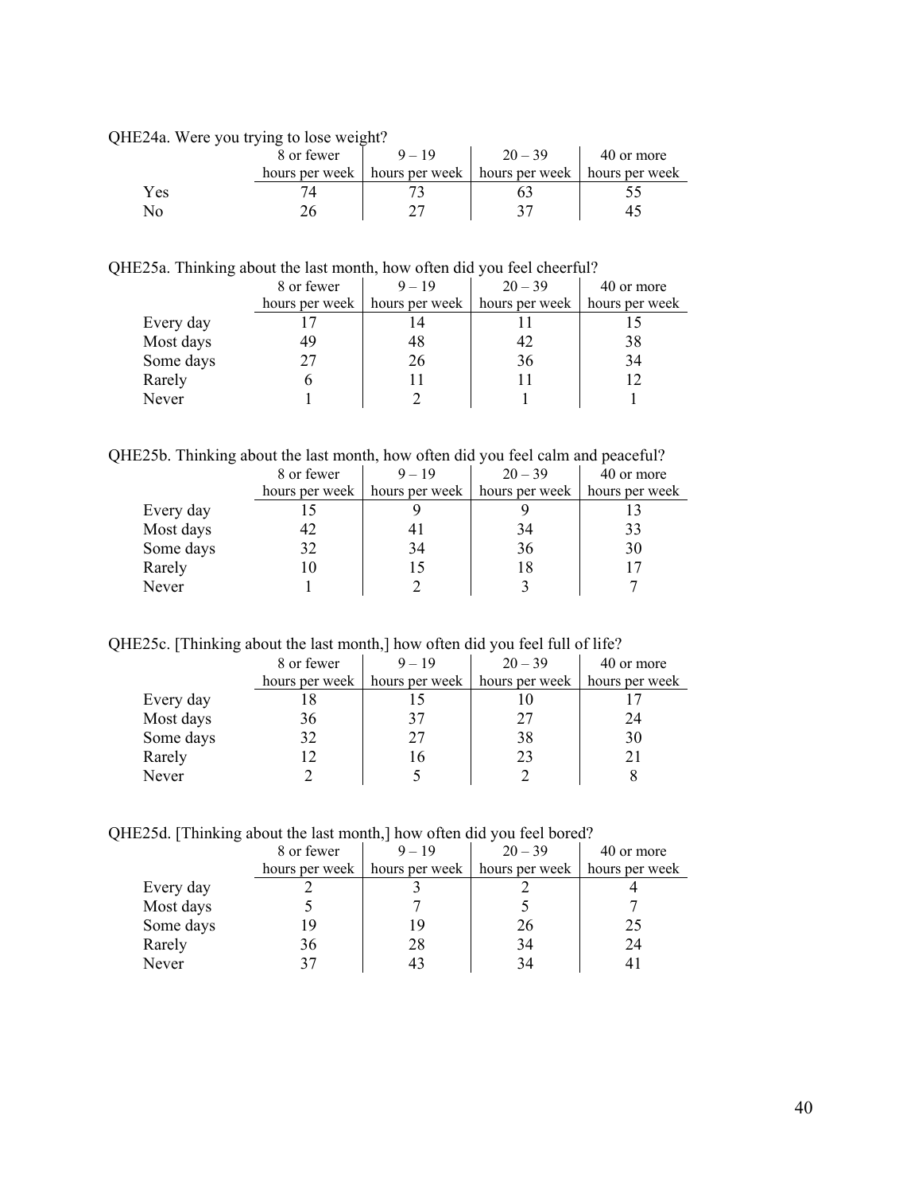QHE24a. Were you trying to lose weight?

| | 8 or fewer hours per week | 9 – 19 hours per week | 20 – 39 hours per week | 40 or more hours per week |
|---|---|---|---|---|
| Yes | 74 | 73 | 63 | 55 |
| No | 26 | 27 | 37 | 45 |

QHE25a. Thinking about the last month, how often did you feel cheerful?

| | 8 or fewer hours per week | 9 – 19 hours per week | 20 – 39 hours per week | 40 or more hours per week |
|---|---|---|---|---|
| Every day | 17 | 14 | 11 | 15 |
| Most days | 49 | 48 | 42 | 38 |
| Some days | 27 | 26 | 36 | 34 |
| Rarely | 6 | 11 | 11 | 12 |
| Never | 1 | 2 | 1 | 1 |

QHE25b. Thinking about the last month, how often did you feel calm and peaceful?

| | 8 or fewer hours per week | 9 – 19 hours per week | 20 – 39 hours per week | 40 or more hours per week |
|---|---|---|---|---|
| Every day | 15 | 9 | 9 | 13 |
| Most days | 42 | 41 | 34 | 33 |
| Some days | 32 | 34 | 36 | 30 |
| Rarely | 10 | 15 | 18 | 17 |
| Never | 1 | 2 | 3 | 7 |

QHE25c. [Thinking about the last month,] how often did you feel full of life?

| | 8 or fewer hours per week | 9 – 19 hours per week | 20 – 39 hours per week | 40 or more hours per week |
|---|---|---|---|---|
| Every day | 18 | 15 | 10 | 17 |
| Most days | 36 | 37 | 27 | 24 |
| Some days | 32 | 27 | 38 | 30 |
| Rarely | 12 | 16 | 23 | 21 |
| Never | 2 | 5 | 2 | 8 |

QHE25d. [Thinking about the last month,] how often did you feel bored?

| | 8 or fewer hours per week | 9 – 19 hours per week | 20 – 39 hours per week | 40 or more hours per week |
|---|---|---|---|---|
| Every day | 2 | 3 | 2 | 4 |
| Most days | 5 | 7 | 5 | 7 |
| Some days | 19 | 19 | 26 | 25 |
| Rarely | 36 | 28 | 34 | 24 |
| Never | 37 | 43 | 34 | 41 |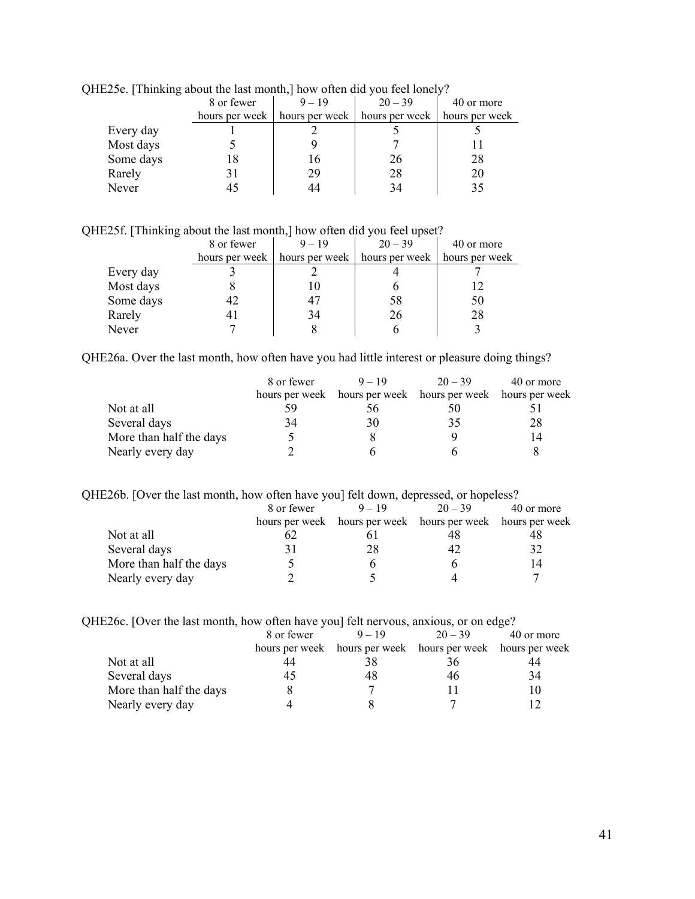QHE25e. [Thinking about the last month,] how often did you feel lonely?

| | 8 or fewer hours per week | 9 – 19 hours per week | 20 – 39 hours per week | 40 or more hours per week |
|---|---|---|---|---|
| Every day | 1 | 2 | 5 | 5 |
| Most days | 5 | 9 | 7 | 11 |
| Some days | 18 | 16 | 26 | 28 |
| Rarely | 31 | 29 | 28 | 20 |
| Never | 45 | 44 | 34 | 35 |

QHE25f. [Thinking about the last month,] how often did you feel upset?

| | 8 or fewer hours per week | 9 – 19 hours per week | 20 – 39 hours per week | 40 or more hours per week |
|---|---|---|---|---|
| Every day | 3 | 2 | 4 | 7 |
| Most days | 8 | 10 | 6 | 12 |
| Some days | 42 | 47 | 58 | 50 |
| Rarely | 41 | 34 | 26 | 28 |
| Never | 7 | 8 | 6 | 3 |

QHE26a. Over the last month, how often have you had little interest or pleasure doing things?

| | 8 or fewer hours per week | 9 – 19 hours per week | 20 – 39 hours per week | 40 or more hours per week |
|---|---|---|---|---|
| Not at all | 59 | 56 | 50 | 51 |
| Several days | 34 | 30 | 35 | 28 |
| More than half the days | 5 | 8 | 9 | 14 |
| Nearly every day | 2 | 6 | 6 | 8 |

QHE26b. [Over the last month, how often have you] felt down, depressed, or hopeless?

| | 8 or fewer hours per week | 9 – 19 hours per week | 20 – 39 hours per week | 40 or more hours per week |
|---|---|---|---|---|
| Not at all | 62 | 61 | 48 | 48 |
| Several days | 31 | 28 | 42 | 32 |
| More than half the days | 5 | 6 | 6 | 14 |
| Nearly every day | 2 | 5 | 4 | 7 |

QHE26c. [Over the last month, how often have you] felt nervous, anxious, or on edge?

| | 8 or fewer hours per week | 9 – 19 hours per week | 20 – 39 hours per week | 40 or more hours per week |
|---|---|---|---|---|
| Not at all | 44 | 38 | 36 | 44 |
| Several days | 45 | 48 | 46 | 34 |
| More than half the days | 8 | 7 | 11 | 10 |
| Nearly every day | 4 | 8 | 7 | 12 |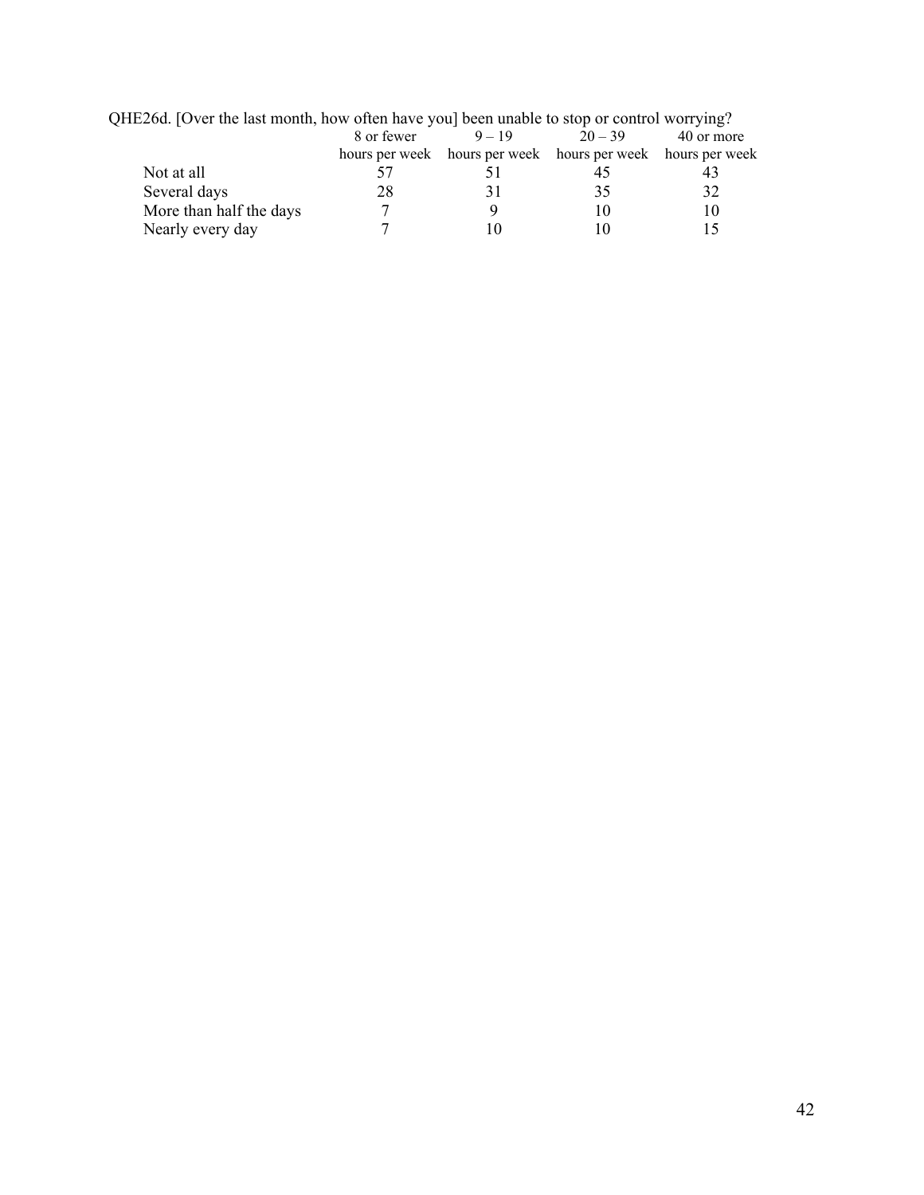QHE26d. [Over the last month, how often have you] been unable to stop or control worrying?

| | 8 or fewer hours per week | 9 – 19 hours per week | 20 – 39 hours per week | 40 or more hours per week |
|---|---|---|---|---|
| Not at all | 57 | 51 | 45 | 43 |
| Several days | 28 | 31 | 35 | 32 |
| More than half the days | 7 | 9 | 10 | 10 |
| Nearly every day | 7 | 10 | 10 | 15 |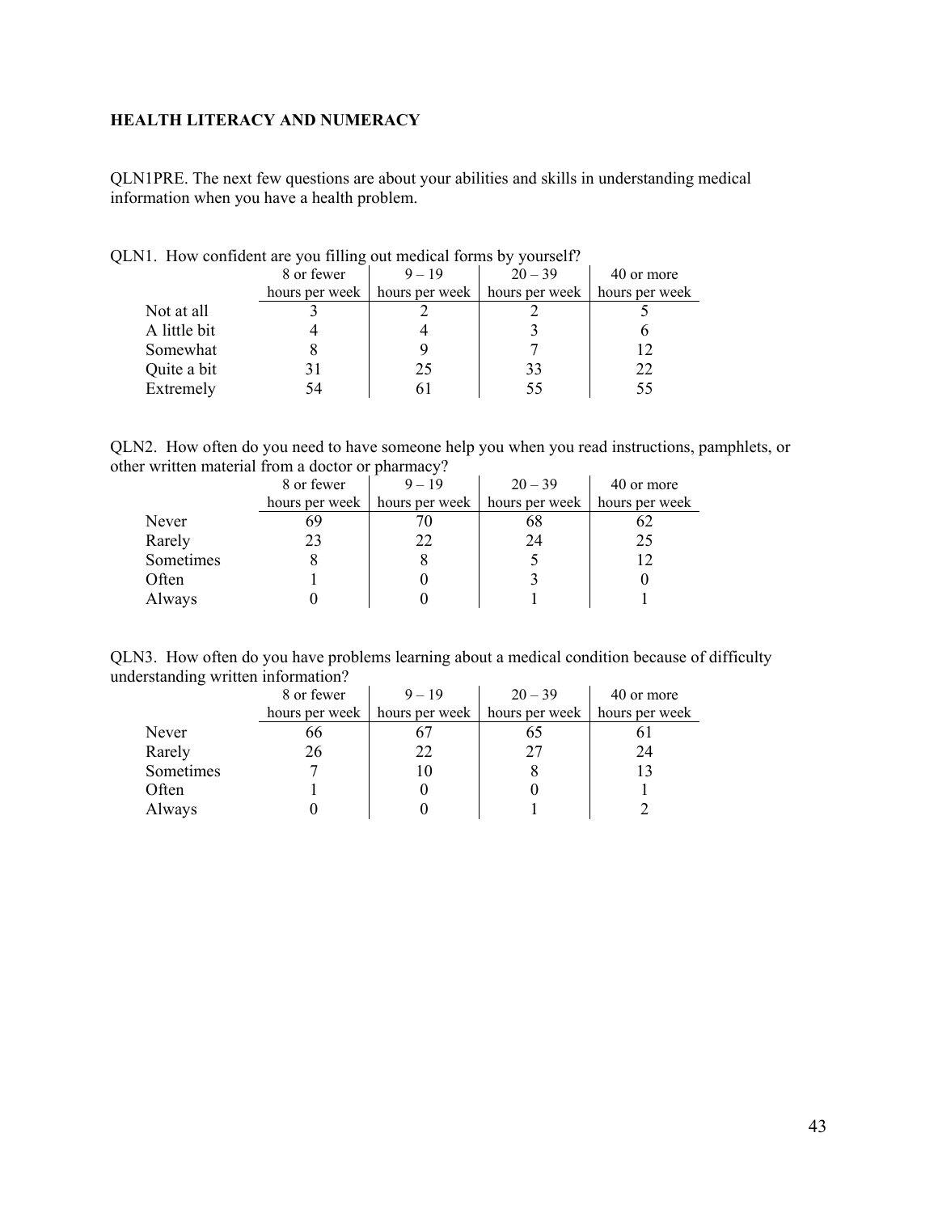**HEALTH LITERACY AND NUMERACY**

QLN1PRE. The next few questions are about your abilities and skills in understanding medical information when you have a health problem.

QLN1. How confident are you filling out medical forms by yourself?

| | 8 or fewer hours per week | 9 – 19 hours per week | 20 – 39 hours per week | 40 or more hours per week |
|---|---|---|---|---|
| Not at all | 3 | 2 | 2 | 5 |
| A little bit | 4 | 4 | 3 | 6 |
| Somewhat | 8 | 9 | 7 | 12 |
| Quite a bit | 31 | 25 | 33 | 22 |
| Extremely | 54 | 61 | 55 | 55 |

QLN2. How often do you need to have someone help you when you read instructions, pamphlets, or other written material from a doctor or pharmacy?

| | 8 or fewer hours per week | 9 – 19 hours per week | 20 – 39 hours per week | 40 or more hours per week |
|---|---|---|---|---|
| Never | 69 | 70 | 68 | 62 |
| Rarely | 23 | 22 | 24 | 25 |
| Sometimes | 8 | 8 | 5 | 12 |
| Often | 1 | 0 | 3 | 0 |
| Always | 0 | 0 | 1 | 1 |

QLN3. How often do you have problems learning about a medical condition because of difficulty understanding written information?

| | 8 or fewer hours per week | 9 – 19 hours per week | 20 – 39 hours per week | 40 or more hours per week |
|---|---|---|---|---|
| Never | 66 | 67 | 65 | 61 |
| Rarely | 26 | 22 | 27 | 24 |
| Sometimes | 7 | 10 | 8 | 13 |
| Often | 1 | 0 | 0 | 1 |
| Always | 0 | 0 | 1 | 2 |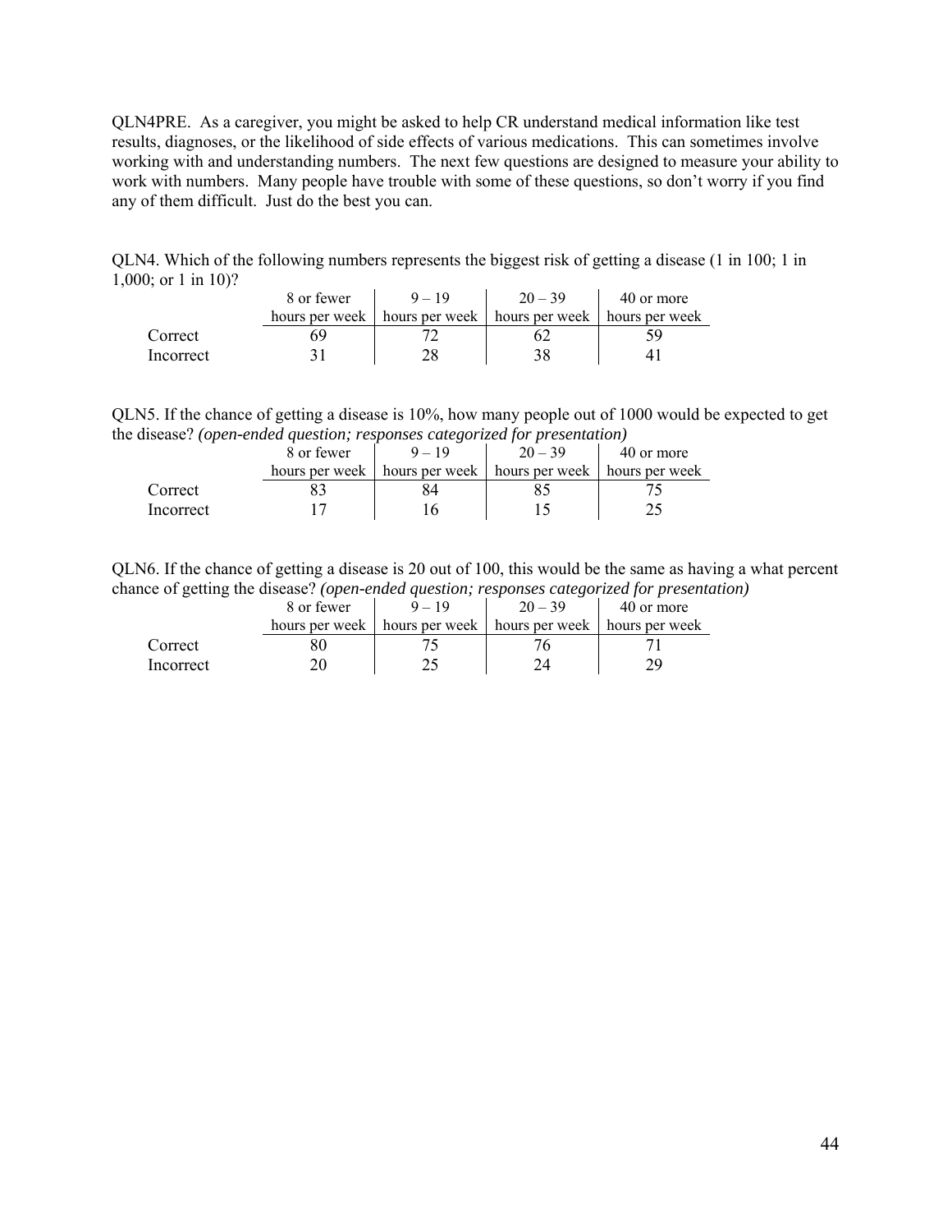QLN4PRE. As a caregiver, you might be asked to help CR understand medical information like test results, diagnoses, or the likelihood of side effects of various medications. This can sometimes involve working with and understanding numbers. The next few questions are designed to measure your ability to work with numbers. Many people have trouble with some of these questions, so don't worry if you find any of them difficult. Just do the best you can.

QLN4. Which of the following numbers represents the biggest risk of getting a disease (1 in 100; 1 in 1,000; or 1 in 10)?

| | 8 or fewer hours per week | 9 – 19 hours per week | 20 – 39 hours per week | 40 or more hours per week |
|---|---|---|---|---|
| Correct | 69 | 72 | 62 | 59 |
| Incorrect | 31 | 28 | 38 | 41 |

QLN5. If the chance of getting a disease is 10%, how many people out of 1000 would be expected to get the disease? *(open-ended question; responses categorized for presentation)*

| | 8 or fewer hours per week | 9 – 19 hours per week | 20 – 39 hours per week | 40 or more hours per week |
|---|---|---|---|---|
| Correct | 83 | 84 | 85 | 75 |
| Incorrect | 17 | 16 | 15 | 25 |

QLN6. If the chance of getting a disease is 20 out of 100, this would be the same as having a what percent chance of getting the disease? *(open-ended question; responses categorized for presentation)*

| | 8 or fewer hours per week | 9 – 19 hours per week | 20 – 39 hours per week | 40 or more hours per week |
|---|---|---|---|---|
| Correct | 80 | 75 | 76 | 71 |
| Incorrect | 20 | 25 | 24 | 29 |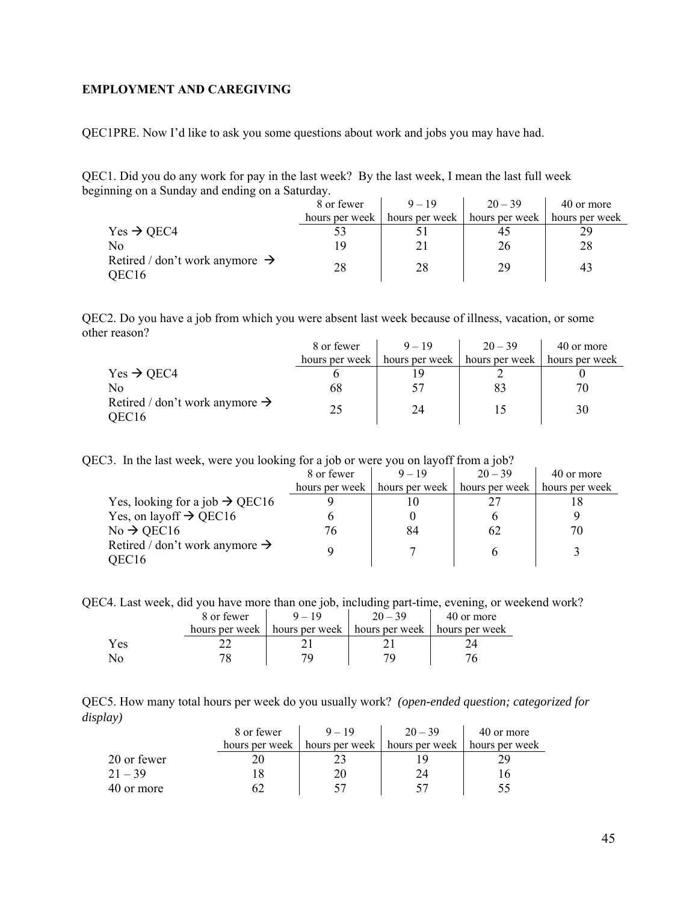**EMPLOYMENT AND CAREGIVING**

QEC1PRE. Now I'd like to ask you some questions about work and jobs you may have had.

QEC1. Did you do any work for pay in the last week? By the last week, I mean the last full week beginning on a Sunday and ending on a Saturday.

| | 8 or fewer hours per week | 9 – 19 hours per week | 20 – 39 hours per week | 40 or more hours per week |
|---|---|---|---|---|
| Yes → QEC4 | 53 | 51 | 45 | 29 |
| No | 19 | 21 | 26 | 28 |
| Retired / don't work anymore → QEC16 | 28 | 28 | 29 | 43 |

QEC2. Do you have a job from which you were absent last week because of illness, vacation, or some other reason?

| | 8 or fewer hours per week | 9 – 19 hours per week | 20 – 39 hours per week | 40 or more hours per week |
|---|---|---|---|---|
| Yes → QEC4 | 6 | 19 | 2 | 0 |
| No | 68 | 57 | 83 | 70 |
| Retired / don't work anymore → QEC16 | 25 | 24 | 15 | 30 |

QEC3. In the last week, were you looking for a job or were you on layoff from a job?

| | 8 or fewer hours per week | 9 – 19 hours per week | 20 – 39 hours per week | 40 or more hours per week |
|---|---|---|---|---|
| Yes, looking for a job → QEC16 | 9 | 10 | 27 | 18 |
| Yes, on layoff → QEC16 | 6 | 0 | 6 | 9 |
| No → QEC16 | 76 | 84 | 62 | 70 |
| Retired / don't work anymore → QEC16 | 9 | 7 | 6 | 3 |

QEC4. Last week, did you have more than one job, including part-time, evening, or weekend work?

| | 8 or fewer hours per week | 9 – 19 hours per week | 20 – 39 hours per week | 40 or more hours per week |
|---|---|---|---|---|
| Yes | 22 | 21 | 21 | 24 |
| No | 78 | 79 | 79 | 76 |

QEC5. How many total hours per week do you usually work? *(open-ended question; categorized for display)*

| | 8 or fewer hours per week | 9 – 19 hours per week | 20 – 39 hours per week | 40 or more hours per week |
|---|---|---|---|---|
| 20 or fewer | 20 | 23 | 19 | 29 |
| 21 – 39 | 18 | 20 | 24 | 16 |
| 40 or more | 62 | 57 | 57 | 55 |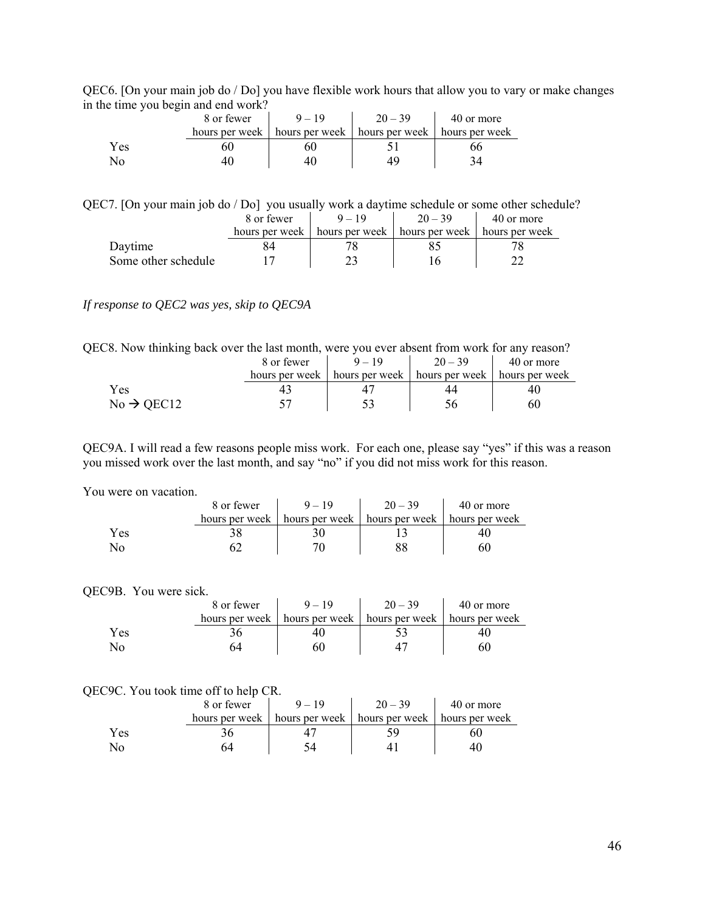QEC6. [On your main job do / Do] you have flexible work hours that allow you to vary or make changes in the time you begin and end work?

| | 8 or fewer hours per week | 9 – 19 hours per week | 20 – 39 hours per week | 40 or more hours per week |
|---|---|---|---|---|
| Yes | 60 | 60 | 51 | 66 |
| No | 40 | 40 | 49 | 34 |

QEC7. [On your main job do / Do] you usually work a daytime schedule or some other schedule?

| | 8 or fewer hours per week | 9 – 19 hours per week | 20 – 39 hours per week | 40 or more hours per week |
|---|---|---|---|---|
| Daytime | 84 | 78 | 85 | 78 |
| Some other schedule | 17 | 23 | 16 | 22 |

*If response to QEC2 was yes, skip to QEC9A*

QEC8. Now thinking back over the last month, were you ever absent from work for any reason?

| | 8 or fewer hours per week | 9 – 19 hours per week | 20 – 39 hours per week | 40 or more hours per week |
|---|---|---|---|---|
| Yes | 43 | 47 | 44 | 40 |
| No → QEC12 | 57 | 53 | 56 | 60 |

QEC9A. I will read a few reasons people miss work. For each one, please say "yes" if this was a reason you missed work over the last month, and say "no" if you did not miss work for this reason.

You were on vacation.

| | 8 or fewer hours per week | 9 – 19 hours per week | 20 – 39 hours per week | 40 or more hours per week |
|---|---|---|---|---|
| Yes | 38 | 30 | 13 | 40 |
| No | 62 | 70 | 88 | 60 |

QEC9B. You were sick.

| | 8 or fewer hours per week | 9 – 19 hours per week | 20 – 39 hours per week | 40 or more hours per week |
|---|---|---|---|---|
| Yes | 36 | 40 | 53 | 40 |
| No | 64 | 60 | 47 | 60 |

QEC9C. You took time off to help CR.

| | 8 or fewer hours per week | 9 – 19 hours per week | 20 – 39 hours per week | 40 or more hours per week |
|---|---|---|---|---|
| Yes | 36 | 47 | 59 | 60 |
| No | 64 | 54 | 41 | 40 |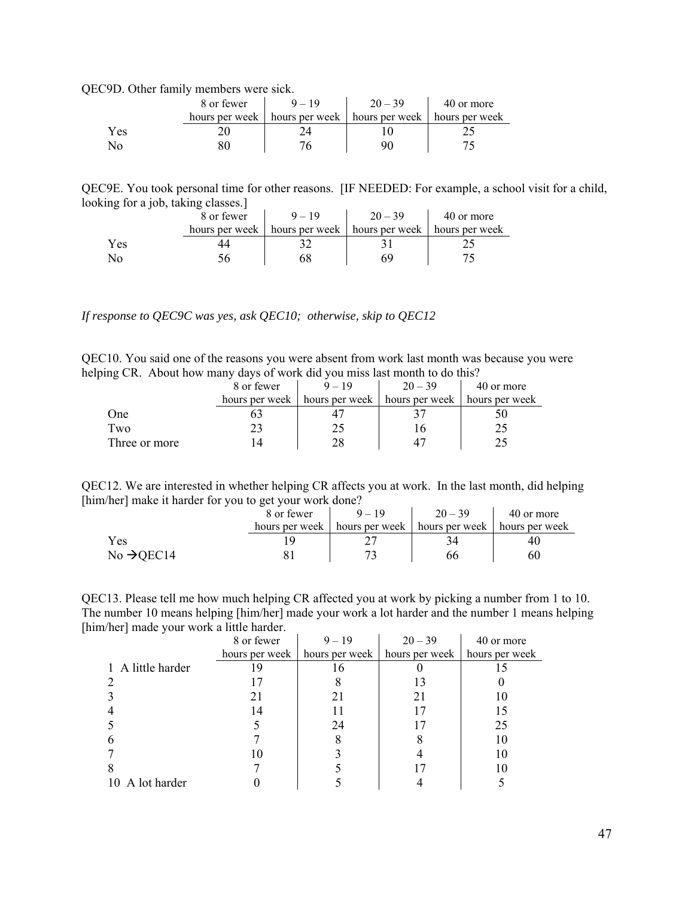QEC9D. Other family members were sick.

| | 8 or fewer hours per week | 9 – 19 hours per week | 20 – 39 hours per week | 40 or more hours per week |
|---|---|---|---|---|
| Yes | 20 | 24 | 10 | 25 |
| No | 80 | 76 | 90 | 75 |

QEC9E. You took personal time for other reasons. [IF NEEDED: For example, a school visit for a child, looking for a job, taking classes.]

| | 8 or fewer hours per week | 9 – 19 hours per week | 20 – 39 hours per week | 40 or more hours per week |
|---|---|---|---|---|
| Yes | 44 | 32 | 31 | 25 |
| No | 56 | 68 | 69 | 75 |

*If response to QEC9C was yes, ask QEC10; otherwise, skip to QEC12*

QEC10. You said one of the reasons you were absent from work last month was because you were helping CR. About how many days of work did you miss last month to do this?

| | 8 or fewer hours per week | 9 – 19 hours per week | 20 – 39 hours per week | 40 or more hours per week |
|---|---|---|---|---|
| One | 63 | 47 | 37 | 50 |
| Two | 23 | 25 | 16 | 25 |
| Three or more | 14 | 28 | 47 | 25 |

QEC12. We are interested in whether helping CR affects you at work. In the last month, did helping [him/her] make it harder for you to get your work done?

| | 8 or fewer hours per week | 9 – 19 hours per week | 20 – 39 hours per week | 40 or more hours per week |
|---|---|---|---|---|
| Yes | 19 | 27 | 34 | 40 |
| No →QEC14 | 81 | 73 | 66 | 60 |

QEC13. Please tell me how much helping CR affected you at work by picking a number from 1 to 10. The number 10 means helping [him/her] made your work a lot harder and the number 1 means helping [him/her] made your work a little harder.

| | 8 or fewer hours per week | 9 – 19 hours per week | 20 – 39 hours per week | 40 or more hours per week |
|---|---|---|---|---|
| 1 A little harder | 19 | 16 | 0 | 15 |
| 2 | 17 | 8 | 13 | 0 |
| 3 | 21 | 21 | 21 | 10 |
| 4 | 14 | 11 | 17 | 15 |
| 5 | 5 | 24 | 17 | 25 |
| 6 | 7 | 8 | 8 | 10 |
| 7 | 10 | 3 | 4 | 10 |
| 8 | 7 | 5 | 17 | 10 |
| 10 A lot harder | 0 | 5 | 4 | 5 |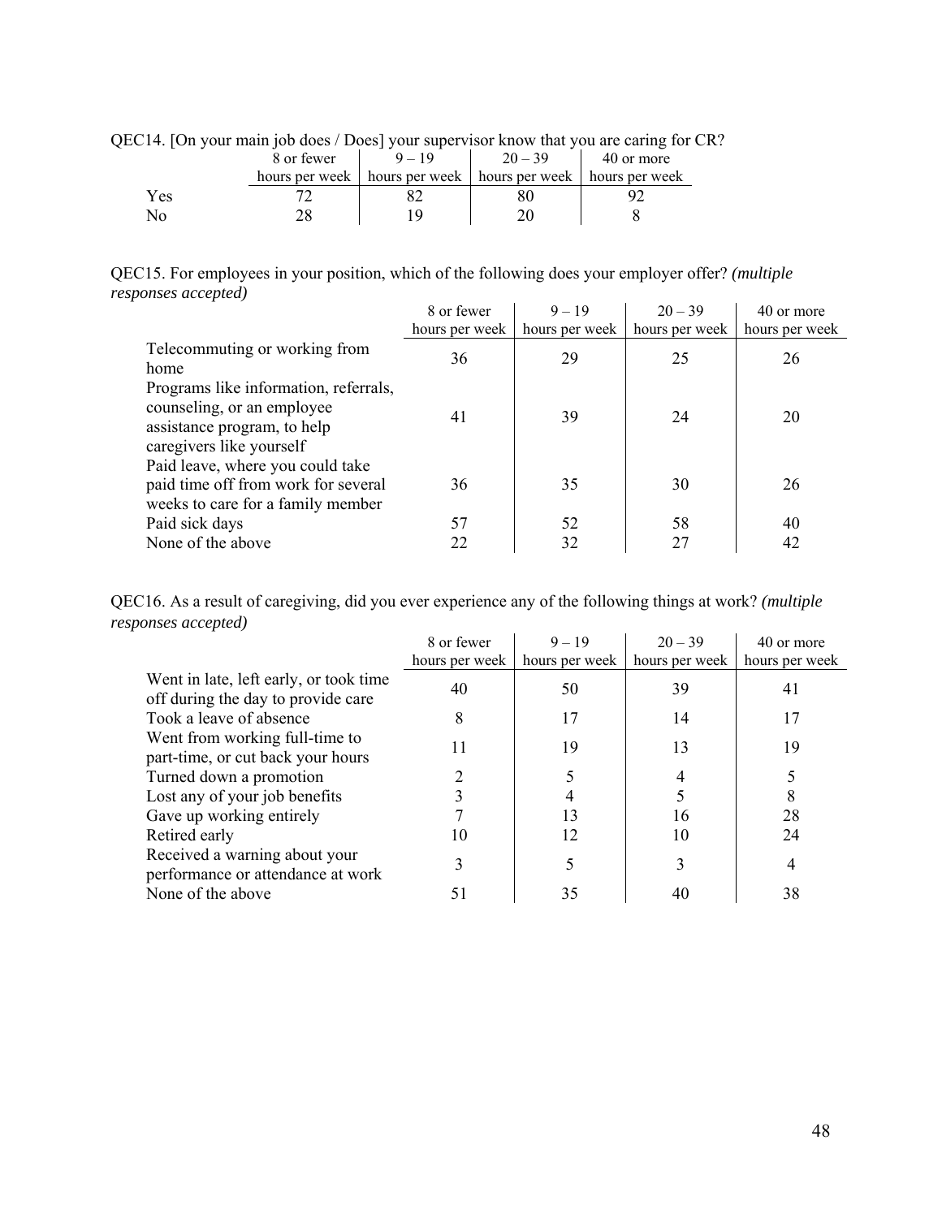QEC14. [On your main job does / Does] your supervisor know that you are caring for CR?

| | 8 or fewer hours per week | 9 – 19 hours per week | 20 – 39 hours per week | 40 or more hours per week |
|---|---|---|---|---|
| Yes | 72 | 82 | 80 | 92 |
| No | 28 | 19 | 20 | 8 |

QEC15. For employees in your position, which of the following does your employer offer? *(multiple responses accepted)*

| | 8 or fewer hours per week | 9 – 19 hours per week | 20 – 39 hours per week | 40 or more hours per week |
|---|---|---|---|---|
| Telecommuting or working from home | 36 | 29 | 25 | 26 |
| Programs like information, referrals, counseling, or an employee assistance program, to help caregivers like yourself | 41 | 39 | 24 | 20 |
| Paid leave, where you could take paid time off from work for several weeks to care for a family member | 36 | 35 | 30 | 26 |
| Paid sick days | 57 | 52 | 58 | 40 |
| None of the above | 22 | 32 | 27 | 42 |

QEC16. As a result of caregiving, did you ever experience any of the following things at work? *(multiple responses accepted)*

| | 8 or fewer hours per week | 9 – 19 hours per week | 20 – 39 hours per week | 40 or more hours per week |
|---|---|---|---|---|
| Went in late, left early, or took time off during the day to provide care | 40 | 50 | 39 | 41 |
| Took a leave of absence | 8 | 17 | 14 | 17 |
| Went from working full-time to part-time, or cut back your hours | 11 | 19 | 13 | 19 |
| Turned down a promotion | 2 | 5 | 4 | 5 |
| Lost any of your job benefits | 3 | 4 | 5 | 8 |
| Gave up working entirely | 7 | 13 | 16 | 28 |
| Retired early | 10 | 12 | 10 | 24 |
| Received a warning about your performance or attendance at work | 3 | 5 | 3 | 4 |
| None of the above | 51 | 35 | 40 | 38 |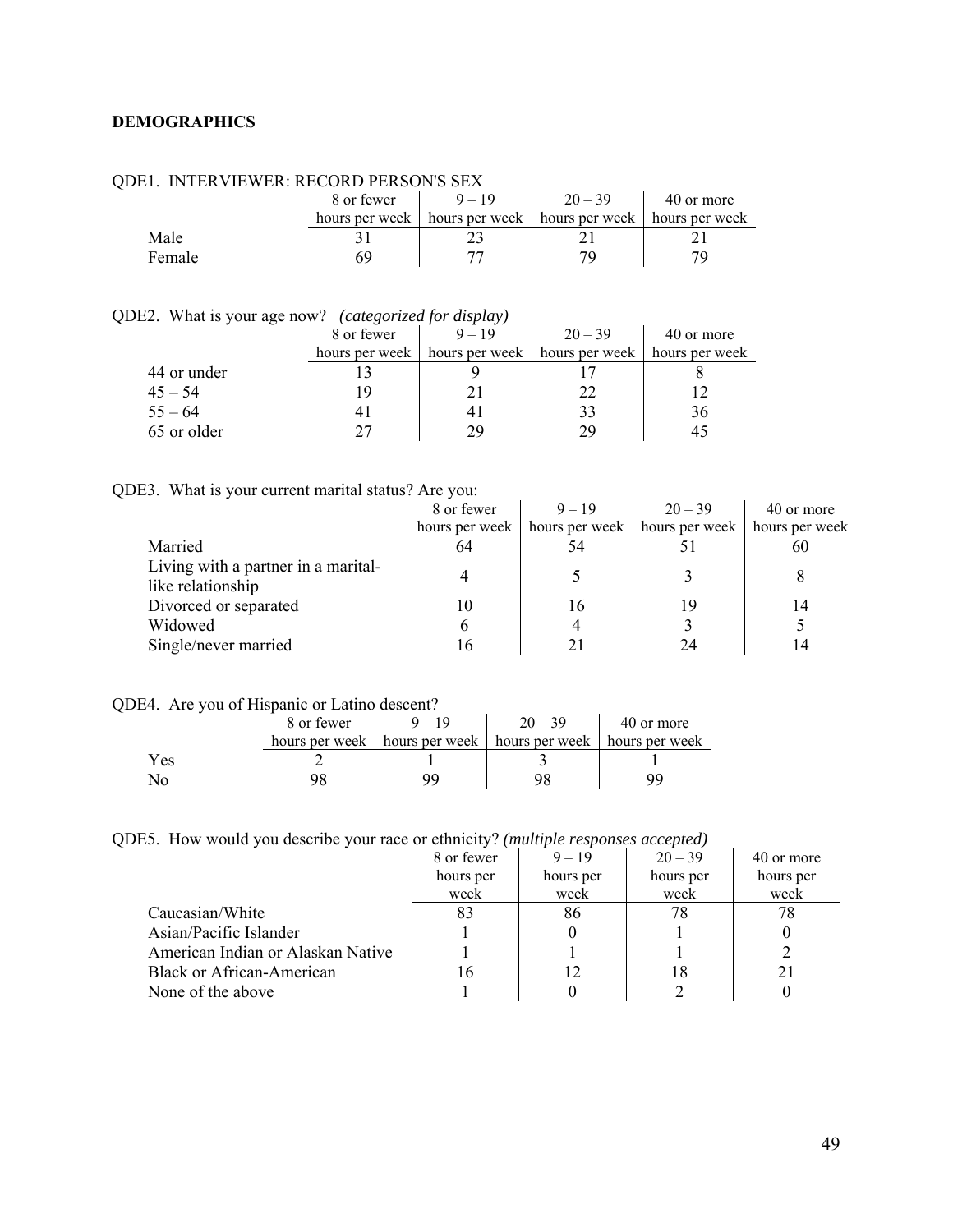**DEMOGRAPHICS**

QDE1. INTERVIEWER: RECORD PERSON'S SEX

| | 8 or fewer hours per week | 9 – 19 hours per week | 20 – 39 hours per week | 40 or more hours per week |
|---|---|---|---|---|
| Male | 31 | 23 | 21 | 21 |
| Female | 69 | 77 | 79 | 79 |

QDE2. What is your age now? *(categorized for display)*

| | 8 or fewer hours per week | 9 – 19 hours per week | 20 – 39 hours per week | 40 or more hours per week |
|---|---|---|---|---|
| 44 or under | 13 | 9 | 17 | 8 |
| 45 – 54 | 19 | 21 | 22 | 12 |
| 55 – 64 | 41 | 41 | 33 | 36 |
| 65 or older | 27 | 29 | 29 | 45 |

QDE3. What is your current marital status? Are you:

| | 8 or fewer hours per week | 9 – 19 hours per week | 20 – 39 hours per week | 40 or more hours per week |
|---|---|---|---|---|
| Married | 64 | 54 | 51 | 60 |
| Living with a partner in a marital-like relationship | 4 | 5 | 3 | 8 |
| Divorced or separated | 10 | 16 | 19 | 14 |
| Widowed | 6 | 4 | 3 | 5 |
| Single/never married | 16 | 21 | 24 | 14 |

QDE4. Are you of Hispanic or Latino descent?

| | 8 or fewer hours per week | 9 – 19 hours per week | 20 – 39 hours per week | 40 or more hours per week |
|---|---|---|---|---|
| Yes | 2 | 1 | 3 | 1 |
| No | 98 | 99 | 98 | 99 |

QDE5. How would you describe your race or ethnicity? *(multiple responses accepted)*

| | 8 or fewer hours per week | 9 – 19 hours per week | 20 – 39 hours per week | 40 or more hours per week |
|---|---|---|---|---|
| Caucasian/White | 83 | 86 | 78 | 78 |
| Asian/Pacific Islander | 1 | 0 | 1 | 0 |
| American Indian or Alaskan Native | 1 | 1 | 1 | 2 |
| Black or African-American | 16 | 12 | 18 | 21 |
| None of the above | 1 | 0 | 2 | 0 |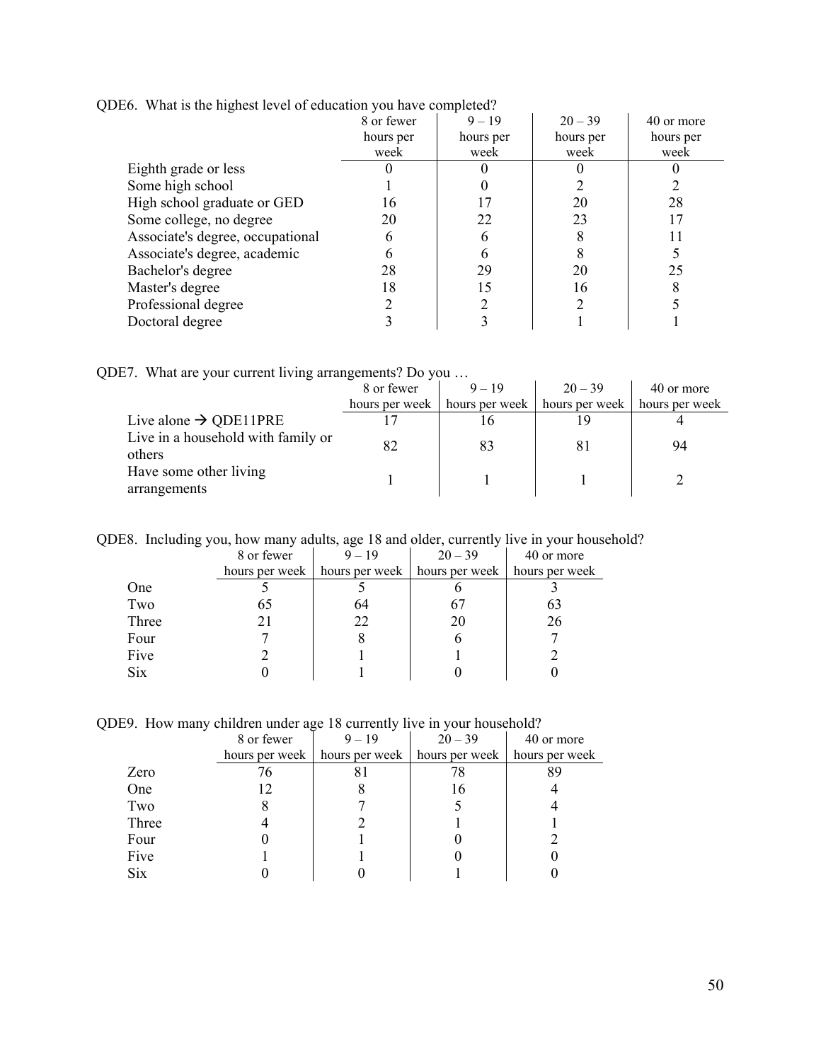QDE6. What is the highest level of education you have completed?

| | 8 or fewer hours per week | 9 – 19 hours per week | 20 – 39 hours per week | 40 or more hours per week |
|---|---|---|---|---|
| Eighth grade or less | 0 | 0 | 0 | 0 |
| Some high school | 1 | 0 | 2 | 2 |
| High school graduate or GED | 16 | 17 | 20 | 28 |
| Some college, no degree | 20 | 22 | 23 | 17 |
| Associate's degree, occupational | 6 | 6 | 8 | 11 |
| Associate's degree, academic | 6 | 6 | 8 | 5 |
| Bachelor's degree | 28 | 29 | 20 | 25 |
| Master's degree | 18 | 15 | 16 | 8 |
| Professional degree | 2 | 2 | 2 | 5 |
| Doctoral degree | 3 | 3 | 1 | 1 |

QDE7. What are your current living arrangements? Do you …

| | 8 or fewer hours per week | 9 – 19 hours per week | 20 – 39 hours per week | 40 or more hours per week |
|---|---|---|---|---|
| Live alone → QDE11PRE | 17 | 16 | 19 | 4 |
| Live in a household with family or others | 82 | 83 | 81 | 94 |
| Have some other living arrangements | 1 | 1 | 1 | 2 |

QDE8. Including you, how many adults, age 18 and older, currently live in your household?

| | 8 or fewer hours per week | 9 – 19 hours per week | 20 – 39 hours per week | 40 or more hours per week |
|---|---|---|---|---|
| One | 5 | 5 | 6 | 3 |
| Two | 65 | 64 | 67 | 63 |
| Three | 21 | 22 | 20 | 26 |
| Four | 7 | 8 | 6 | 7 |
| Five | 2 | 1 | 1 | 2 |
| Six | 0 | 1 | 0 | 0 |

QDE9. How many children under age 18 currently live in your household?

| | 8 or fewer hours per week | 9 – 19 hours per week | 20 – 39 hours per week | 40 or more hours per week |
|---|---|---|---|---|
| Zero | 76 | 81 | 78 | 89 |
| One | 12 | 8 | 16 | 4 |
| Two | 8 | 7 | 5 | 4 |
| Three | 4 | 2 | 1 | 1 |
| Four | 0 | 1 | 0 | 2 |
| Five | 1 | 1 | 0 | 0 |
| Six | 0 | 0 | 1 | 0 |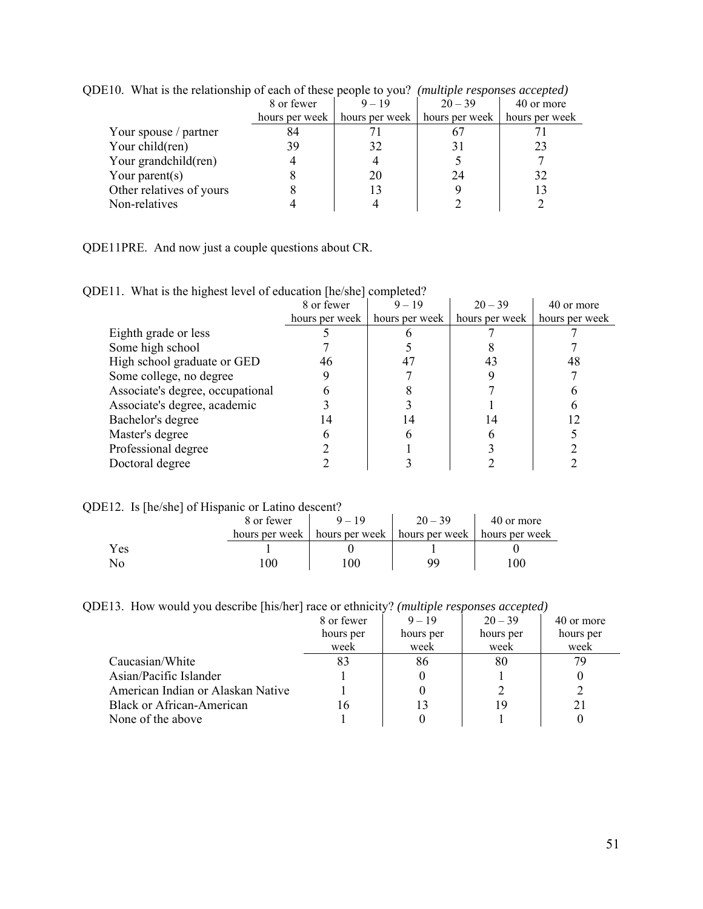QDE10. What is the relationship of each of these people to you? *(multiple responses accepted)*

| | 8 or fewer hours per week | 9 – 19 hours per week | 20 – 39 hours per week | 40 or more hours per week |
|---|---|---|---|---|
| Your spouse / partner | 84 | 71 | 67 | 71 |
| Your child(ren) | 39 | 32 | 31 | 23 |
| Your grandchild(ren) | 4 | 4 | 5 | 7 |
| Your parent(s) | 8 | 20 | 24 | 32 |
| Other relatives of yours | 8 | 13 | 9 | 13 |
| Non-relatives | 4 | 4 | 2 | 2 |

QDE11PRE. And now just a couple questions about CR.

QDE11. What is the highest level of education [he/she] completed?

| | 8 or fewer hours per week | 9 – 19 hours per week | 20 – 39 hours per week | 40 or more hours per week |
|---|---|---|---|---|
| Eighth grade or less | 5 | 6 | 7 | 7 |
| Some high school | 7 | 5 | 8 | 7 |
| High school graduate or GED | 46 | 47 | 43 | 48 |
| Some college, no degree | 9 | 7 | 9 | 7 |
| Associate's degree, occupational | 6 | 8 | 7 | 6 |
| Associate's degree, academic | 3 | 3 | 1 | 6 |
| Bachelor's degree | 14 | 14 | 14 | 12 |
| Master's degree | 6 | 6 | 6 | 5 |
| Professional degree | 2 | 1 | 3 | 2 |
| Doctoral degree | 2 | 3 | 2 | 2 |

QDE12. Is [he/she] of Hispanic or Latino descent?

| | 8 or fewer hours per week | 9 – 19 hours per week | 20 – 39 hours per week | 40 or more hours per week |
|---|---|---|---|---|
| Yes | 1 | 0 | 1 | 0 |
| No | 100 | 100 | 99 | 100 |

QDE13. How would you describe [his/her] race or ethnicity? *(multiple responses accepted)*

| | 8 or fewer hours per week | 9 – 19 hours per week | 20 – 39 hours per week | 40 or more hours per week |
|---|---|---|---|---|
| Caucasian/White | 83 | 86 | 80 | 79 |
| Asian/Pacific Islander | 1 | 0 | 1 | 0 |
| American Indian or Alaskan Native | 1 | 0 | 2 | 2 |
| Black or African-American | 16 | 13 | 19 | 21 |
| None of the above | 1 | 0 | 1 | 0 |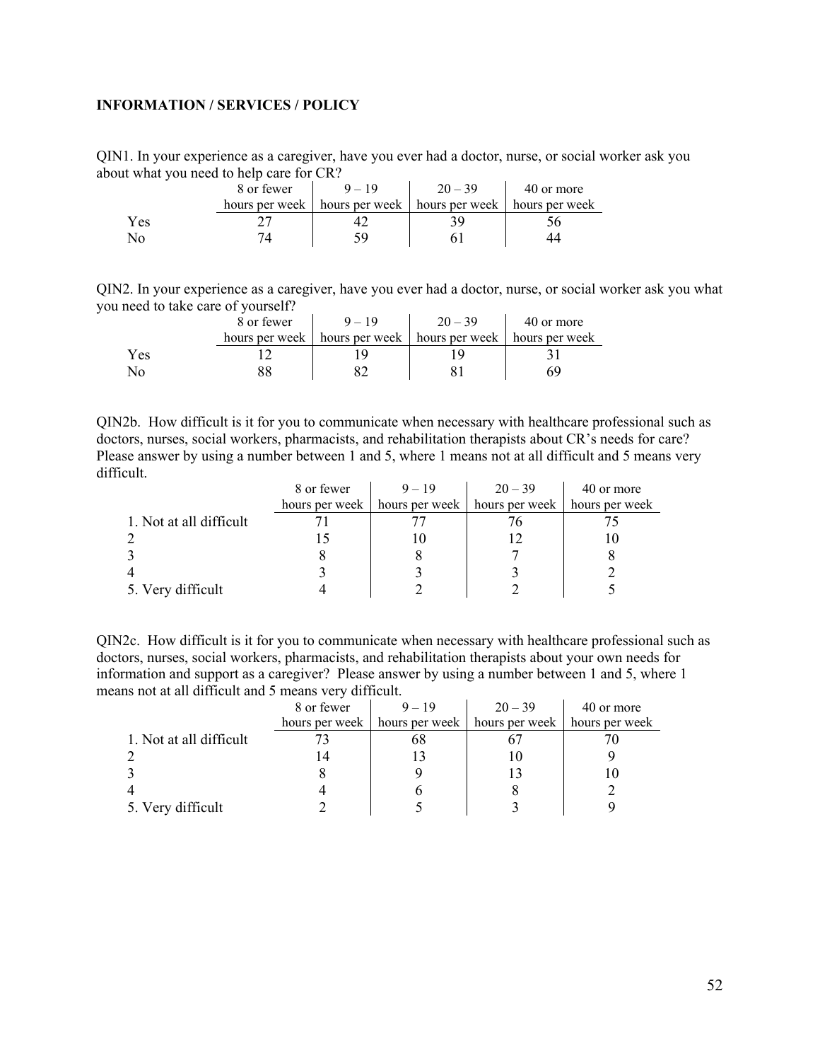**INFORMATION / SERVICES / POLICY**

QIN1. In your experience as a caregiver, have you ever had a doctor, nurse, or social worker ask you about what you need to help care for CR?

| | 8 or fewer hours per week | 9 – 19 hours per week | 20 – 39 hours per week | 40 or more hours per week |
|---|---|---|---|---|
| Yes | 27 | 42 | 39 | 56 |
| No | 74 | 59 | 61 | 44 |

QIN2. In your experience as a caregiver, have you ever had a doctor, nurse, or social worker ask you what you need to take care of yourself?

| | 8 or fewer hours per week | 9 – 19 hours per week | 20 – 39 hours per week | 40 or more hours per week |
|---|---|---|---|---|
| Yes | 12 | 19 | 19 | 31 |
| No | 88 | 82 | 81 | 69 |

QIN2b. How difficult is it for you to communicate when necessary with healthcare professional such as doctors, nurses, social workers, pharmacists, and rehabilitation therapists about CR's needs for care? Please answer by using a number between 1 and 5, where 1 means not at all difficult and 5 means very difficult.

| | 8 or fewer hours per week | 9 – 19 hours per week | 20 – 39 hours per week | 40 or more hours per week |
|---|---|---|---|---|
| 1. Not at all difficult | 71 | 77 | 76 | 75 |
| 2 | 15 | 10 | 12 | 10 |
| 3 | 8 | 8 | 7 | 8 |
| 4 | 3 | 3 | 3 | 2 |
| 5. Very difficult | 4 | 2 | 2 | 5 |

QIN2c. How difficult is it for you to communicate when necessary with healthcare professional such as doctors, nurses, social workers, pharmacists, and rehabilitation therapists about your own needs for information and support as a caregiver? Please answer by using a number between 1 and 5, where 1 means not at all difficult and 5 means very difficult.

| | 8 or fewer hours per week | 9 – 19 hours per week | 20 – 39 hours per week | 40 or more hours per week |
|---|---|---|---|---|
| 1. Not at all difficult | 73 | 68 | 67 | 70 |
| 2 | 14 | 13 | 10 | 9 |
| 3 | 8 | 9 | 13 | 10 |
| 4 | 4 | 6 | 8 | 2 |
| 5. Very difficult | 2 | 5 | 3 | 9 |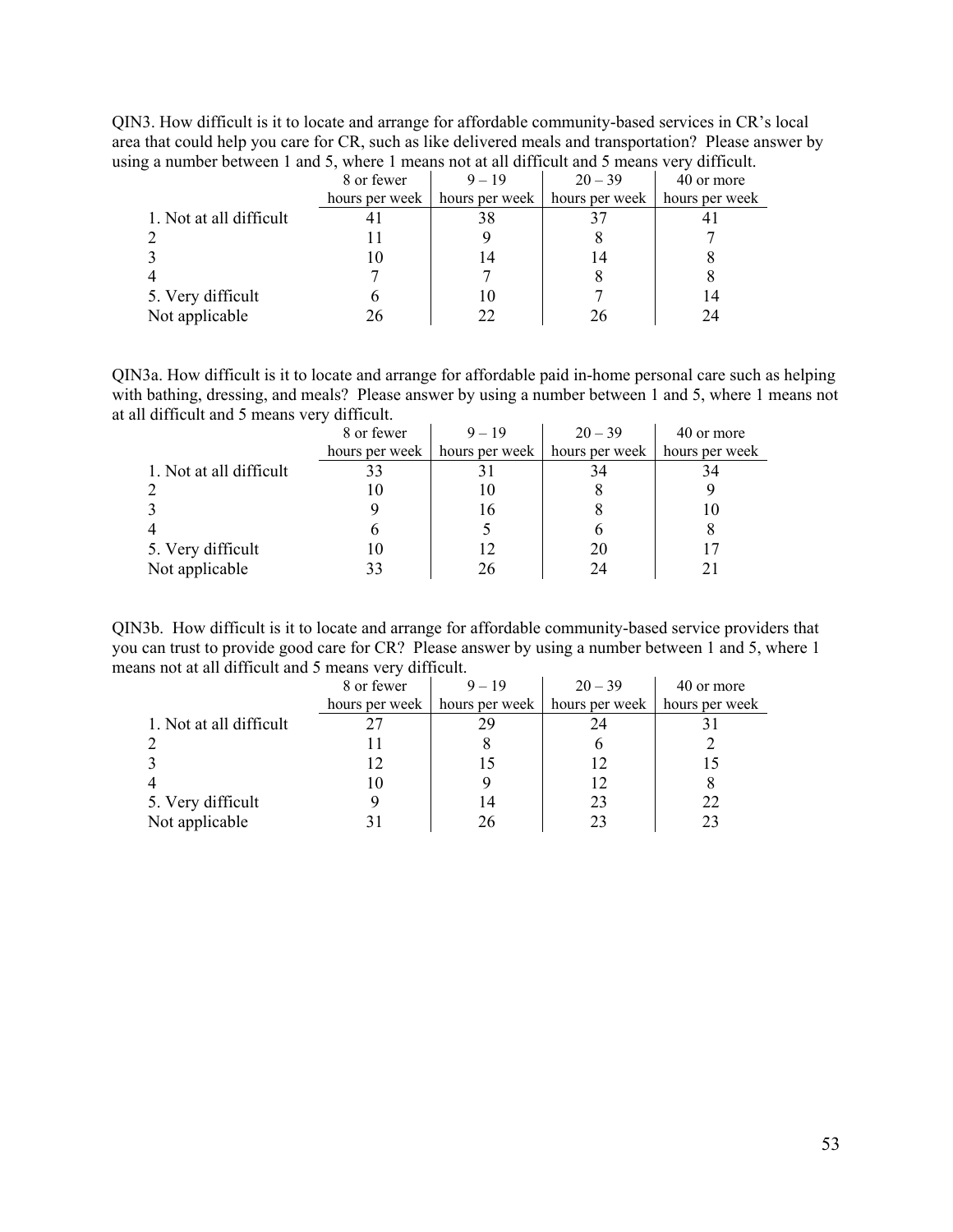QIN3. How difficult is it to locate and arrange for affordable community-based services in CR's local area that could help you care for CR, such as like delivered meals and transportation? Please answer by using a number between 1 and 5, where 1 means not at all difficult and 5 means very difficult.

| | 8 or fewer hours per week | 9 – 19 hours per week | 20 – 39 hours per week | 40 or more hours per week |
|---|---|---|---|---|
| 1. Not at all difficult | 41 | 38 | 37 | 41 |
| 2 | 11 | 9 | 8 | 7 |
| 3 | 10 | 14 | 14 | 8 |
| 4 | 7 | 7 | 8 | 8 |
| 5. Very difficult | 6 | 10 | 7 | 14 |
| Not applicable | 26 | 22 | 26 | 24 |

QIN3a. How difficult is it to locate and arrange for affordable paid in-home personal care such as helping with bathing, dressing, and meals? Please answer by using a number between 1 and 5, where 1 means not at all difficult and 5 means very difficult.

| | 8 or fewer hours per week | 9 – 19 hours per week | 20 – 39 hours per week | 40 or more hours per week |
|---|---|---|---|---|
| 1. Not at all difficult | 33 | 31 | 34 | 34 |
| 2 | 10 | 10 | 8 | 9 |
| 3 | 9 | 16 | 8 | 10 |
| 4 | 6 | 5 | 6 | 8 |
| 5. Very difficult | 10 | 12 | 20 | 17 |
| Not applicable | 33 | 26 | 24 | 21 |

QIN3b. How difficult is it to locate and arrange for affordable community-based service providers that you can trust to provide good care for CR? Please answer by using a number between 1 and 5, where 1 means not at all difficult and 5 means very difficult.

| | 8 or fewer hours per week | 9 – 19 hours per week | 20 – 39 hours per week | 40 or more hours per week |
|---|---|---|---|---|
| 1. Not at all difficult | 27 | 29 | 24 | 31 |
| 2 | 11 | 8 | 6 | 2 |
| 3 | 12 | 15 | 12 | 15 |
| 4 | 10 | 9 | 12 | 8 |
| 5. Very difficult | 9 | 14 | 23 | 22 |
| Not applicable | 31 | 26 | 23 | 23 |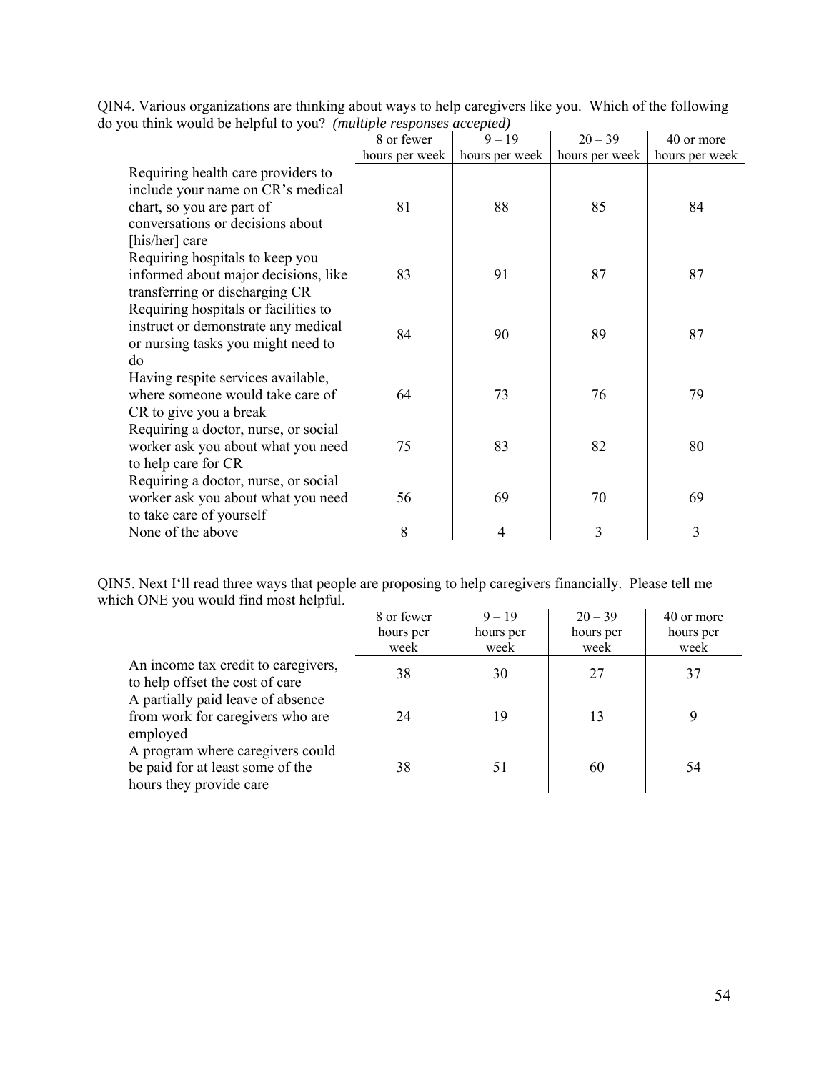QIN4. Various organizations are thinking about ways to help caregivers like you. Which of the following do you think would be helpful to you? *(multiple responses accepted)*

| | 8 or fewer hours per week | 9 – 19 hours per week | 20 – 39 hours per week | 40 or more hours per week |
|---|---|---|---|---|
| Requiring health care providers to include your name on CR's medical chart, so you are part of conversations or decisions about [his/her] care | 81 | 88 | 85 | 84 |
| Requiring hospitals to keep you informed about major decisions, like transferring or discharging CR | 83 | 91 | 87 | 87 |
| Requiring hospitals or facilities to instruct or demonstrate any medical or nursing tasks you might need to do | 84 | 90 | 89 | 87 |
| Having respite services available, where someone would take care of CR to give you a break | 64 | 73 | 76 | 79 |
| Requiring a doctor, nurse, or social worker ask you about what you need to help care for CR | 75 | 83 | 82 | 80 |
| Requiring a doctor, nurse, or social worker ask you about what you need to take care of yourself | 56 | 69 | 70 | 69 |
| None of the above | 8 | 4 | 3 | 3 |

QIN5. Next I'll read three ways that people are proposing to help caregivers financially. Please tell me which ONE you would find most helpful.

| | 8 or fewer hours per week | 9 – 19 hours per week | 20 – 39 hours per week | 40 or more hours per week |
|---|---|---|---|---|
| An income tax credit to caregivers, to help offset the cost of care | 38 | 30 | 27 | 37 |
| A partially paid leave of absence from work for caregivers who are employed | 24 | 19 | 13 | 9 |
| A program where caregivers could be paid for at least some of the hours they provide care | 38 | 51 | 60 | 54 |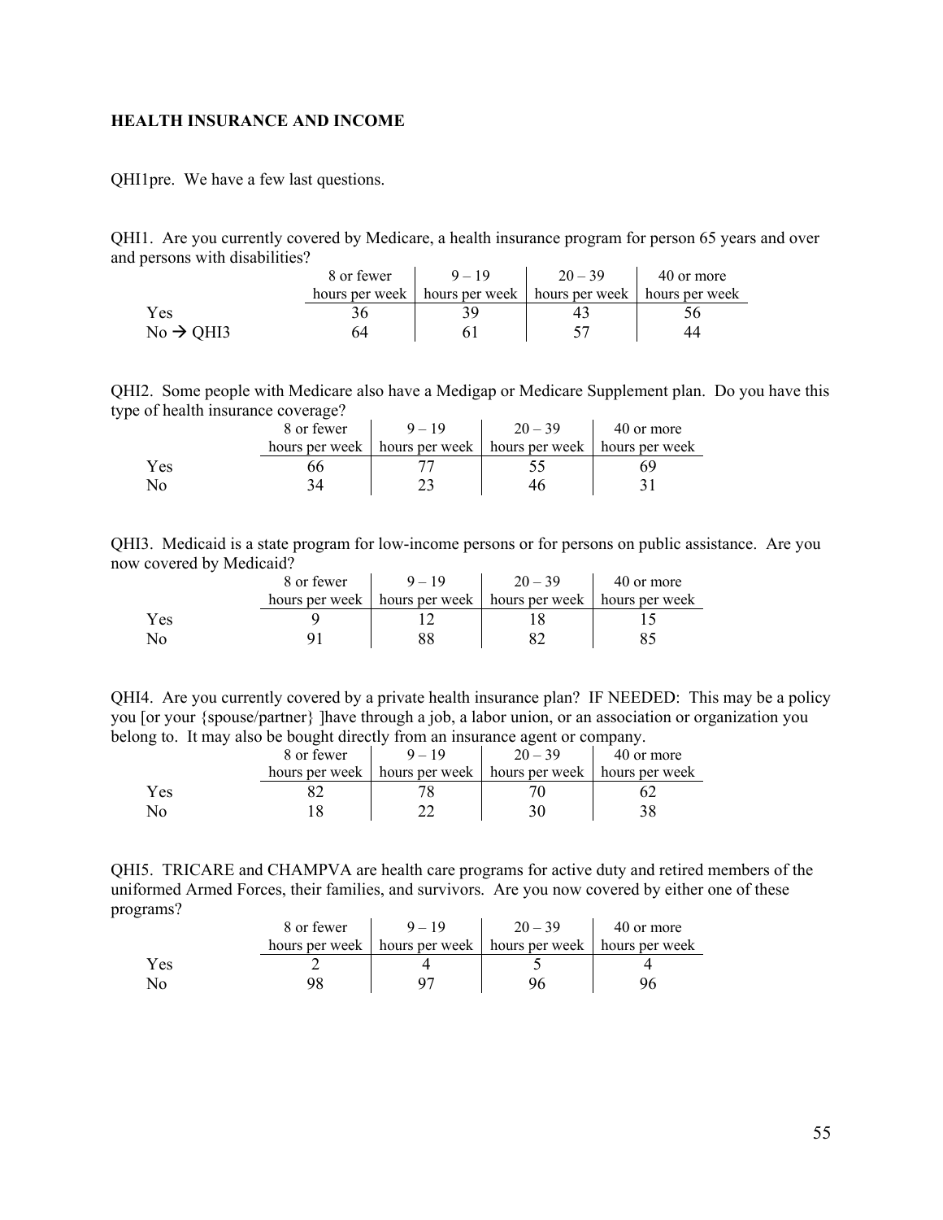**HEALTH INSURANCE AND INCOME**

QHI1pre. We have a few last questions.

QHI1. Are you currently covered by Medicare, a health insurance program for person 65 years and over and persons with disabilities?

| | 8 or fewer hours per week | 9 – 19 hours per week | 20 – 39 hours per week | 40 or more hours per week |
|---|---|---|---|---|
| Yes | 36 | 39 | 43 | 56 |
| No → QHI3 | 64 | 61 | 57 | 44 |

QHI2. Some people with Medicare also have a Medigap or Medicare Supplement plan. Do you have this type of health insurance coverage?

| | 8 or fewer hours per week | 9 – 19 hours per week | 20 – 39 hours per week | 40 or more hours per week |
|---|---|---|---|---|
| Yes | 66 | 77 | 55 | 69 |
| No | 34 | 23 | 46 | 31 |

QHI3. Medicaid is a state program for low-income persons or for persons on public assistance. Are you now covered by Medicaid?

| | 8 or fewer hours per week | 9 – 19 hours per week | 20 – 39 hours per week | 40 or more hours per week |
|---|---|---|---|---|
| Yes | 9 | 12 | 18 | 15 |
| No | 91 | 88 | 82 | 85 |

QHI4. Are you currently covered by a private health insurance plan? IF NEEDED: This may be a policy you [or your {spouse/partner} ]have through a job, a labor union, or an association or organization you belong to. It may also be bought directly from an insurance agent or company.

| | 8 or fewer hours per week | 9 – 19 hours per week | 20 – 39 hours per week | 40 or more hours per week |
|---|---|---|---|---|
| Yes | 82 | 78 | 70 | 62 |
| No | 18 | 22 | 30 | 38 |

QHI5. TRICARE and CHAMPVA are health care programs for active duty and retired members of the uniformed Armed Forces, their families, and survivors. Are you now covered by either one of these programs?

| | 8 or fewer hours per week | 9 – 19 hours per week | 20 – 39 hours per week | 40 or more hours per week |
|---|---|---|---|---|
| Yes | 2 | 4 | 5 | 4 |
| No | 98 | 97 | 96 | 96 |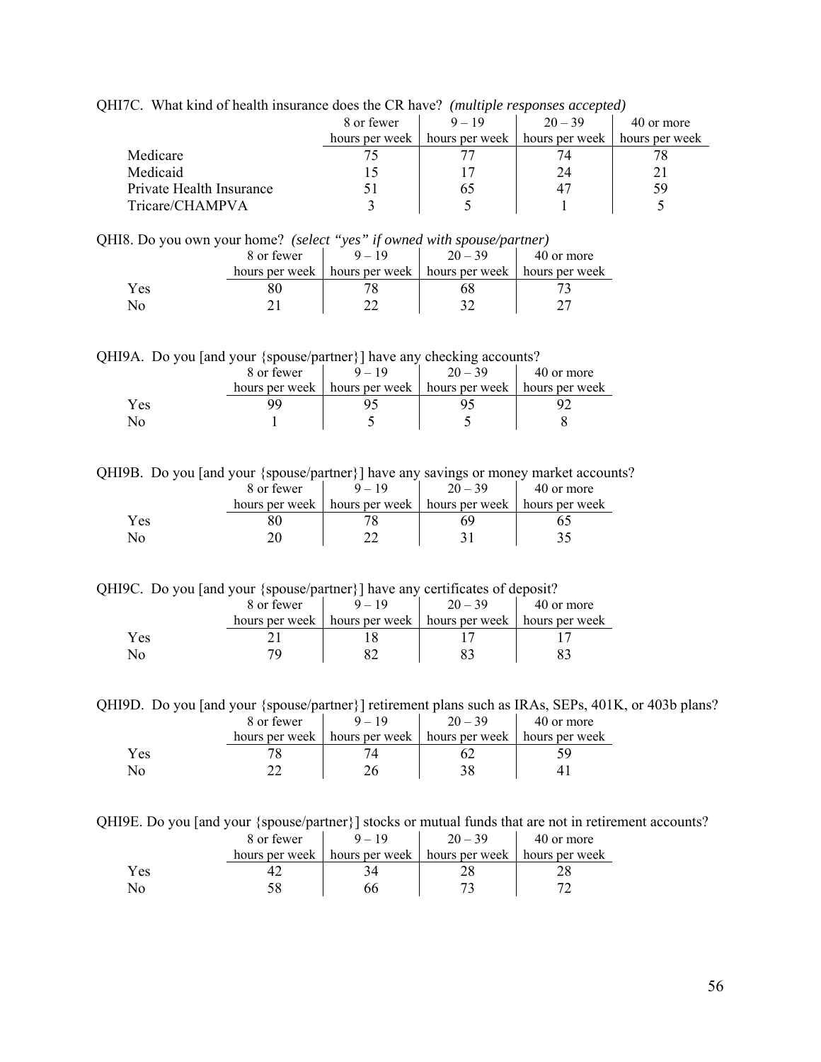QHI7C. What kind of health insurance does the CR have? *(multiple responses accepted)*

| | 8 or fewer hours per week | 9 – 19 hours per week | 20 – 39 hours per week | 40 or more hours per week |
|---|---|---|---|---|
| Medicare | 75 | 77 | 74 | 78 |
| Medicaid | 15 | 17 | 24 | 21 |
| Private Health Insurance | 51 | 65 | 47 | 59 |
| Tricare/CHAMPVA | 3 | 5 | 1 | 5 |

QHI8. Do you own your home? *(select "yes" if owned with spouse/partner)*

| | 8 or fewer hours per week | 9 – 19 hours per week | 20 – 39 hours per week | 40 or more hours per week |
|---|---|---|---|---|
| Yes | 80 | 78 | 68 | 73 |
| No | 21 | 22 | 32 | 27 |

QHI9A. Do you [and your {spouse/partner}] have any checking accounts?

| | 8 or fewer hours per week | 9 – 19 hours per week | 20 – 39 hours per week | 40 or more hours per week |
|---|---|---|---|---|
| Yes | 99 | 95 | 95 | 92 |
| No | 1 | 5 | 5 | 8 |

QHI9B. Do you [and your {spouse/partner}] have any savings or money market accounts?

| | 8 or fewer hours per week | 9 – 19 hours per week | 20 – 39 hours per week | 40 or more hours per week |
|---|---|---|---|---|
| Yes | 80 | 78 | 69 | 65 |
| No | 20 | 22 | 31 | 35 |

QHI9C. Do you [and your {spouse/partner}] have any certificates of deposit?

| | 8 or fewer hours per week | 9 – 19 hours per week | 20 – 39 hours per week | 40 or more hours per week |
|---|---|---|---|---|
| Yes | 21 | 18 | 17 | 17 |
| No | 79 | 82 | 83 | 83 |

QHI9D. Do you [and your {spouse/partner}] retirement plans such as IRAs, SEPs, 401K, or 403b plans?

| | 8 or fewer hours per week | 9 – 19 hours per week | 20 – 39 hours per week | 40 or more hours per week |
|---|---|---|---|---|
| Yes | 78 | 74 | 62 | 59 |
| No | 22 | 26 | 38 | 41 |

QHI9E. Do you [and your {spouse/partner}] stocks or mutual funds that are not in retirement accounts?

| | 8 or fewer hours per week | 9 – 19 hours per week | 20 – 39 hours per week | 40 or more hours per week |
|---|---|---|---|---|
| Yes | 42 | 34 | 28 | 28 |
| No | 58 | 66 | 73 | 72 |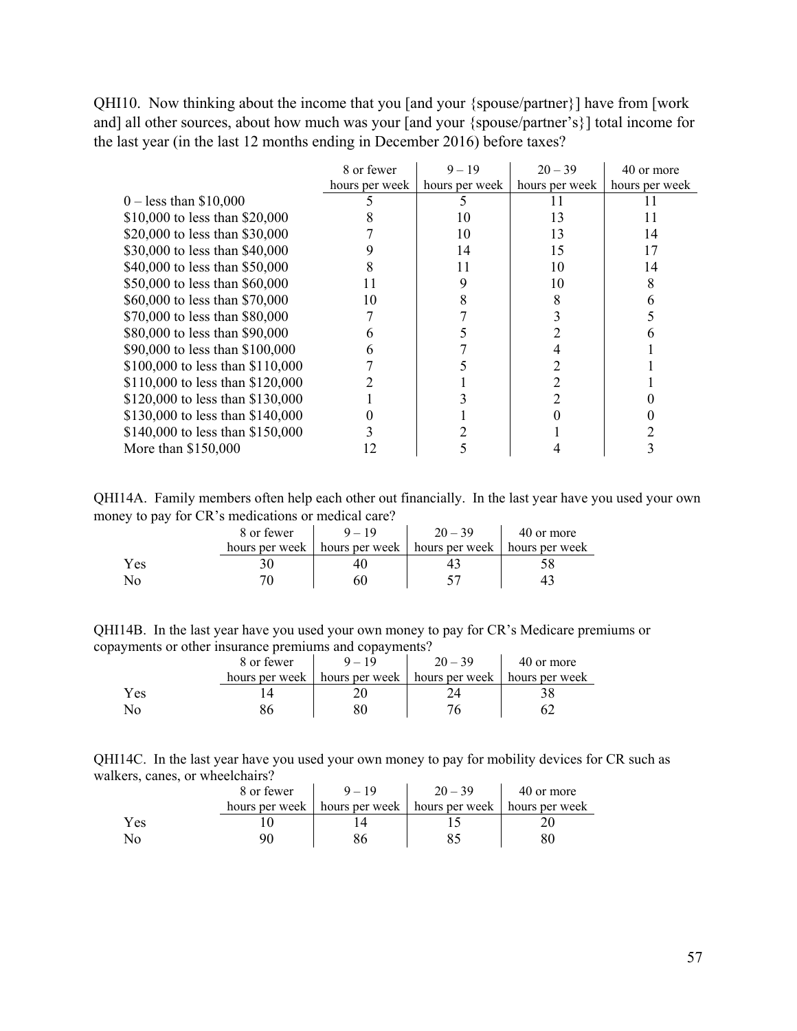QHI10. Now thinking about the income that you [and your {spouse/partner}] have from [work and] all other sources, about how much was your [and your {spouse/partner's}] total income for the last year (in the last 12 months ending in December 2016) before taxes?

| | 8 or fewer hours per week | 9 – 19 hours per week | 20 – 39 hours per week | 40 or more hours per week |
|---|---|---|---|---|
| 0 – less than $10,000 | 5 | 5 | 11 | 11 |
| $10,000 to less than $20,000 | 8 | 10 | 13 | 11 |
| $20,000 to less than $30,000 | 7 | 10 | 13 | 14 |
| $30,000 to less than $40,000 | 9 | 14 | 15 | 17 |
| $40,000 to less than $50,000 | 8 | 11 | 10 | 14 |
| $50,000 to less than $60,000 | 11 | 9 | 10 | 8 |
| $60,000 to less than $70,000 | 10 | 8 | 8 | 6 |
| $70,000 to less than $80,000 | 7 | 7 | 3 | 5 |
| $80,000 to less than $90,000 | 6 | 5 | 2 | 6 |
| $90,000 to less than $100,000 | 6 | 7 | 4 | 1 |
| $100,000 to less than $110,000 | 7 | 5 | 2 | 1 |
| $110,000 to less than $120,000 | 2 | 1 | 2 | 1 |
| $120,000 to less than $130,000 | 1 | 3 | 2 | 0 |
| $130,000 to less than $140,000 | 0 | 1 | 0 | 0 |
| $140,000 to less than $150,000 | 3 | 2 | 1 | 2 |
| More than $150,000 | 12 | 5 | 4 | 3 |

QHI14A. Family members often help each other out financially. In the last year have you used your own money to pay for CR's medications or medical care?

| | 8 or fewer hours per week | 9 – 19 hours per week | 20 – 39 hours per week | 40 or more hours per week |
|---|---|---|---|---|
| Yes | 30 | 40 | 43 | 58 |
| No | 70 | 60 | 57 | 43 |

QHI14B. In the last year have you used your own money to pay for CR's Medicare premiums or copayments or other insurance premiums and copayments?

| | 8 or fewer hours per week | 9 – 19 hours per week | 20 – 39 hours per week | 40 or more hours per week |
|---|---|---|---|---|
| Yes | 14 | 20 | 24 | 38 |
| No | 86 | 80 | 76 | 62 |

QHI14C. In the last year have you used your own money to pay for mobility devices for CR such as walkers, canes, or wheelchairs?

| | 8 or fewer hours per week | 9 – 19 hours per week | 20 – 39 hours per week | 40 or more hours per week |
|---|---|---|---|---|
| Yes | 10 | 14 | 15 | 20 |
| No | 90 | 86 | 85 | 80 |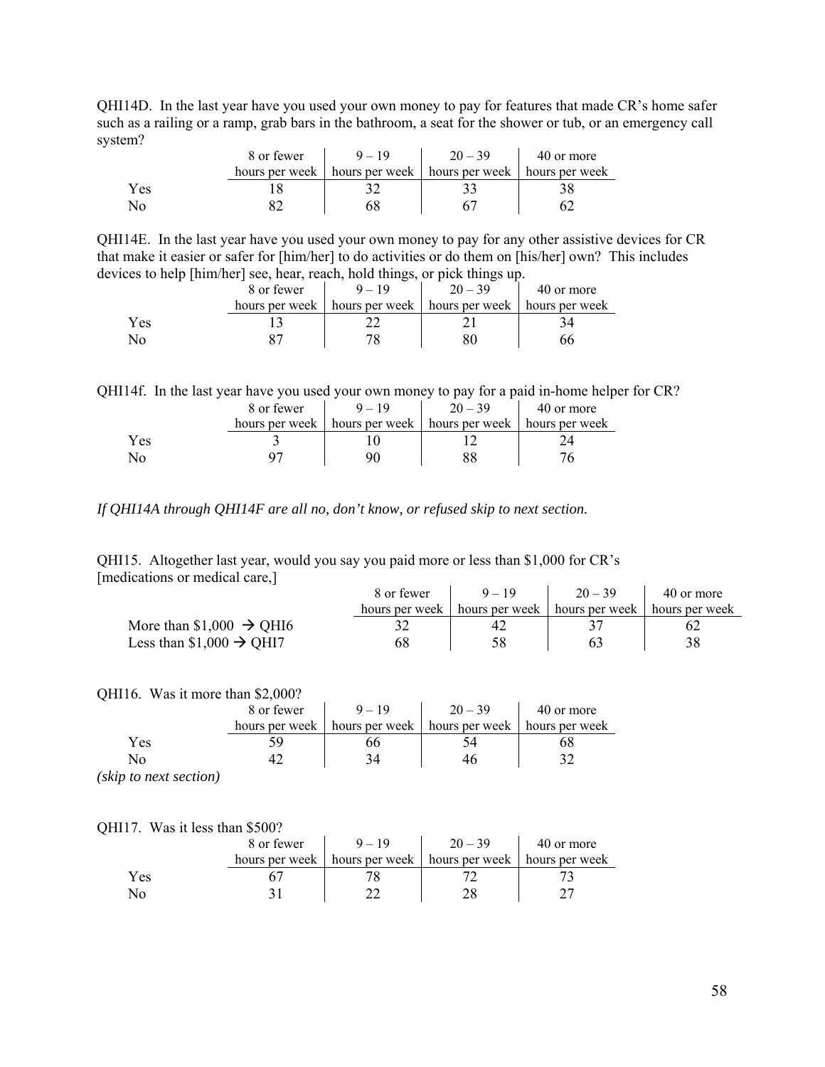QHI14D. In the last year have you used your own money to pay for features that made CR's home safer such as a railing or a ramp, grab bars in the bathroom, a seat for the shower or tub, or an emergency call system?

| | 8 or fewer hours per week | 9 – 19 hours per week | 20 – 39 hours per week | 40 or more hours per week |
|---|---|---|---|---|
| Yes | 18 | 32 | 33 | 38 |
| No | 82 | 68 | 67 | 62 |

QHI14E. In the last year have you used your own money to pay for any other assistive devices for CR that make it easier or safer for [him/her] to do activities or do them on [his/her] own? This includes devices to help [him/her] see, hear, reach, hold things, or pick things up.

| | 8 or fewer hours per week | 9 – 19 hours per week | 20 – 39 hours per week | 40 or more hours per week |
|---|---|---|---|---|
| Yes | 13 | 22 | 21 | 34 |
| No | 87 | 78 | 80 | 66 |

QHI14f. In the last year have you used your own money to pay for a paid in-home helper for CR?

| | 8 or fewer hours per week | 9 – 19 hours per week | 20 – 39 hours per week | 40 or more hours per week |
|---|---|---|---|---|
| Yes | 3 | 10 | 12 | 24 |
| No | 97 | 90 | 88 | 76 |

*If QHI14A through QHI14F are all no, don't know, or refused skip to next section.*

QHI15. Altogether last year, would you say you paid more or less than $1,000 for CR's [medications or medical care,]

| | 8 or fewer hours per week | 9 – 19 hours per week | 20 – 39 hours per week | 40 or more hours per week |
|---|---|---|---|---|
| More than $1,000 → QHI6 | 32 | 42 | 37 | 62 |
| Less than $1,000 → QHI7 | 68 | 58 | 63 | 38 |

QHI16. Was it more than $2,000?

| | 8 or fewer hours per week | 9 – 19 hours per week | 20 – 39 hours per week | 40 or more hours per week |
|---|---|---|---|---|
| Yes | 59 | 66 | 54 | 68 |
| No | 42 | 34 | 46 | 32 |

*(skip to next section)*

QHI17. Was it less than $500?

| | 8 or fewer hours per week | 9 – 19 hours per week | 20 – 39 hours per week | 40 or more hours per week |
|---|---|---|---|---|
| Yes | 67 | 78 | 72 | 73 |
| No | 31 | 22 | 28 | 27 |